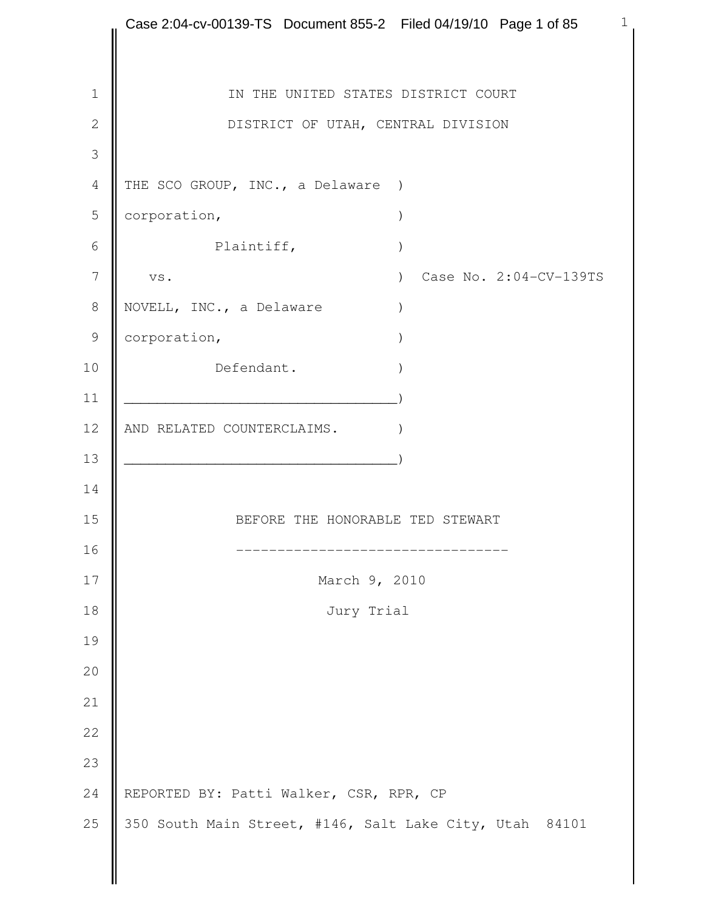IN THE UNITED STATES DISTRICT COURT

DISTRICT OF UTAH, CENTRAL DIVISION

```
THE SCO GROUP, INC., a Delaware  )
corporation,                     )
          Plaintiff,             )
  vs.                            )  Case No. 2:04-CV-139TS
NOVELL, INC., a Delaware         )
corporation,                     )
          Defendant.             )
_________________________________)
AND RELATED COUNTERCLAIMS.       )
_________________________________)
```

BEFORE THE HONORABLE TED STEWART

---

March 9, 2010

Jury Trial

REPORTED BY: Patti Walker, CSR, RPR, CP

350 South Main Street, #146, Salt Lake City, Utah 84101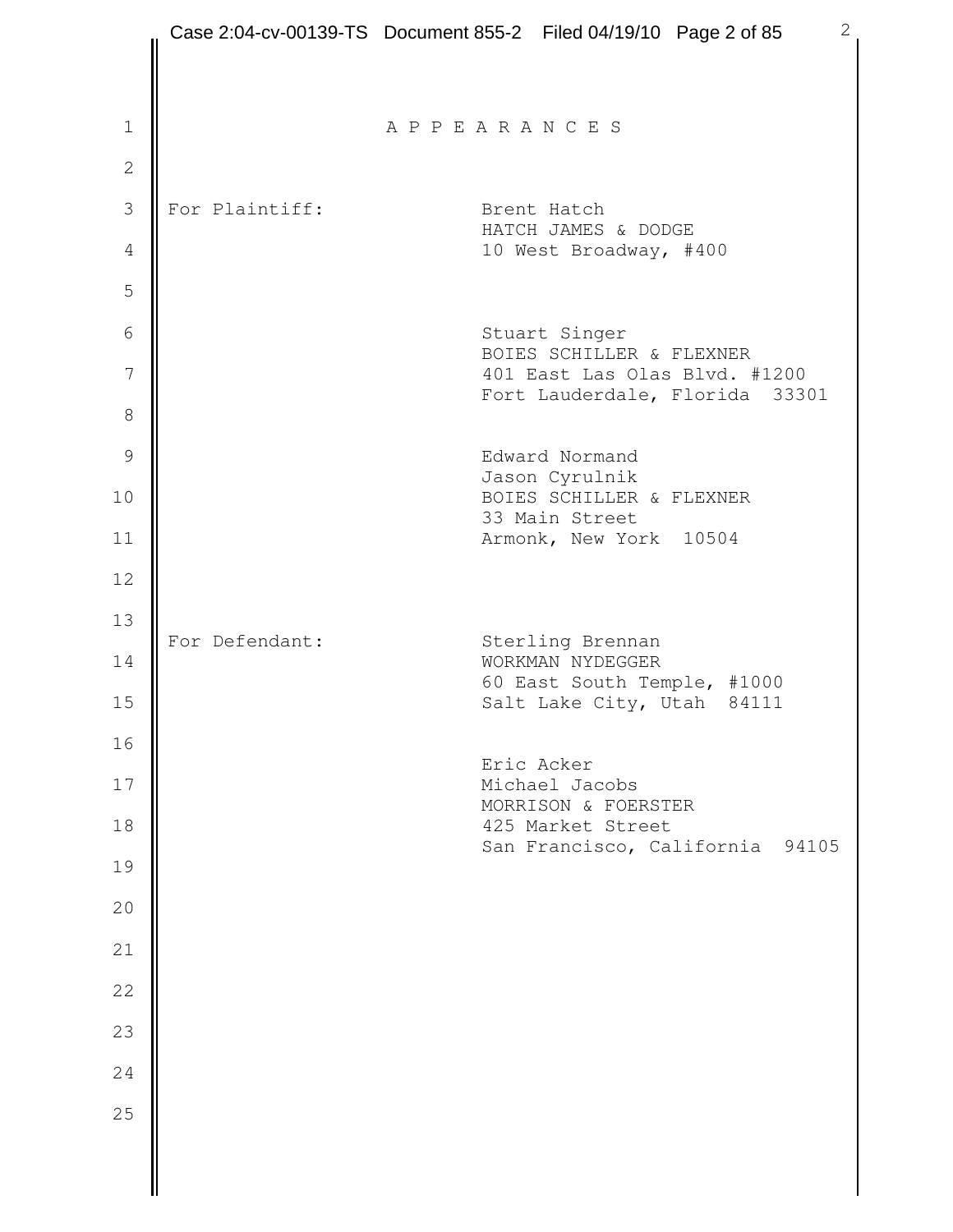# A P P E A R A N C E S

For Plaintiff:

Brent Hatch
HATCH JAMES & DODGE
10 West Broadway, #400

Stuart Singer
BOIES SCHILLER & FLEXNER
401 East Las Olas Blvd. #1200
Fort Lauderdale, Florida 33301

Edward Normand
Jason Cyrulnik
BOIES SCHILLER & FLEXNER
33 Main Street
Armonk, New York 10504

For Defendant:

Sterling Brennan
WORKMAN NYDEGGER
60 East South Temple, #1000
Salt Lake City, Utah 84111

Eric Acker
Michael Jacobs
MORRISON & FOERSTER
425 Market Street
San Francisco, California 94105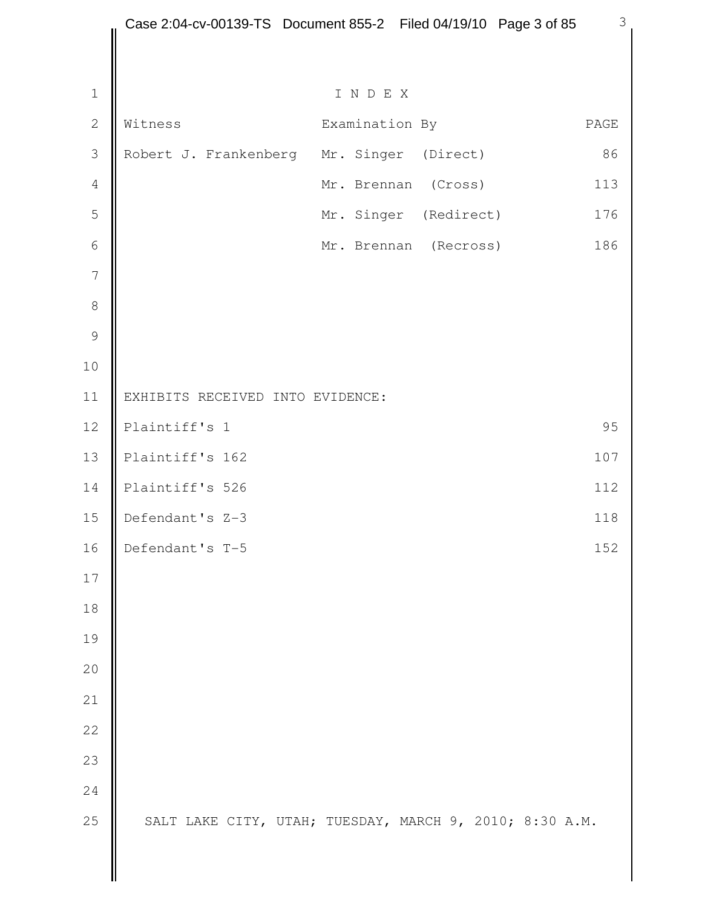# I N D E X

| Witness | Examination By | PAGE |
|---|---|---|
| Robert J. Frankenberg | Mr. Singer (Direct) | 86 |
| | Mr. Brennan (Cross) | 113 |
| | Mr. Singer (Redirect) | 176 |
| | Mr. Brennan (Recross) | 186 |

EXHIBITS RECEIVED INTO EVIDENCE:

| | |
|---|---|
| Plaintiff's 1 | 95 |
| Plaintiff's 162 | 107 |
| Plaintiff's 526 | 112 |
| Defendant's Z-3 | 118 |
| Defendant's T-5 | 152 |

SALT LAKE CITY, UTAH; TUESDAY, MARCH 9, 2010; 8:30 A.M.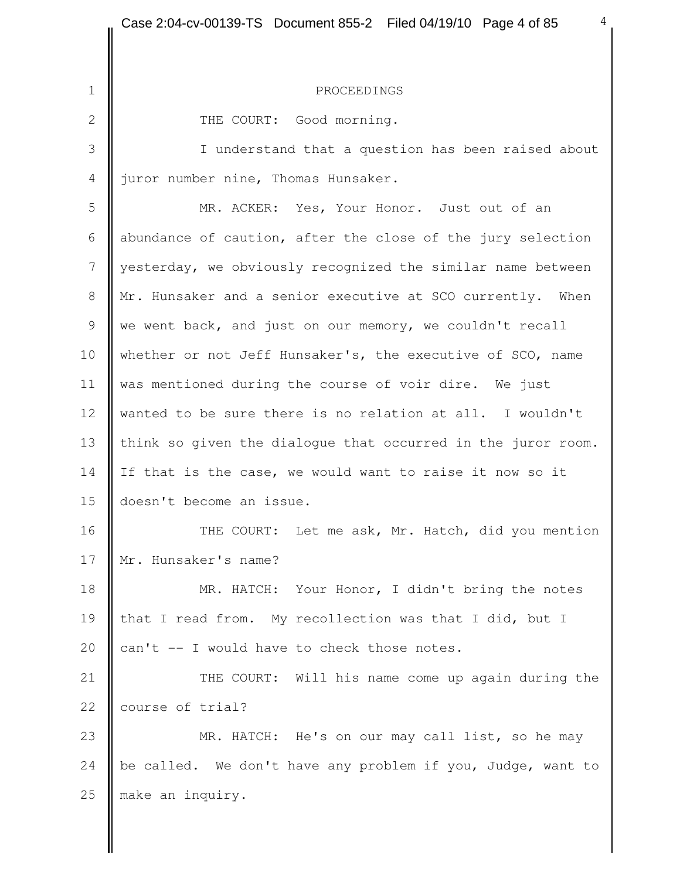PROCEEDINGS

THE COURT: Good morning.

I understand that a question has been raised about juror number nine, Thomas Hunsaker.

MR. ACKER: Yes, Your Honor. Just out of an abundance of caution, after the close of the jury selection yesterday, we obviously recognized the similar name between Mr. Hunsaker and a senior executive at SCO currently. When we went back, and just on our memory, we couldn't recall whether or not Jeff Hunsaker's, the executive of SCO, name was mentioned during the course of voir dire. We just wanted to be sure there is no relation at all. I wouldn't think so given the dialogue that occurred in the juror room. If that is the case, we would want to raise it now so it doesn't become an issue.

THE COURT: Let me ask, Mr. Hatch, did you mention Mr. Hunsaker's name?

MR. HATCH: Your Honor, I didn't bring the notes that I read from. My recollection was that I did, but I can't -- I would have to check those notes.

THE COURT: Will his name come up again during the course of trial?

MR. HATCH: He's on our may call list, so he may be called. We don't have any problem if you, Judge, want to make an inquiry.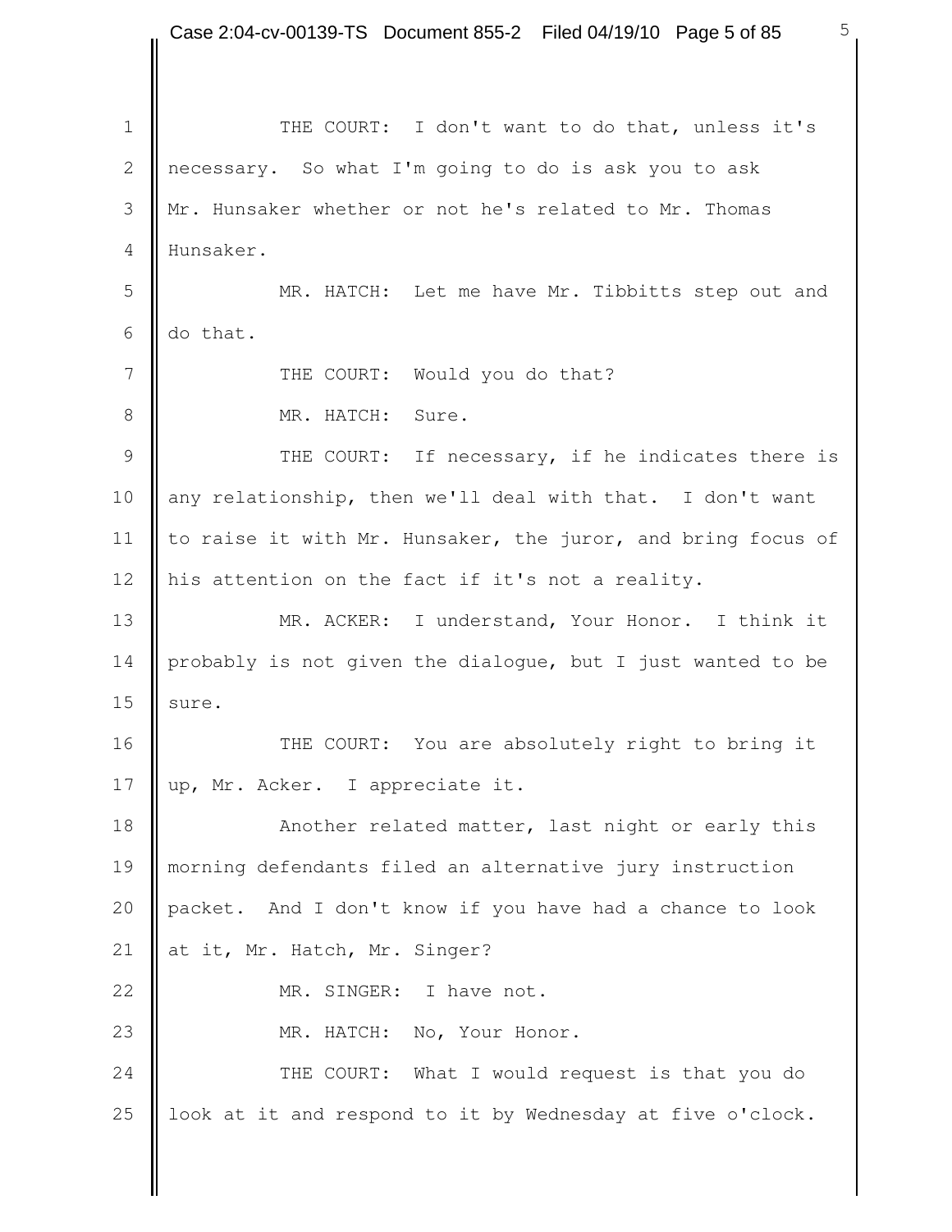THE COURT: I don't want to do that, unless it's necessary. So what I'm going to do is ask you to ask Mr. Hunsaker whether or not he's related to Mr. Thomas Hunsaker.

MR. HATCH: Let me have Mr. Tibbitts step out and do that.

THE COURT: Would you do that?

MR. HATCH: Sure.

THE COURT: If necessary, if he indicates there is any relationship, then we'll deal with that. I don't want to raise it with Mr. Hunsaker, the juror, and bring focus of his attention on the fact if it's not a reality.

MR. ACKER: I understand, Your Honor. I think it probably is not given the dialogue, but I just wanted to be sure.

THE COURT: You are absolutely right to bring it up, Mr. Acker. I appreciate it.

Another related matter, last night or early this morning defendants filed an alternative jury instruction packet. And I don't know if you have had a chance to look at it, Mr. Hatch, Mr. Singer?

MR. SINGER: I have not.

MR. HATCH: No, Your Honor.

THE COURT: What I would request is that you do look at it and respond to it by Wednesday at five o'clock.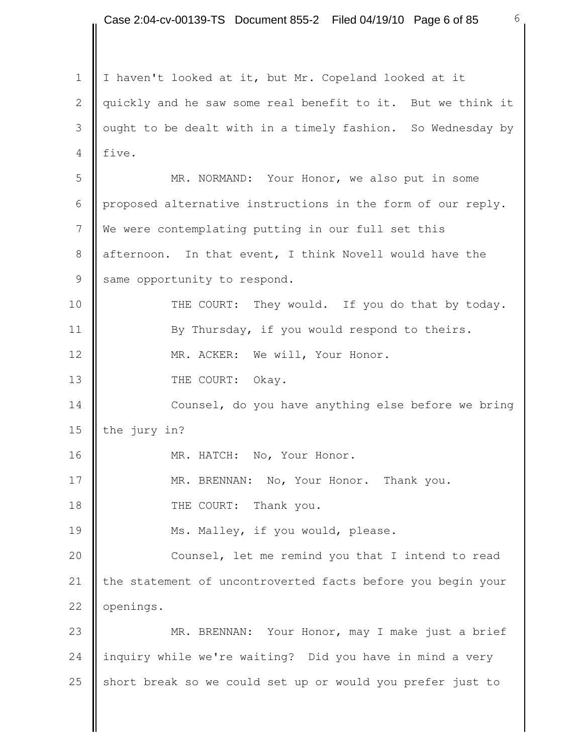I haven't looked at it, but Mr. Copeland looked at it quickly and he saw some real benefit to it. But we think it ought to be dealt with in a timely fashion. So Wednesday by five.

MR. NORMAND: Your Honor, we also put in some proposed alternative instructions in the form of our reply. We were contemplating putting in our full set this afternoon. In that event, I think Novell would have the same opportunity to respond.

THE COURT: They would. If you do that by today. By Thursday, if you would respond to theirs.

MR. ACKER: We will, Your Honor.

THE COURT: Okay.

Counsel, do you have anything else before we bring the jury in?

MR. HATCH: No, Your Honor.

MR. BRENNAN: No, Your Honor. Thank you.

THE COURT: Thank you.

Ms. Malley, if you would, please.

Counsel, let me remind you that I intend to read the statement of uncontroverted facts before you begin your openings.

MR. BRENNAN: Your Honor, may I make just a brief inquiry while we're waiting? Did you have in mind a very short break so we could set up or would you prefer just to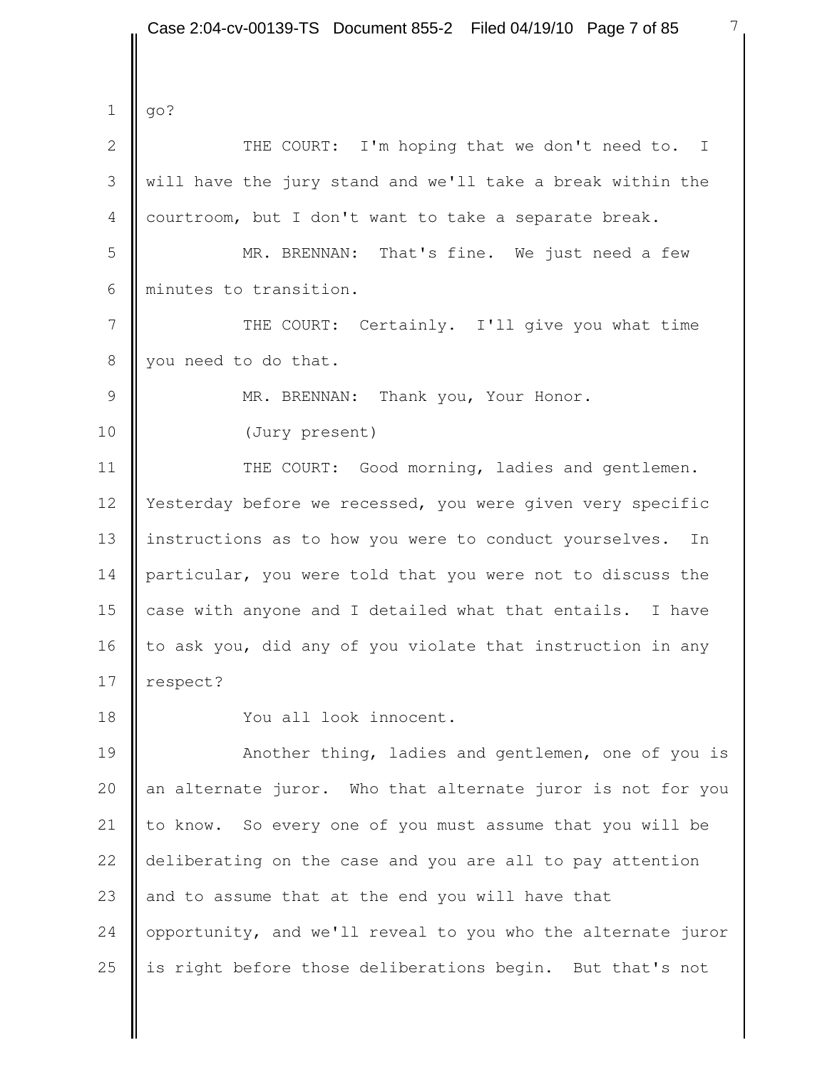go?

THE COURT: I'm hoping that we don't need to. I will have the jury stand and we'll take a break within the courtroom, but I don't want to take a separate break.

MR. BRENNAN: That's fine. We just need a few minutes to transition.

THE COURT: Certainly. I'll give you what time you need to do that.

MR. BRENNAN: Thank you, Your Honor.

(Jury present)

THE COURT: Good morning, ladies and gentlemen. Yesterday before we recessed, you were given very specific instructions as to how you were to conduct yourselves. In particular, you were told that you were not to discuss the case with anyone and I detailed what that entails. I have to ask you, did any of you violate that instruction in any respect?

You all look innocent.

Another thing, ladies and gentlemen, one of you is an alternate juror. Who that alternate juror is not for you to know. So every one of you must assume that you will be deliberating on the case and you are all to pay attention and to assume that at the end you will have that opportunity, and we'll reveal to you who the alternate juror is right before those deliberations begin. But that's not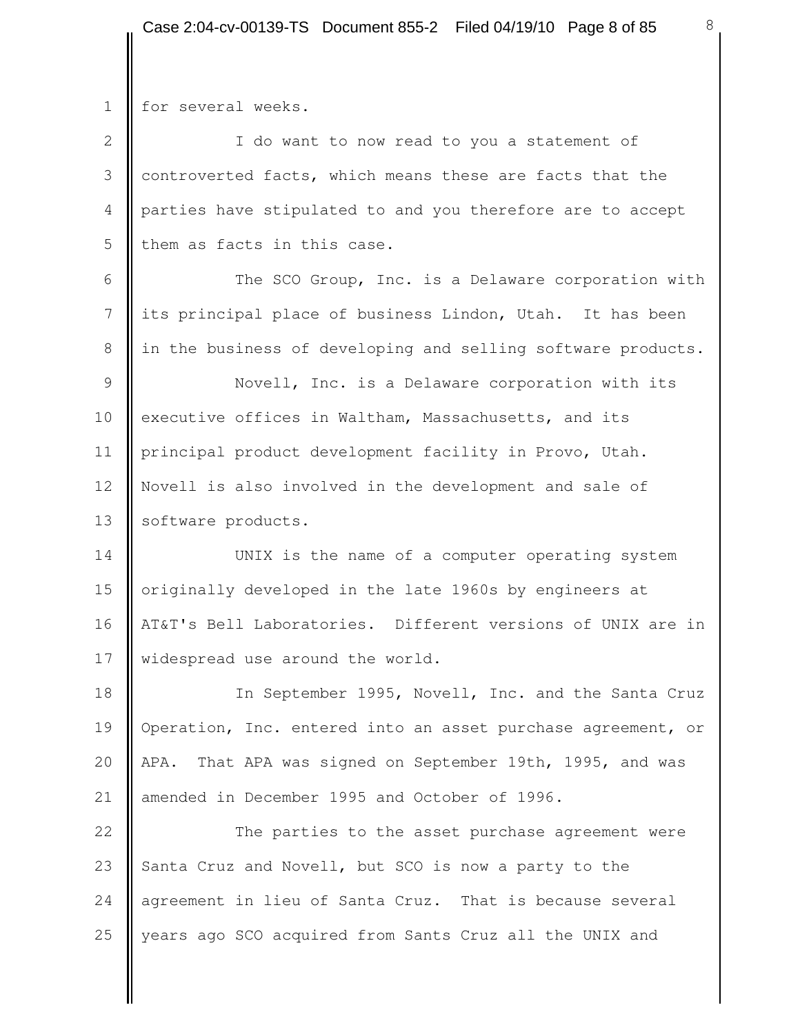for several weeks.

I do want to now read to you a statement of controverted facts, which means these are facts that the parties have stipulated to and you therefore are to accept them as facts in this case.

The SCO Group, Inc. is a Delaware corporation with its principal place of business Lindon, Utah. It has been in the business of developing and selling software products.

Novell, Inc. is a Delaware corporation with its executive offices in Waltham, Massachusetts, and its principal product development facility in Provo, Utah. Novell is also involved in the development and sale of software products.

UNIX is the name of a computer operating system originally developed in the late 1960s by engineers at AT&T's Bell Laboratories. Different versions of UNIX are in widespread use around the world.

In September 1995, Novell, Inc. and the Santa Cruz Operation, Inc. entered into an asset purchase agreement, or APA. That APA was signed on September 19th, 1995, and was amended in December 1995 and October of 1996.

The parties to the asset purchase agreement were Santa Cruz and Novell, but SCO is now a party to the agreement in lieu of Santa Cruz. That is because several years ago SCO acquired from Sants Cruz all the UNIX and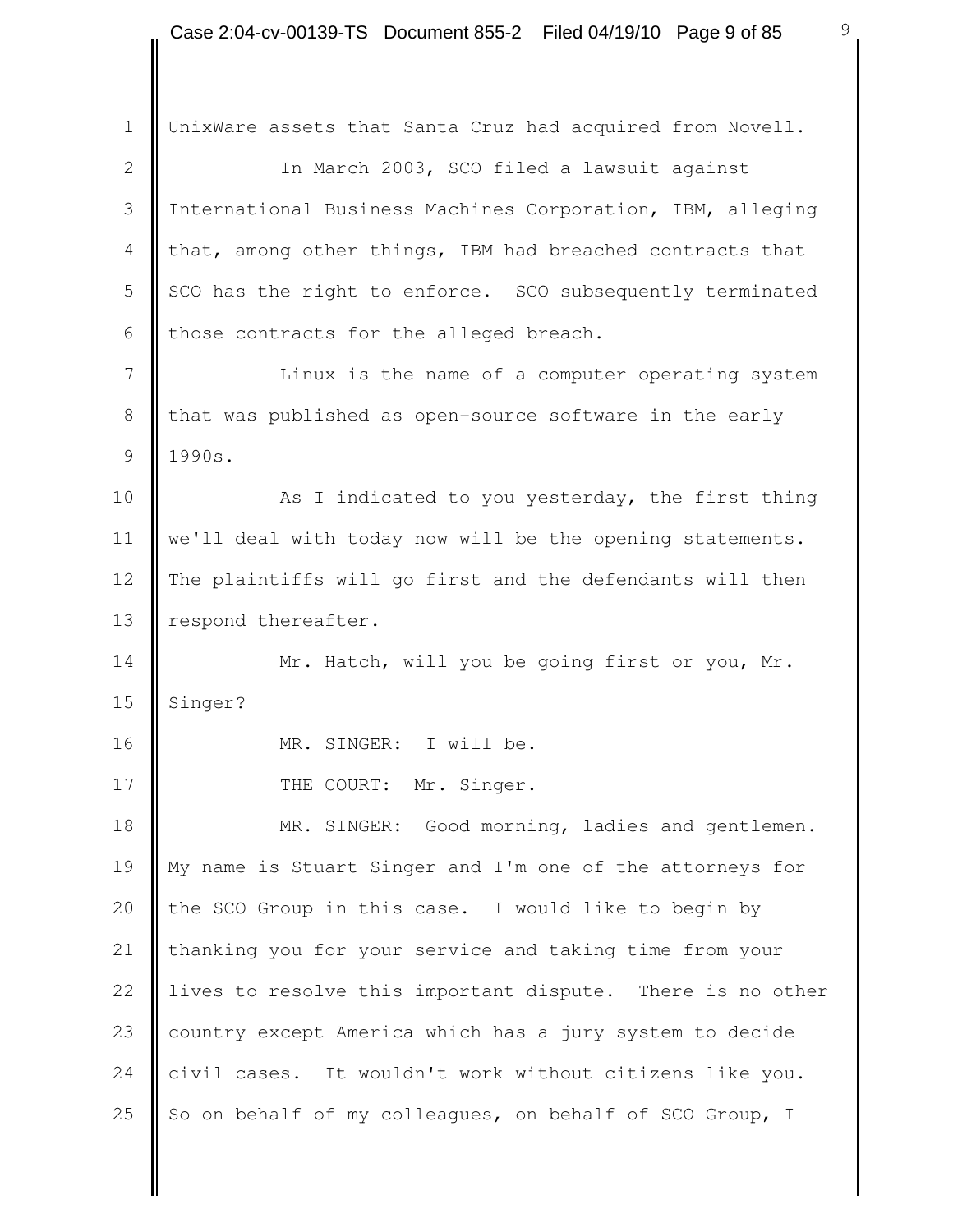UnixWare assets that Santa Cruz had acquired from Novell.

In March 2003, SCO filed a lawsuit against International Business Machines Corporation, IBM, alleging that, among other things, IBM had breached contracts that SCO has the right to enforce. SCO subsequently terminated those contracts for the alleged breach.

Linux is the name of a computer operating system that was published as open-source software in the early 1990s.

As I indicated to you yesterday, the first thing we'll deal with today now will be the opening statements. The plaintiffs will go first and the defendants will then respond thereafter.

Mr. Hatch, will you be going first or you, Mr. Singer?

MR. SINGER: I will be.

THE COURT: Mr. Singer.

MR. SINGER: Good morning, ladies and gentlemen. My name is Stuart Singer and I'm one of the attorneys for the SCO Group in this case. I would like to begin by thanking you for your service and taking time from your lives to resolve this important dispute. There is no other country except America which has a jury system to decide civil cases. It wouldn't work without citizens like you. So on behalf of my colleagues, on behalf of SCO Group, I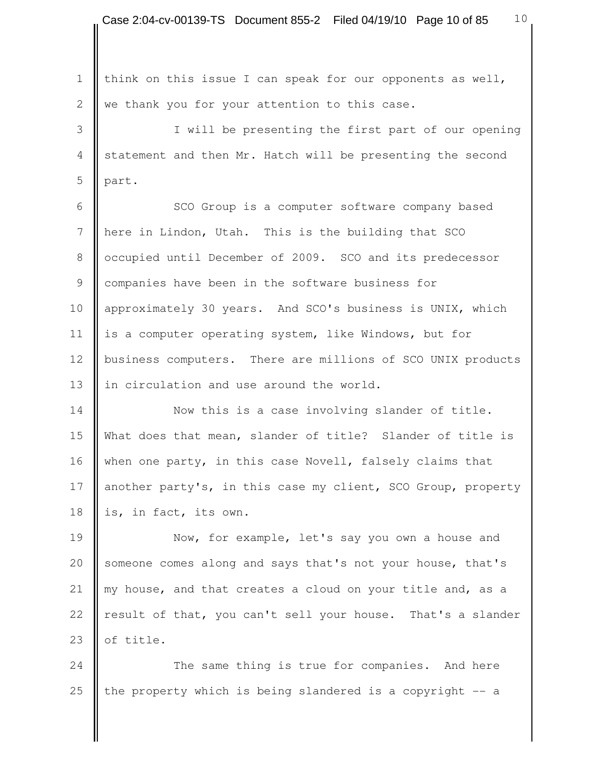think on this issue I can speak for our opponents as well, we thank you for your attention to this case.

I will be presenting the first part of our opening statement and then Mr. Hatch will be presenting the second part.

SCO Group is a computer software company based here in Lindon, Utah. This is the building that SCO occupied until December of 2009. SCO and its predecessor companies have been in the software business for approximately 30 years. And SCO's business is UNIX, which is a computer operating system, like Windows, but for business computers. There are millions of SCO UNIX products in circulation and use around the world.

Now this is a case involving slander of title. What does that mean, slander of title? Slander of title is when one party, in this case Novell, falsely claims that another party's, in this case my client, SCO Group, property is, in fact, its own.

Now, for example, let's say you own a house and someone comes along and says that's not your house, that's my house, and that creates a cloud on your title and, as a result of that, you can't sell your house. That's a slander of title.

The same thing is true for companies. And here the property which is being slandered is a copyright -- a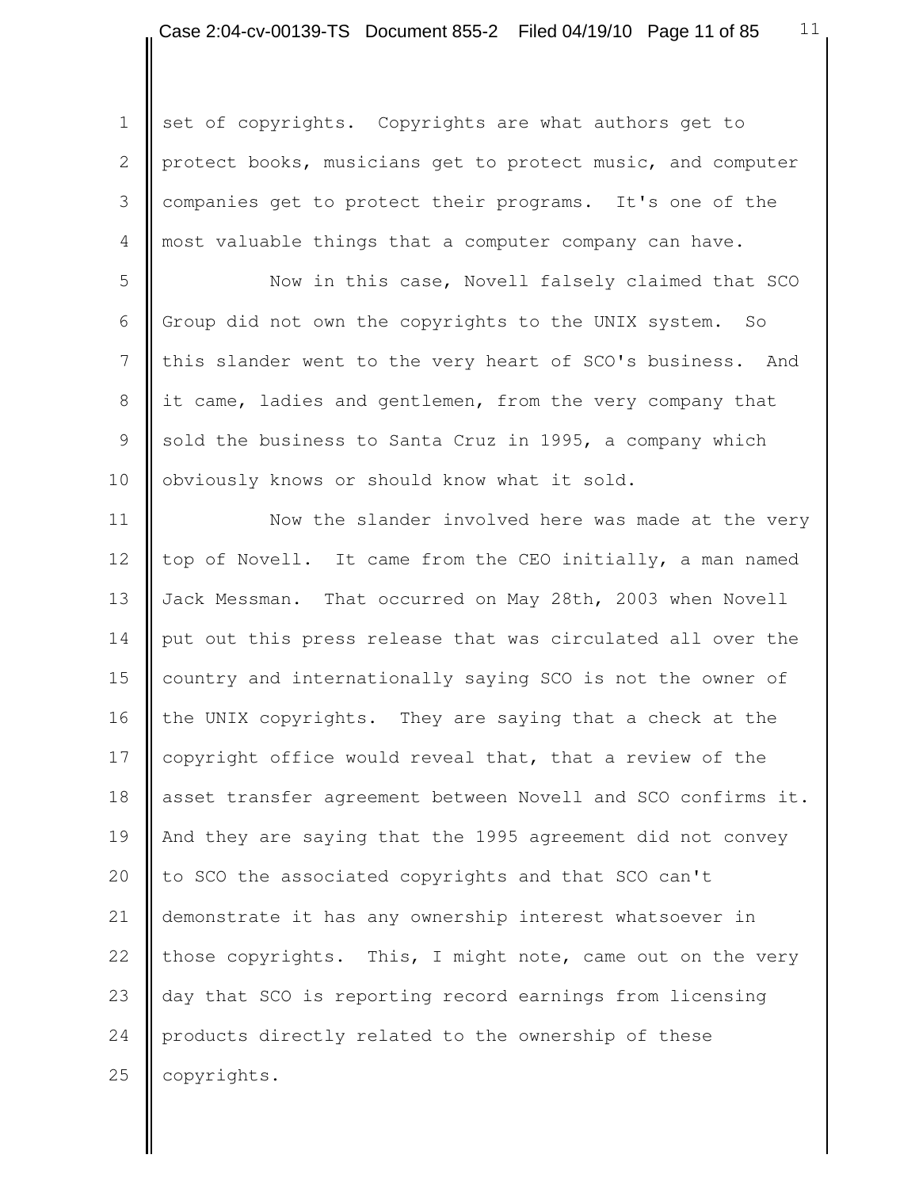set of copyrights. Copyrights are what authors get to protect books, musicians get to protect music, and computer companies get to protect their programs. It's one of the most valuable things that a computer company can have.

Now in this case, Novell falsely claimed that SCO Group did not own the copyrights to the UNIX system. So this slander went to the very heart of SCO's business. And it came, ladies and gentlemen, from the very company that sold the business to Santa Cruz in 1995, a company which obviously knows or should know what it sold.

Now the slander involved here was made at the very top of Novell. It came from the CEO initially, a man named Jack Messman. That occurred on May 28th, 2003 when Novell put out this press release that was circulated all over the country and internationally saying SCO is not the owner of the UNIX copyrights. They are saying that a check at the copyright office would reveal that, that a review of the asset transfer agreement between Novell and SCO confirms it. And they are saying that the 1995 agreement did not convey to SCO the associated copyrights and that SCO can't demonstrate it has any ownership interest whatsoever in those copyrights. This, I might note, came out on the very day that SCO is reporting record earnings from licensing products directly related to the ownership of these copyrights.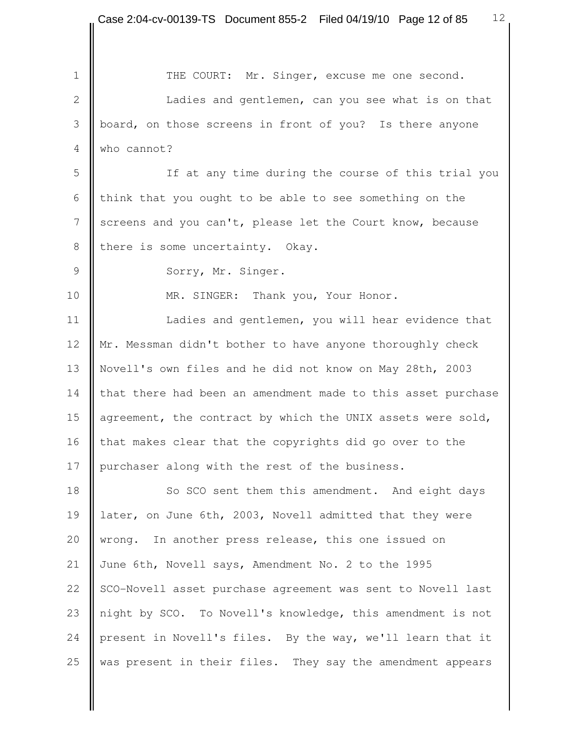THE COURT: Mr. Singer, excuse me one second.

Ladies and gentlemen, can you see what is on that board, on those screens in front of you? Is there anyone who cannot?

If at any time during the course of this trial you think that you ought to be able to see something on the screens and you can't, please let the Court know, because there is some uncertainty. Okay.

Sorry, Mr. Singer.

MR. SINGER: Thank you, Your Honor.

Ladies and gentlemen, you will hear evidence that Mr. Messman didn't bother to have anyone thoroughly check Novell's own files and he did not know on May 28th, 2003 that there had been an amendment made to this asset purchase agreement, the contract by which the UNIX assets were sold, that makes clear that the copyrights did go over to the purchaser along with the rest of the business.

So SCO sent them this amendment. And eight days later, on June 6th, 2003, Novell admitted that they were wrong. In another press release, this one issued on June 6th, Novell says, Amendment No. 2 to the 1995 SCO-Novell asset purchase agreement was sent to Novell last night by SCO. To Novell's knowledge, this amendment is not present in Novell's files. By the way, we'll learn that it was present in their files. They say the amendment appears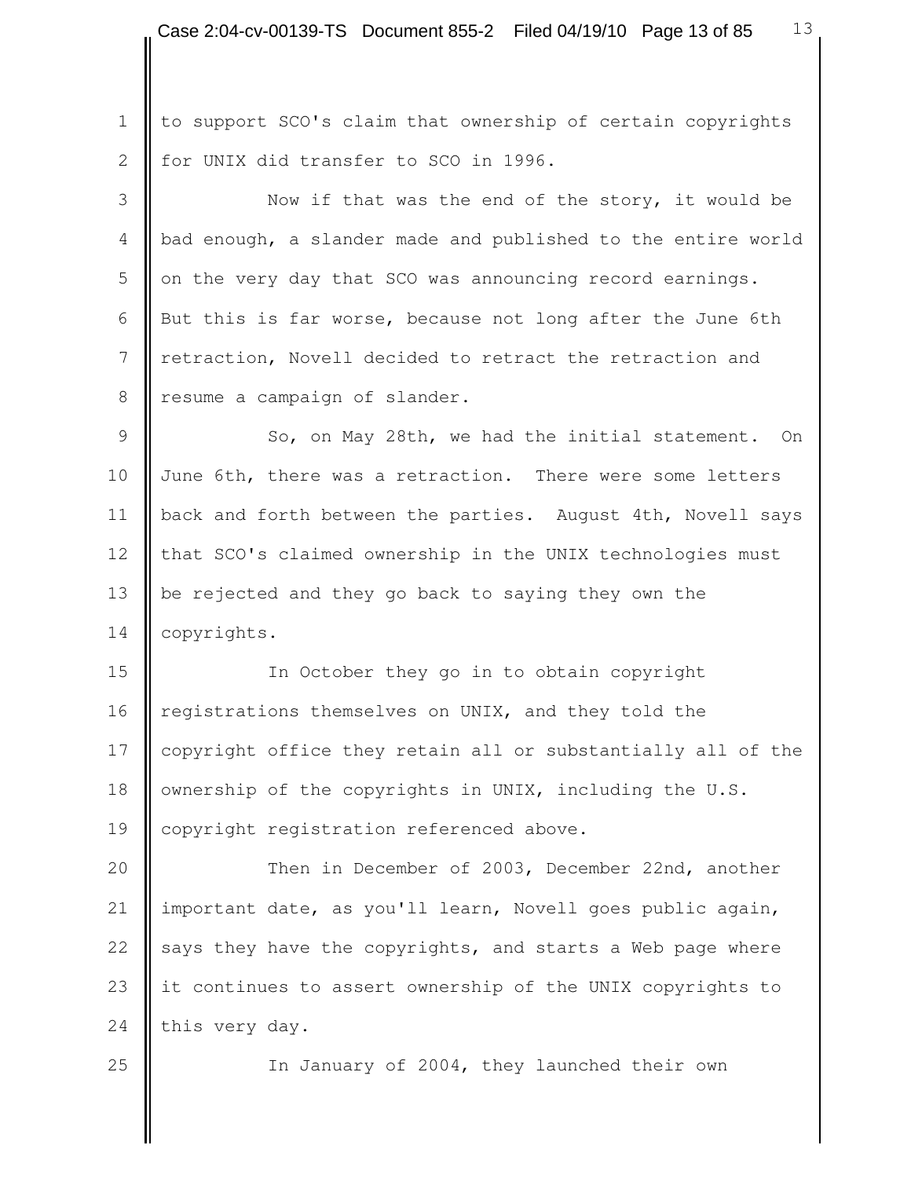to support SCO's claim that ownership of certain copyrights for UNIX did transfer to SCO in 1996.

Now if that was the end of the story, it would be bad enough, a slander made and published to the entire world on the very day that SCO was announcing record earnings. But this is far worse, because not long after the June 6th retraction, Novell decided to retract the retraction and resume a campaign of slander.

So, on May 28th, we had the initial statement. On June 6th, there was a retraction. There were some letters back and forth between the parties. August 4th, Novell says that SCO's claimed ownership in the UNIX technologies must be rejected and they go back to saying they own the copyrights.

In October they go in to obtain copyright registrations themselves on UNIX, and they told the copyright office they retain all or substantially all of the ownership of the copyrights in UNIX, including the U.S. copyright registration referenced above.

Then in December of 2003, December 22nd, another important date, as you'll learn, Novell goes public again, says they have the copyrights, and starts a Web page where it continues to assert ownership of the UNIX copyrights to this very day.

In January of 2004, they launched their own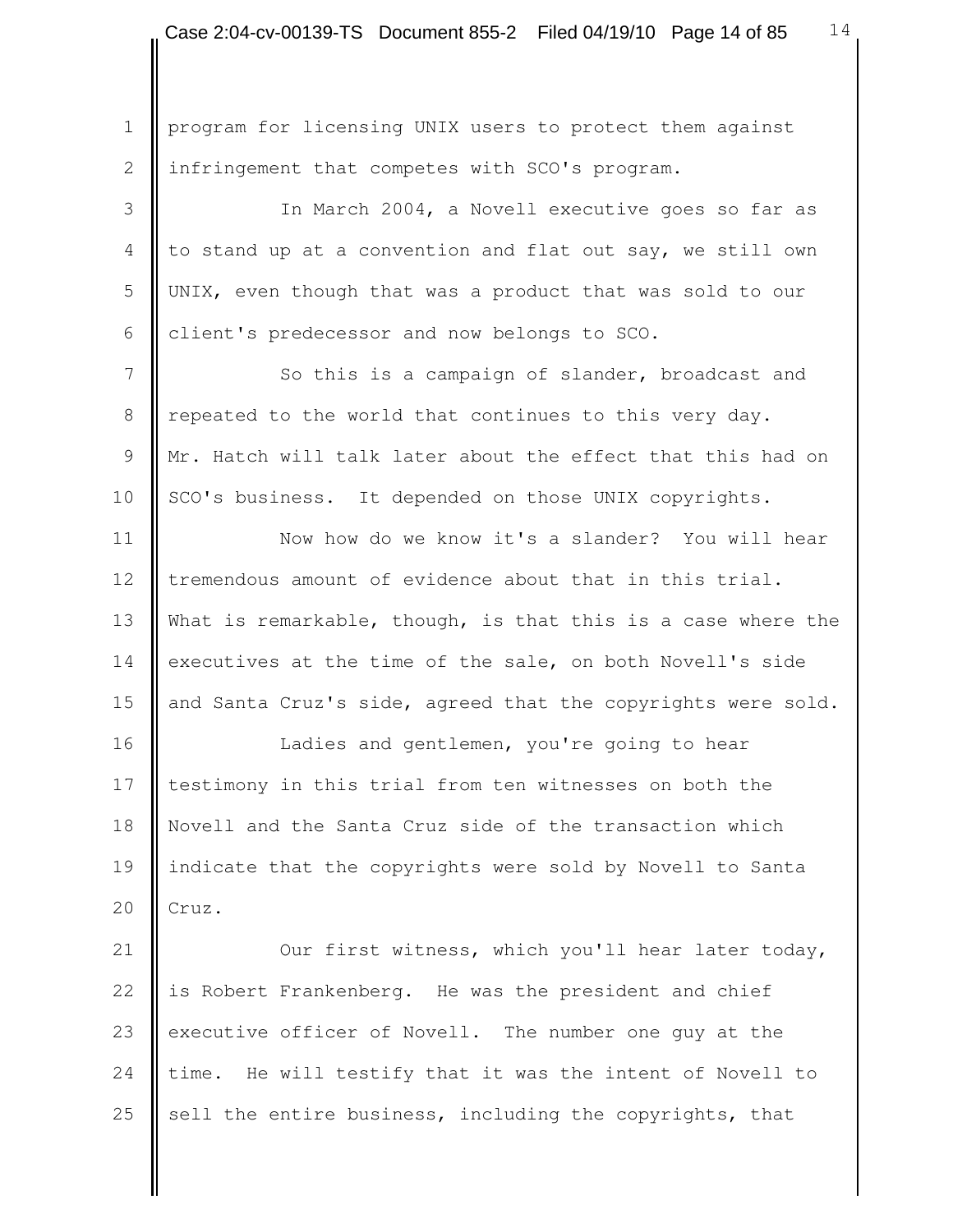program for licensing UNIX users to protect them against infringement that competes with SCO's program.

In March 2004, a Novell executive goes so far as to stand up at a convention and flat out say, we still own UNIX, even though that was a product that was sold to our client's predecessor and now belongs to SCO.

So this is a campaign of slander, broadcast and repeated to the world that continues to this very day. Mr. Hatch will talk later about the effect that this had on SCO's business. It depended on those UNIX copyrights.

Now how do we know it's a slander? You will hear tremendous amount of evidence about that in this trial. What is remarkable, though, is that this is a case where the executives at the time of the sale, on both Novell's side and Santa Cruz's side, agreed that the copyrights were sold.

Ladies and gentlemen, you're going to hear testimony in this trial from ten witnesses on both the Novell and the Santa Cruz side of the transaction which indicate that the copyrights were sold by Novell to Santa Cruz.

Our first witness, which you'll hear later today, is Robert Frankenberg. He was the president and chief executive officer of Novell. The number one guy at the time. He will testify that it was the intent of Novell to sell the entire business, including the copyrights, that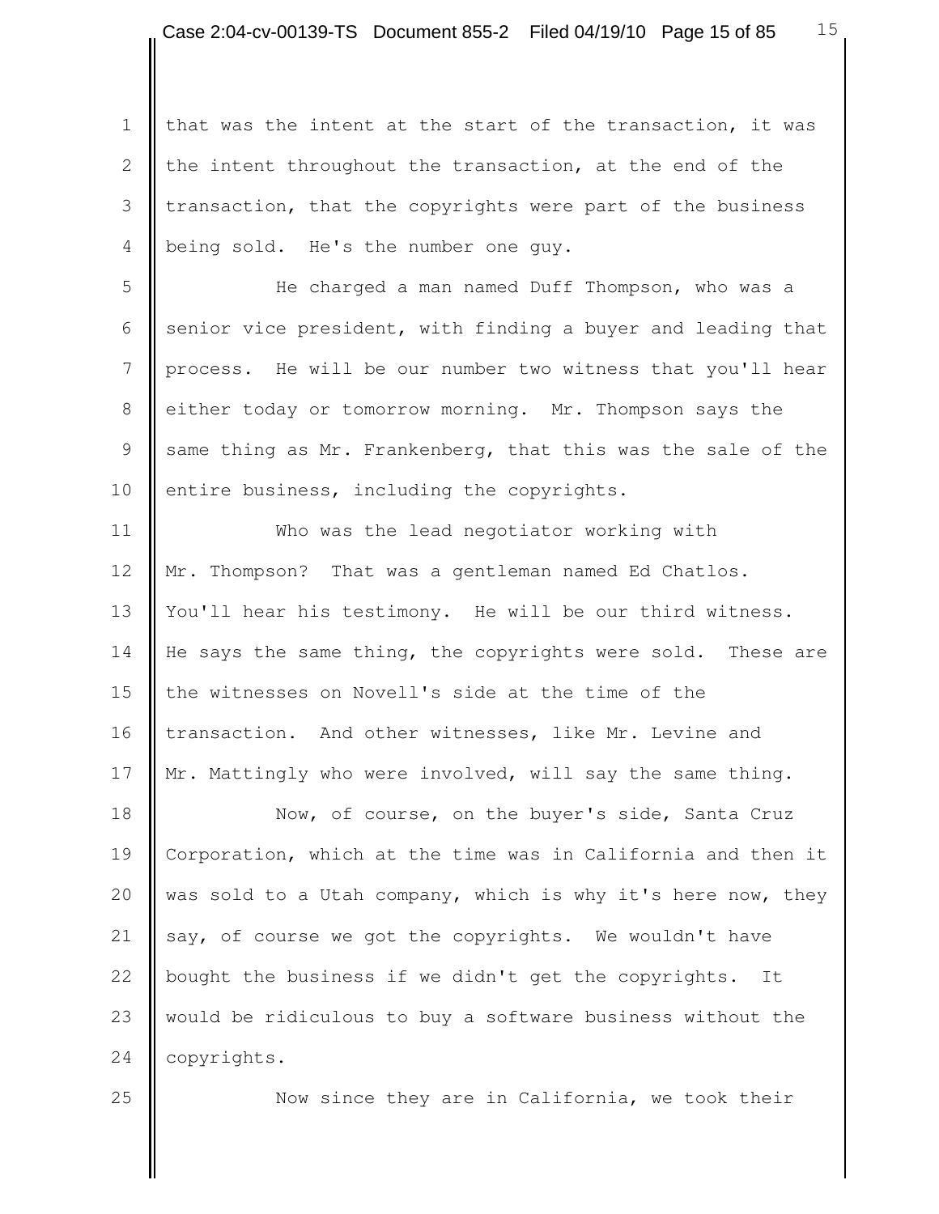that was the intent at the start of the transaction, it was the intent throughout the transaction, at the end of the transaction, that the copyrights were part of the business being sold. He's the number one guy.

He charged a man named Duff Thompson, who was a senior vice president, with finding a buyer and leading that process. He will be our number two witness that you'll hear either today or tomorrow morning. Mr. Thompson says the same thing as Mr. Frankenberg, that this was the sale of the entire business, including the copyrights.

Who was the lead negotiator working with Mr. Thompson? That was a gentleman named Ed Chatlos. You'll hear his testimony. He will be our third witness. He says the same thing, the copyrights were sold. These are the witnesses on Novell's side at the time of the transaction. And other witnesses, like Mr. Levine and Mr. Mattingly who were involved, will say the same thing.

Now, of course, on the buyer's side, Santa Cruz Corporation, which at the time was in California and then it was sold to a Utah company, which is why it's here now, they say, of course we got the copyrights. We wouldn't have bought the business if we didn't get the copyrights. It would be ridiculous to buy a software business without the copyrights.

Now since they are in California, we took their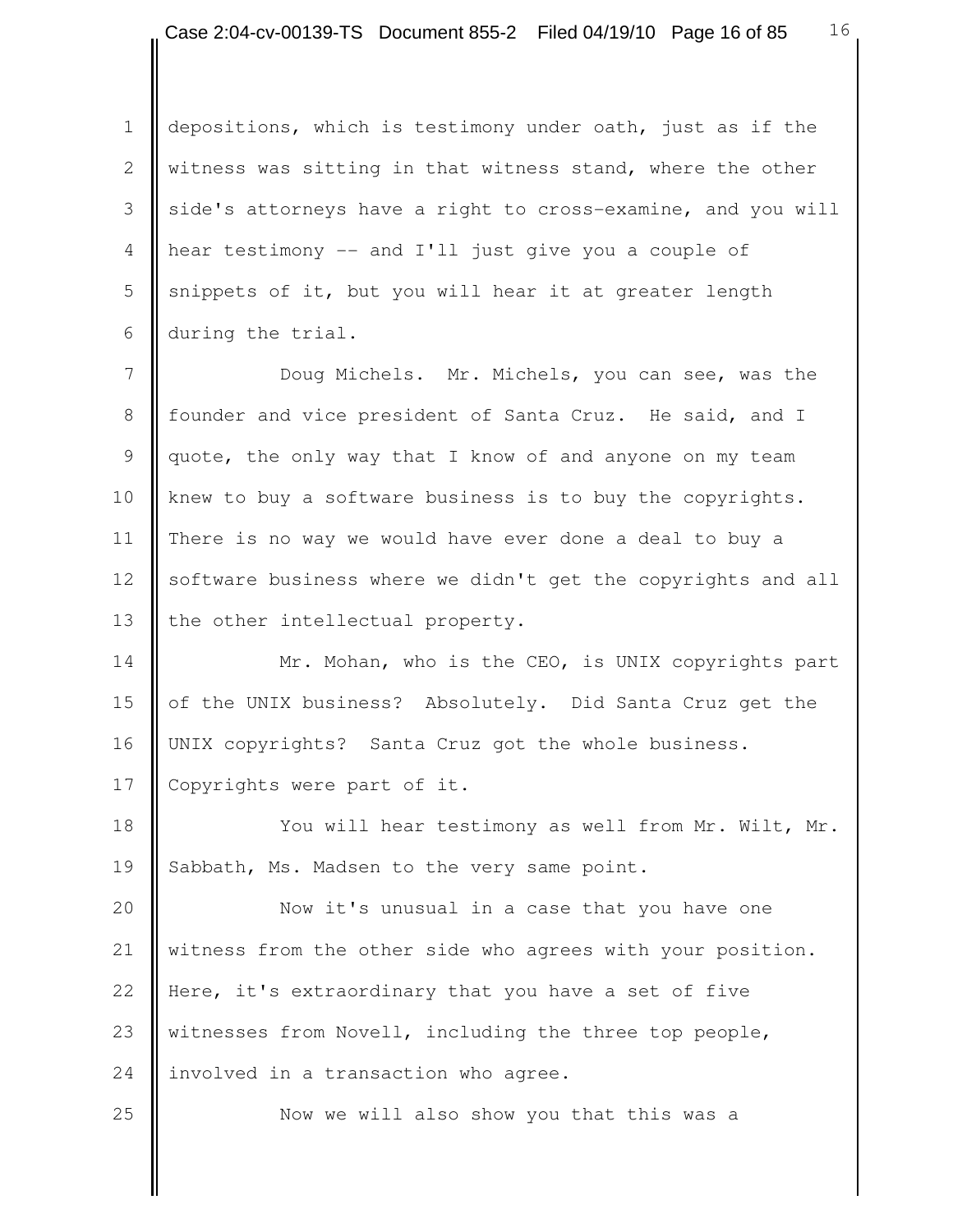depositions, which is testimony under oath, just as if the witness was sitting in that witness stand, where the other side's attorneys have a right to cross-examine, and you will hear testimony -- and I'll just give you a couple of snippets of it, but you will hear it at greater length during the trial.

Doug Michels. Mr. Michels, you can see, was the founder and vice president of Santa Cruz. He said, and I quote, the only way that I know of and anyone on my team knew to buy a software business is to buy the copyrights. There is no way we would have ever done a deal to buy a software business where we didn't get the copyrights and all the other intellectual property.

Mr. Mohan, who is the CEO, is UNIX copyrights part of the UNIX business? Absolutely. Did Santa Cruz get the UNIX copyrights? Santa Cruz got the whole business. Copyrights were part of it.

You will hear testimony as well from Mr. Wilt, Mr. Sabbath, Ms. Madsen to the very same point.

Now it's unusual in a case that you have one witness from the other side who agrees with your position. Here, it's extraordinary that you have a set of five witnesses from Novell, including the three top people, involved in a transaction who agree.

Now we will also show you that this was a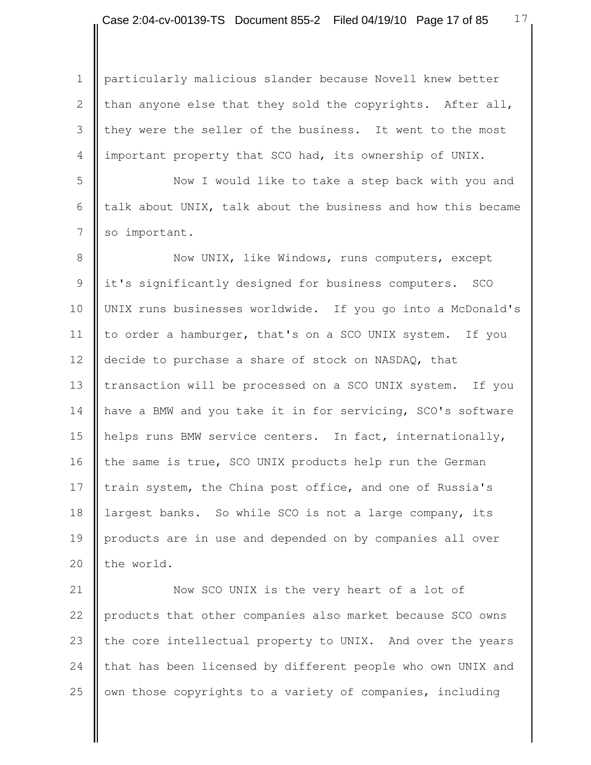particularly malicious slander because Novell knew better than anyone else that they sold the copyrights. After all, they were the seller of the business. It went to the most important property that SCO had, its ownership of UNIX.

Now I would like to take a step back with you and talk about UNIX, talk about the business and how this became so important.

Now UNIX, like Windows, runs computers, except it's significantly designed for business computers. SCO UNIX runs businesses worldwide. If you go into a McDonald's to order a hamburger, that's on a SCO UNIX system. If you decide to purchase a share of stock on NASDAQ, that transaction will be processed on a SCO UNIX system. If you have a BMW and you take it in for servicing, SCO's software helps runs BMW service centers. In fact, internationally, the same is true, SCO UNIX products help run the German train system, the China post office, and one of Russia's largest banks. So while SCO is not a large company, its products are in use and depended on by companies all over the world.

Now SCO UNIX is the very heart of a lot of products that other companies also market because SCO owns the core intellectual property to UNIX. And over the years that has been licensed by different people who own UNIX and own those copyrights to a variety of companies, including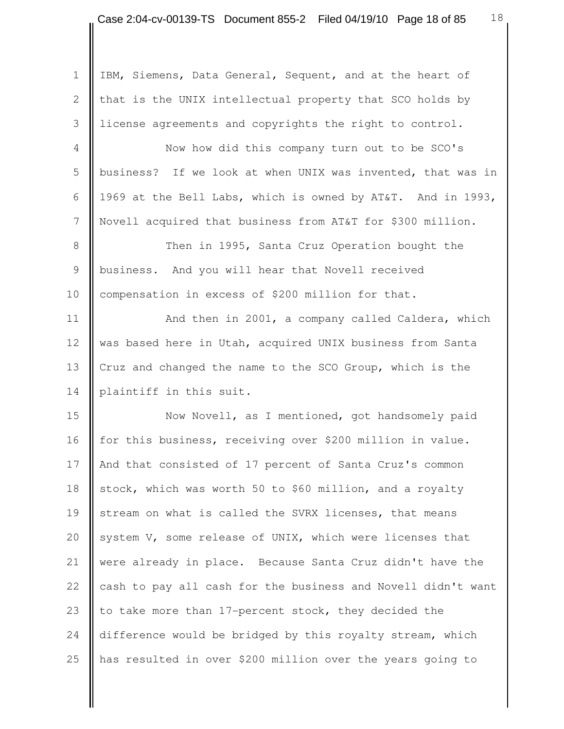IBM, Siemens, Data General, Sequent, and at the heart of that is the UNIX intellectual property that SCO holds by license agreements and copyrights the right to control.

Now how did this company turn out to be SCO's business? If we look at when UNIX was invented, that was in 1969 at the Bell Labs, which is owned by AT&T. And in 1993, Novell acquired that business from AT&T for $300 million.

Then in 1995, Santa Cruz Operation bought the business. And you will hear that Novell received compensation in excess of $200 million for that.

And then in 2001, a company called Caldera, which was based here in Utah, acquired UNIX business from Santa Cruz and changed the name to the SCO Group, which is the plaintiff in this suit.

Now Novell, as I mentioned, got handsomely paid for this business, receiving over $200 million in value. And that consisted of 17 percent of Santa Cruz's common stock, which was worth 50 to $60 million, and a royalty stream on what is called the SVRX licenses, that means system V, some release of UNIX, which were licenses that were already in place. Because Santa Cruz didn't have the cash to pay all cash for the business and Novell didn't want to take more than 17-percent stock, they decided the difference would be bridged by this royalty stream, which has resulted in over $200 million over the years going to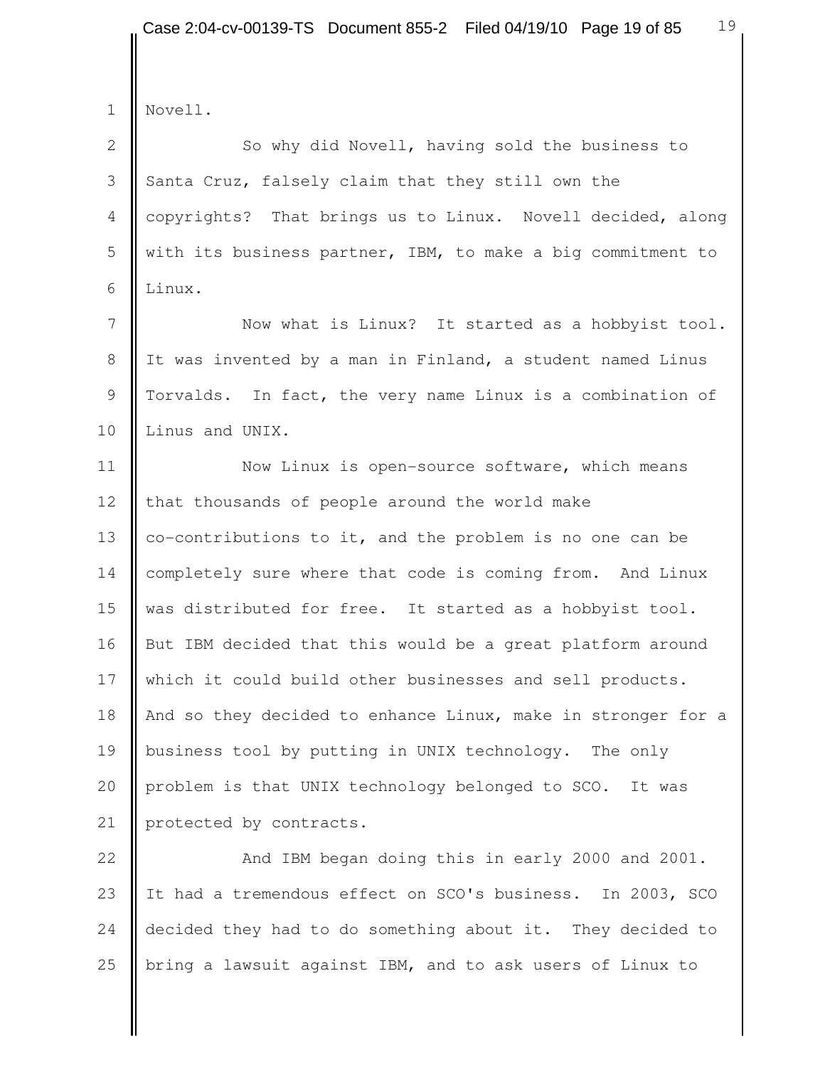Novell.

So why did Novell, having sold the business to Santa Cruz, falsely claim that they still own the copyrights? That brings us to Linux. Novell decided, along with its business partner, IBM, to make a big commitment to Linux.

Now what is Linux? It started as a hobbyist tool. It was invented by a man in Finland, a student named Linus Torvalds. In fact, the very name Linux is a combination of Linus and UNIX.

Now Linux is open-source software, which means that thousands of people around the world make co-contributions to it, and the problem is no one can be completely sure where that code is coming from. And Linux was distributed for free. It started as a hobbyist tool. But IBM decided that this would be a great platform around which it could build other businesses and sell products. And so they decided to enhance Linux, make in stronger for a business tool by putting in UNIX technology. The only problem is that UNIX technology belonged to SCO. It was protected by contracts.

And IBM began doing this in early 2000 and 2001. It had a tremendous effect on SCO's business. In 2003, SCO decided they had to do something about it. They decided to bring a lawsuit against IBM, and to ask users of Linux to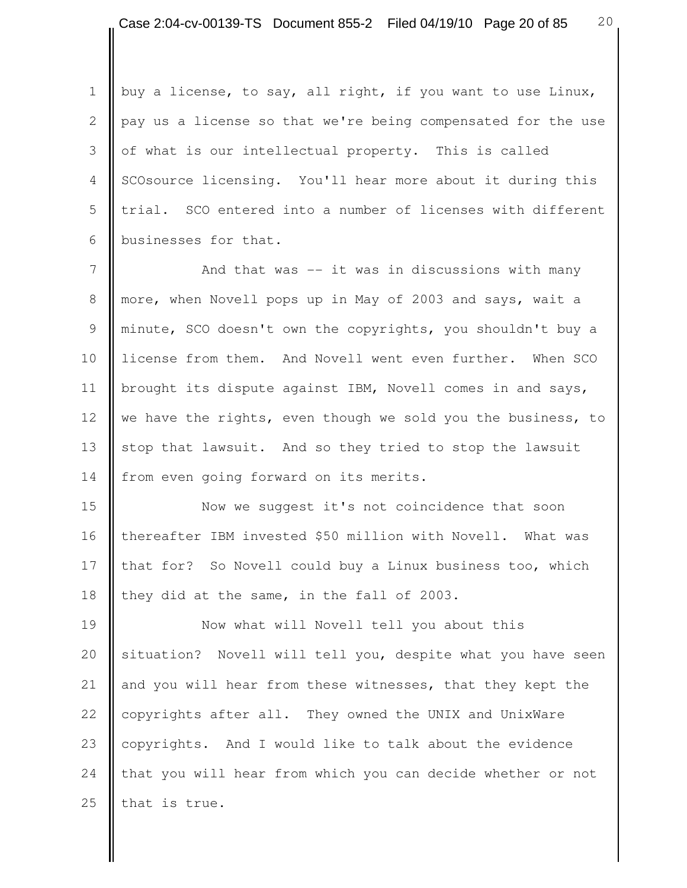buy a license, to say, all right, if you want to use Linux, pay us a license so that we're being compensated for the use of what is our intellectual property. This is called SCOsource licensing. You'll hear more about it during this trial. SCO entered into a number of licenses with different businesses for that.

And that was -- it was in discussions with many more, when Novell pops up in May of 2003 and says, wait a minute, SCO doesn't own the copyrights, you shouldn't buy a license from them. And Novell went even further. When SCO brought its dispute against IBM, Novell comes in and says, we have the rights, even though we sold you the business, to stop that lawsuit. And so they tried to stop the lawsuit from even going forward on its merits.

Now we suggest it's not coincidence that soon thereafter IBM invested $50 million with Novell. What was that for? So Novell could buy a Linux business too, which they did at the same, in the fall of 2003.

Now what will Novell tell you about this situation? Novell will tell you, despite what you have seen and you will hear from these witnesses, that they kept the copyrights after all. They owned the UNIX and UnixWare copyrights. And I would like to talk about the evidence that you will hear from which you can decide whether or not that is true.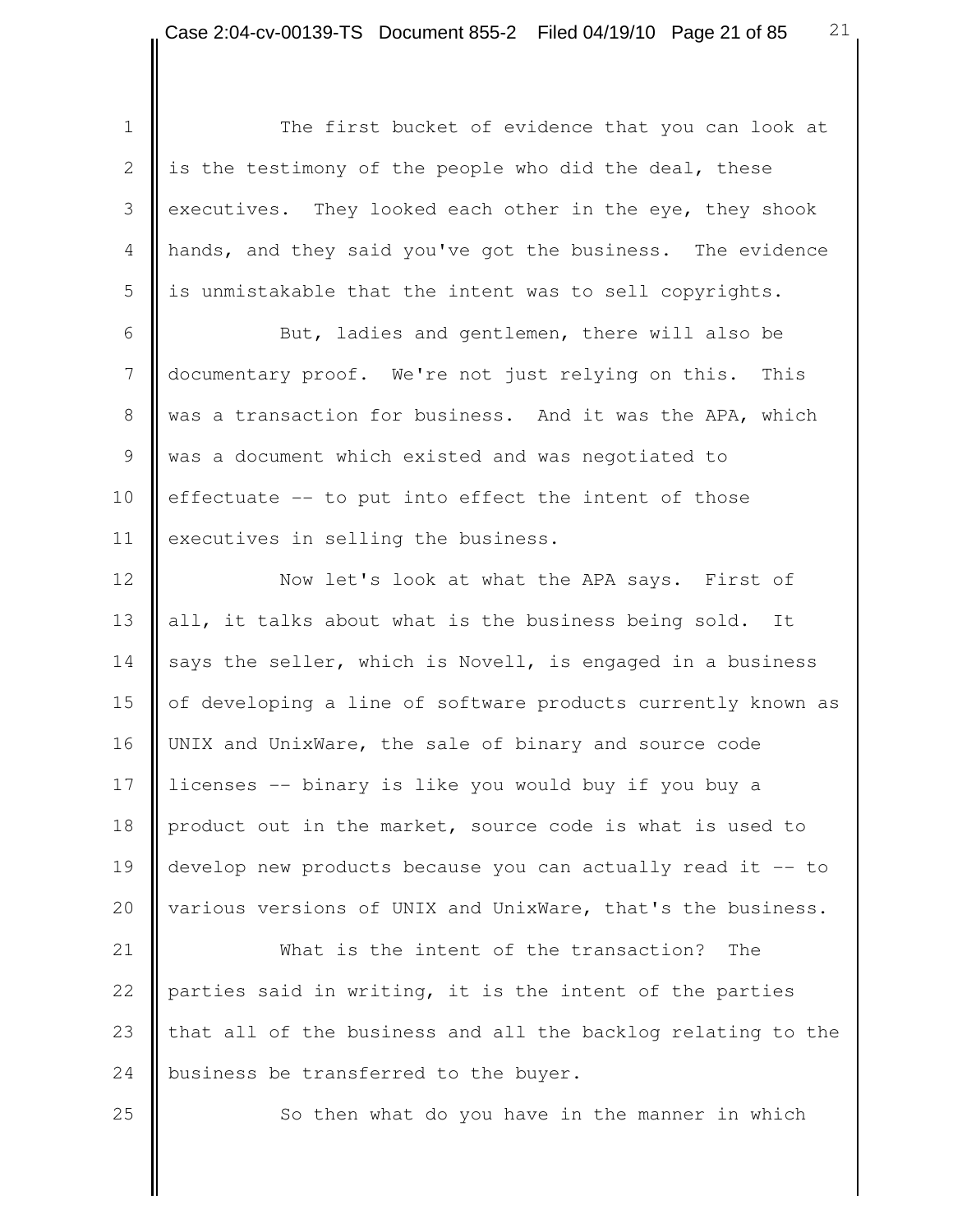The first bucket of evidence that you can look at is the testimony of the people who did the deal, these executives. They looked each other in the eye, they shook hands, and they said you've got the business. The evidence is unmistakable that the intent was to sell copyrights.

But, ladies and gentlemen, there will also be documentary proof. We're not just relying on this. This was a transaction for business. And it was the APA, which was a document which existed and was negotiated to effectuate -- to put into effect the intent of those executives in selling the business.

Now let's look at what the APA says. First of all, it talks about what is the business being sold. It says the seller, which is Novell, is engaged in a business of developing a line of software products currently known as UNIX and UnixWare, the sale of binary and source code licenses -- binary is like you would buy if you buy a product out in the market, source code is what is used to develop new products because you can actually read it -- to various versions of UNIX and UnixWare, that's the business.

What is the intent of the transaction? The parties said in writing, it is the intent of the parties that all of the business and all the backlog relating to the business be transferred to the buyer.

So then what do you have in the manner in which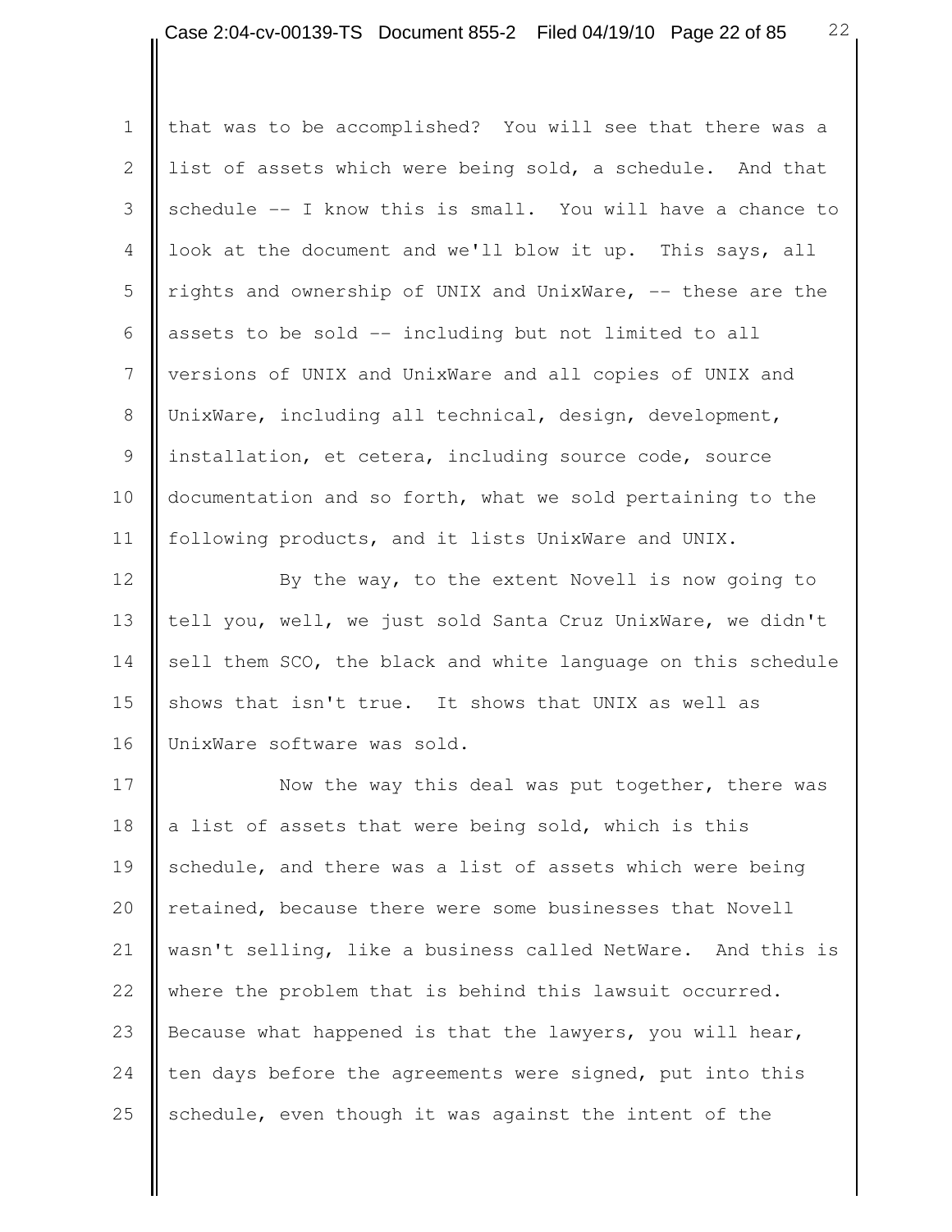that was to be accomplished? You will see that there was a list of assets which were being sold, a schedule. And that schedule -- I know this is small. You will have a chance to look at the document and we'll blow it up. This says, all rights and ownership of UNIX and UnixWare, -- these are the assets to be sold -- including but not limited to all versions of UNIX and UnixWare and all copies of UNIX and UnixWare, including all technical, design, development, installation, et cetera, including source code, source documentation and so forth, what we sold pertaining to the following products, and it lists UnixWare and UNIX.

By the way, to the extent Novell is now going to tell you, well, we just sold Santa Cruz UnixWare, we didn't sell them SCO, the black and white language on this schedule shows that isn't true. It shows that UNIX as well as UnixWare software was sold.

Now the way this deal was put together, there was a list of assets that were being sold, which is this schedule, and there was a list of assets which were being retained, because there were some businesses that Novell wasn't selling, like a business called NetWare. And this is where the problem that is behind this lawsuit occurred. Because what happened is that the lawyers, you will hear, ten days before the agreements were signed, put into this schedule, even though it was against the intent of the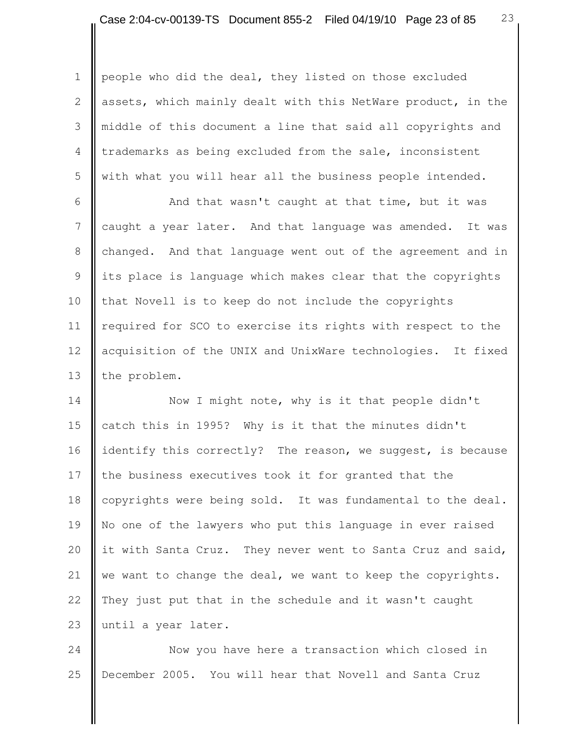people who did the deal, they listed on those excluded assets, which mainly dealt with this NetWare product, in the middle of this document a line that said all copyrights and trademarks as being excluded from the sale, inconsistent with what you will hear all the business people intended.

And that wasn't caught at that time, but it was caught a year later. And that language was amended. It was changed. And that language went out of the agreement and in its place is language which makes clear that the copyrights that Novell is to keep do not include the copyrights required for SCO to exercise its rights with respect to the acquisition of the UNIX and UnixWare technologies. It fixed the problem.

Now I might note, why is it that people didn't catch this in 1995? Why is it that the minutes didn't identify this correctly? The reason, we suggest, is because the business executives took it for granted that the copyrights were being sold. It was fundamental to the deal. No one of the lawyers who put this language in ever raised it with Santa Cruz. They never went to Santa Cruz and said, we want to change the deal, we want to keep the copyrights. They just put that in the schedule and it wasn't caught until a year later.

Now you have here a transaction which closed in December 2005. You will hear that Novell and Santa Cruz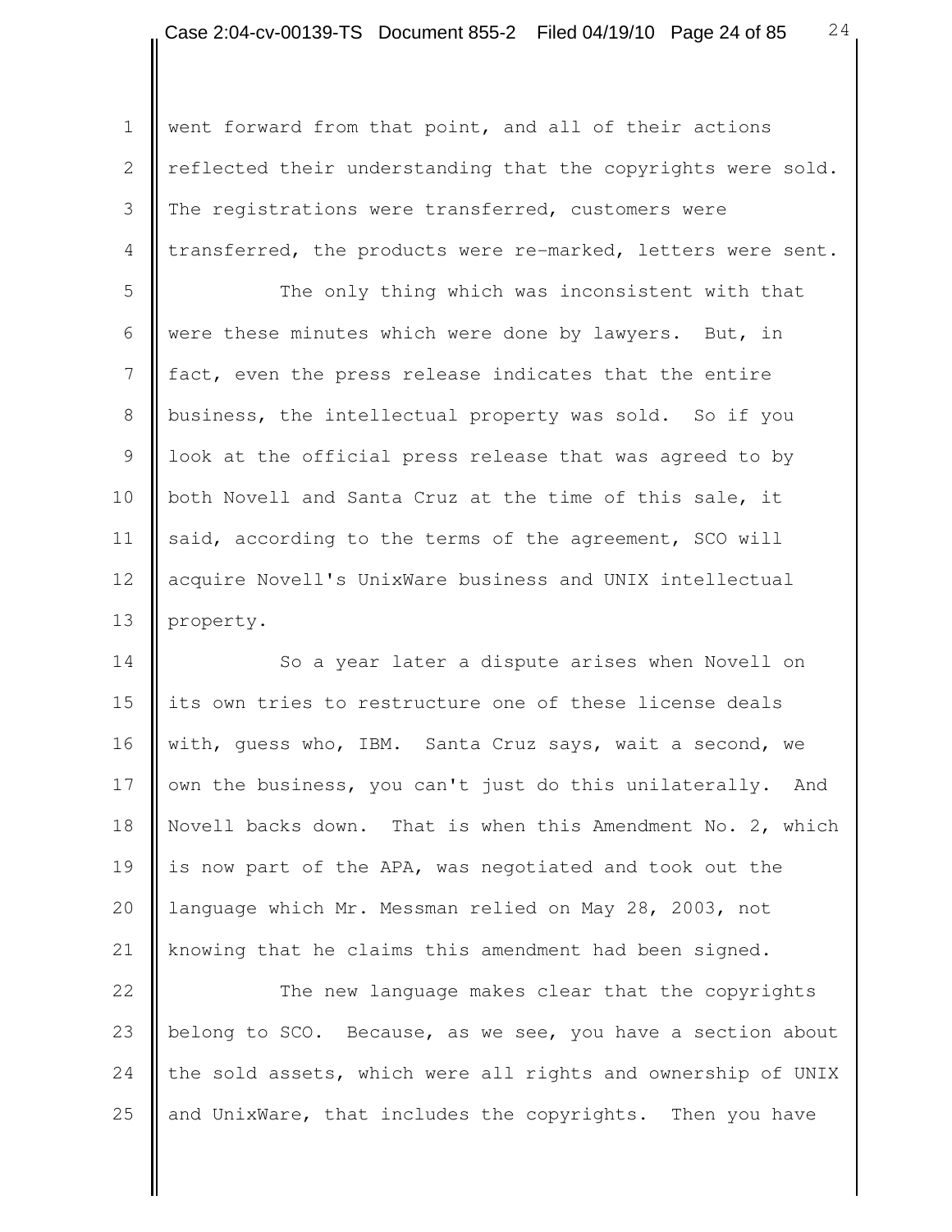went forward from that point, and all of their actions reflected their understanding that the copyrights were sold. The registrations were transferred, customers were transferred, the products were re-marked, letters were sent.

The only thing which was inconsistent with that were these minutes which were done by lawyers. But, in fact, even the press release indicates that the entire business, the intellectual property was sold. So if you look at the official press release that was agreed to by both Novell and Santa Cruz at the time of this sale, it said, according to the terms of the agreement, SCO will acquire Novell's UnixWare business and UNIX intellectual property.

So a year later a dispute arises when Novell on its own tries to restructure one of these license deals with, guess who, IBM. Santa Cruz says, wait a second, we own the business, you can't just do this unilaterally. And Novell backs down. That is when this Amendment No. 2, which is now part of the APA, was negotiated and took out the language which Mr. Messman relied on May 28, 2003, not knowing that he claims this amendment had been signed.

The new language makes clear that the copyrights belong to SCO. Because, as we see, you have a section about the sold assets, which were all rights and ownership of UNIX and UnixWare, that includes the copyrights. Then you have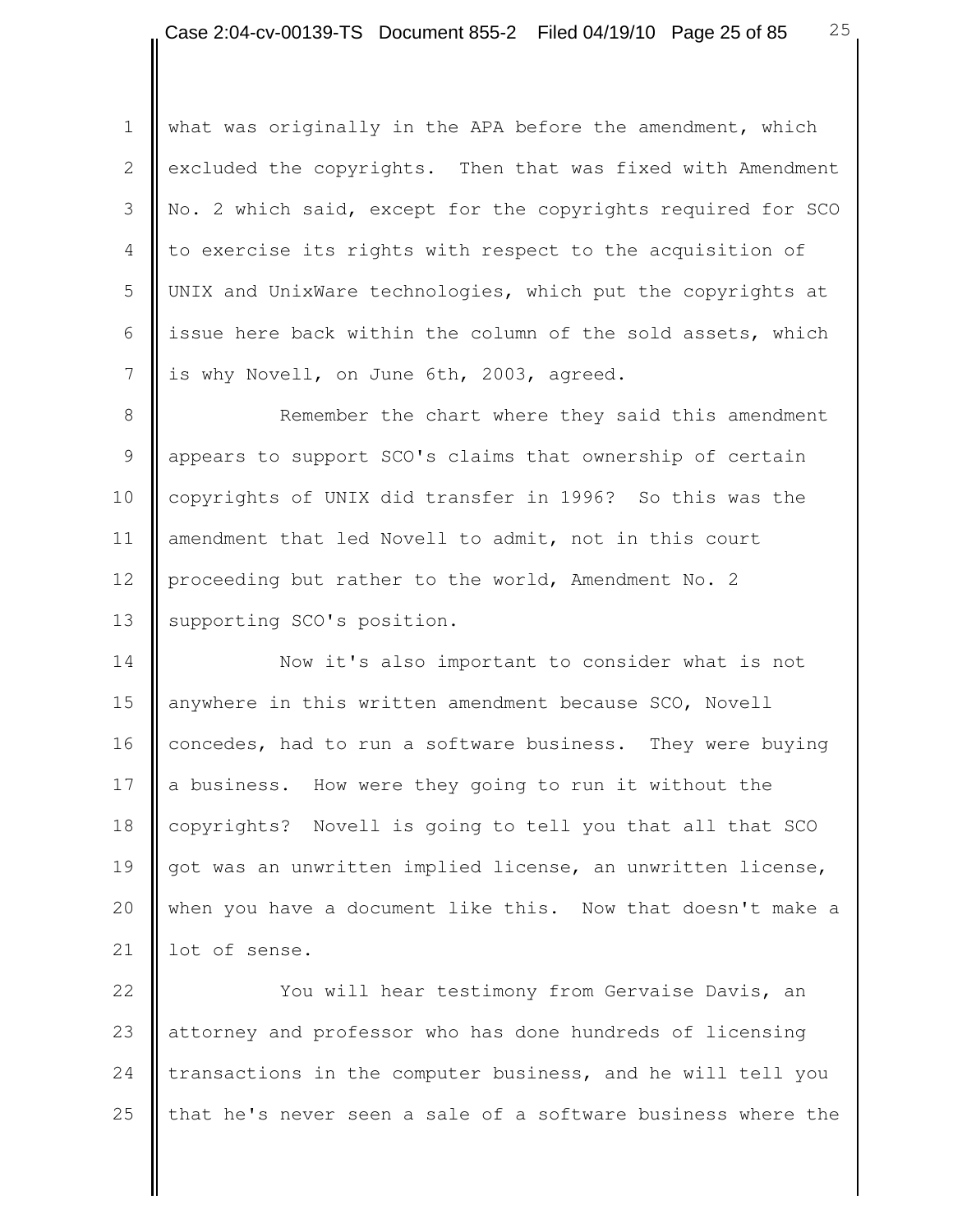what was originally in the APA before the amendment, which excluded the copyrights. Then that was fixed with Amendment No. 2 which said, except for the copyrights required for SCO to exercise its rights with respect to the acquisition of UNIX and UnixWare technologies, which put the copyrights at issue here back within the column of the sold assets, which is why Novell, on June 6th, 2003, agreed.

Remember the chart where they said this amendment appears to support SCO's claims that ownership of certain copyrights of UNIX did transfer in 1996? So this was the amendment that led Novell to admit, not in this court proceeding but rather to the world, Amendment No. 2 supporting SCO's position.

Now it's also important to consider what is not anywhere in this written amendment because SCO, Novell concedes, had to run a software business. They were buying a business. How were they going to run it without the copyrights? Novell is going to tell you that all that SCO got was an unwritten implied license, an unwritten license, when you have a document like this. Now that doesn't make a lot of sense.

You will hear testimony from Gervaise Davis, an attorney and professor who has done hundreds of licensing transactions in the computer business, and he will tell you that he's never seen a sale of a software business where the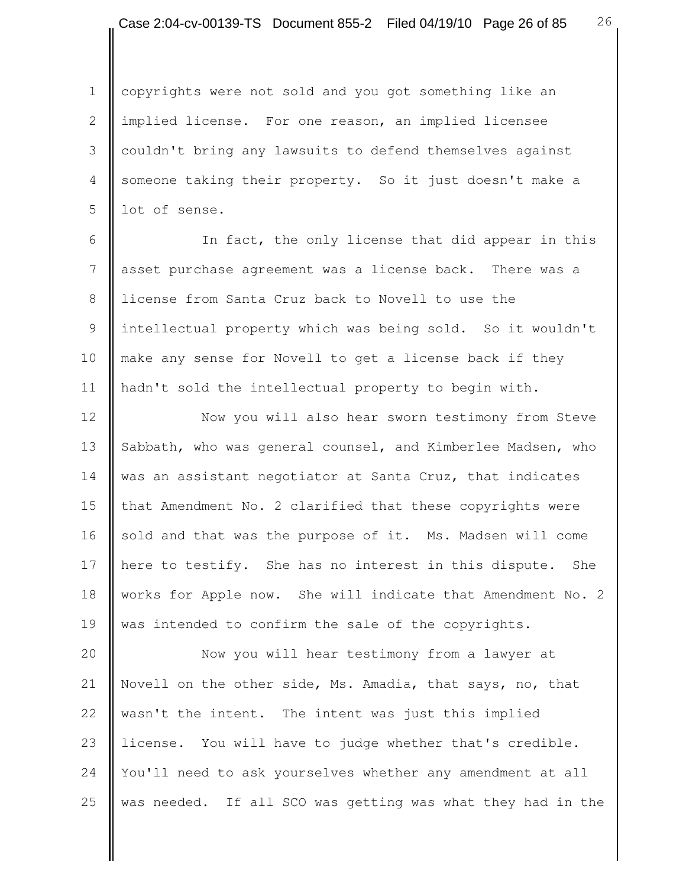copyrights were not sold and you got something like an implied license. For one reason, an implied licensee couldn't bring any lawsuits to defend themselves against someone taking their property. So it just doesn't make a lot of sense.

In fact, the only license that did appear in this asset purchase agreement was a license back. There was a license from Santa Cruz back to Novell to use the intellectual property which was being sold. So it wouldn't make any sense for Novell to get a license back if they hadn't sold the intellectual property to begin with.

Now you will also hear sworn testimony from Steve Sabbath, who was general counsel, and Kimberlee Madsen, who was an assistant negotiator at Santa Cruz, that indicates that Amendment No. 2 clarified that these copyrights were sold and that was the purpose of it. Ms. Madsen will come here to testify. She has no interest in this dispute. She works for Apple now. She will indicate that Amendment No. 2 was intended to confirm the sale of the copyrights.

Now you will hear testimony from a lawyer at Novell on the other side, Ms. Amadia, that says, no, that wasn't the intent. The intent was just this implied license. You will have to judge whether that's credible. You'll need to ask yourselves whether any amendment at all was needed. If all SCO was getting was what they had in the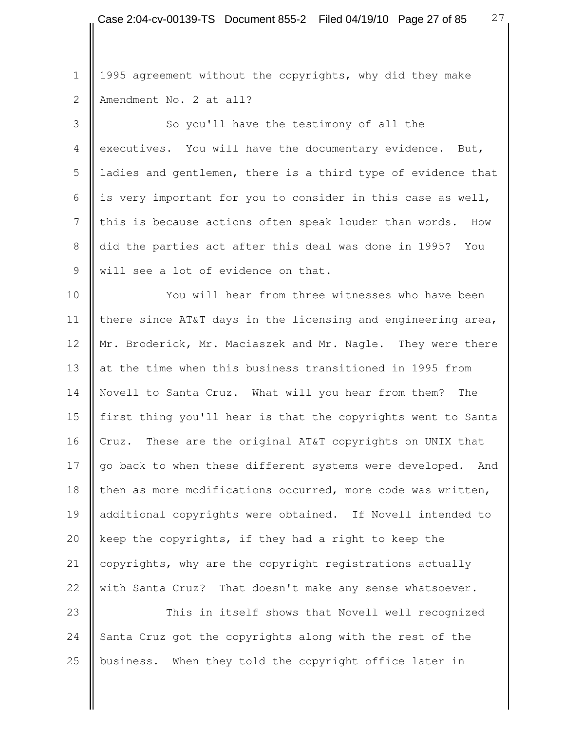1995 agreement without the copyrights, why did they make Amendment No. 2 at all?

So you'll have the testimony of all the executives. You will have the documentary evidence. But, ladies and gentlemen, there is a third type of evidence that is very important for you to consider in this case as well, this is because actions often speak louder than words. How did the parties act after this deal was done in 1995? You will see a lot of evidence on that.

You will hear from three witnesses who have been there since AT&T days in the licensing and engineering area, Mr. Broderick, Mr. Maciaszek and Mr. Nagle. They were there at the time when this business transitioned in 1995 from Novell to Santa Cruz. What will you hear from them? The first thing you'll hear is that the copyrights went to Santa Cruz. These are the original AT&T copyrights on UNIX that go back to when these different systems were developed. And then as more modifications occurred, more code was written, additional copyrights were obtained. If Novell intended to keep the copyrights, if they had a right to keep the copyrights, why are the copyright registrations actually with Santa Cruz? That doesn't make any sense whatsoever.

This in itself shows that Novell well recognized Santa Cruz got the copyrights along with the rest of the business. When they told the copyright office later in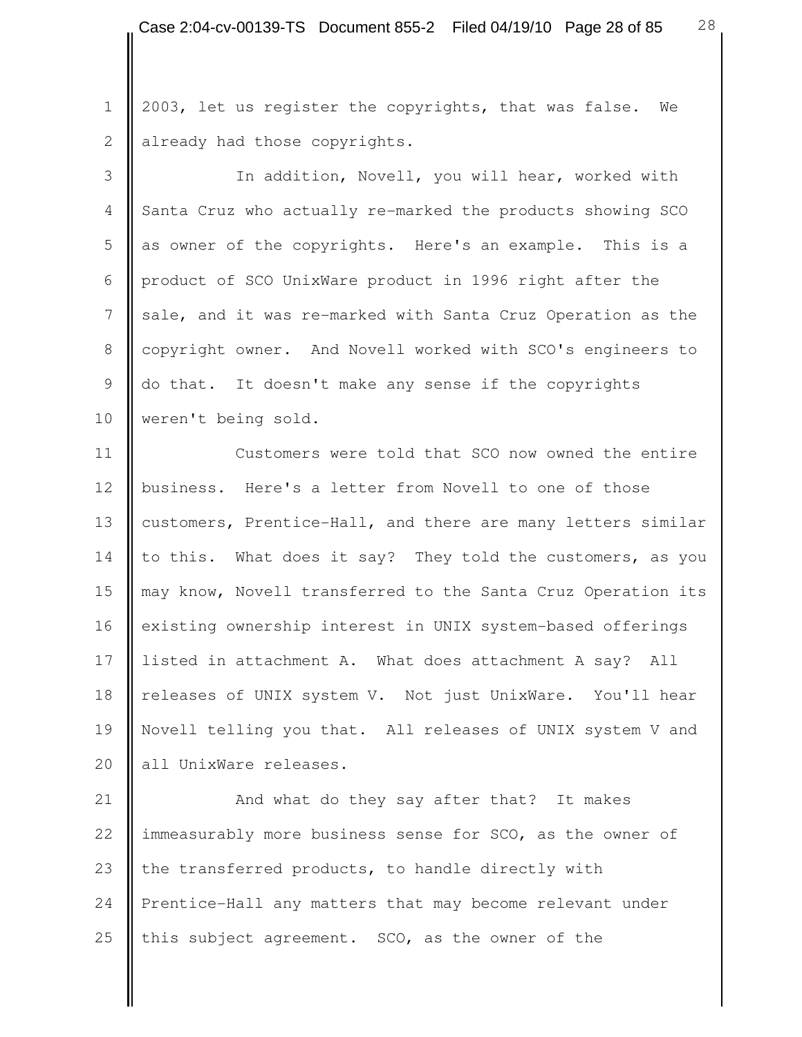2003, let us register the copyrights, that was false. We already had those copyrights.

In addition, Novell, you will hear, worked with Santa Cruz who actually re-marked the products showing SCO as owner of the copyrights. Here's an example. This is a product of SCO UnixWare product in 1996 right after the sale, and it was re-marked with Santa Cruz Operation as the copyright owner. And Novell worked with SCO's engineers to do that. It doesn't make any sense if the copyrights weren't being sold.

Customers were told that SCO now owned the entire business. Here's a letter from Novell to one of those customers, Prentice-Hall, and there are many letters similar to this. What does it say? They told the customers, as you may know, Novell transferred to the Santa Cruz Operation its existing ownership interest in UNIX system-based offerings listed in attachment A. What does attachment A say? All releases of UNIX system V. Not just UnixWare. You'll hear Novell telling you that. All releases of UNIX system V and all UnixWare releases.

And what do they say after that? It makes immeasurably more business sense for SCO, as the owner of the transferred products, to handle directly with Prentice-Hall any matters that may become relevant under this subject agreement. SCO, as the owner of the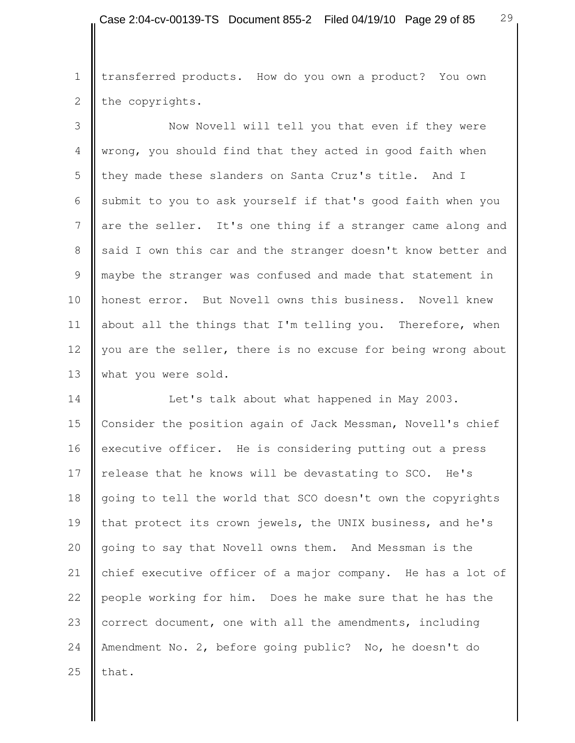transferred products. How do you own a product? You own the copyrights.

Now Novell will tell you that even if they were wrong, you should find that they acted in good faith when they made these slanders on Santa Cruz's title. And I submit to you to ask yourself if that's good faith when you are the seller. It's one thing if a stranger came along and said I own this car and the stranger doesn't know better and maybe the stranger was confused and made that statement in honest error. But Novell owns this business. Novell knew about all the things that I'm telling you. Therefore, when you are the seller, there is no excuse for being wrong about what you were sold.

Let's talk about what happened in May 2003. Consider the position again of Jack Messman, Novell's chief executive officer. He is considering putting out a press release that he knows will be devastating to SCO. He's going to tell the world that SCO doesn't own the copyrights that protect its crown jewels, the UNIX business, and he's going to say that Novell owns them. And Messman is the chief executive officer of a major company. He has a lot of people working for him. Does he make sure that he has the correct document, one with all the amendments, including Amendment No. 2, before going public? No, he doesn't do that.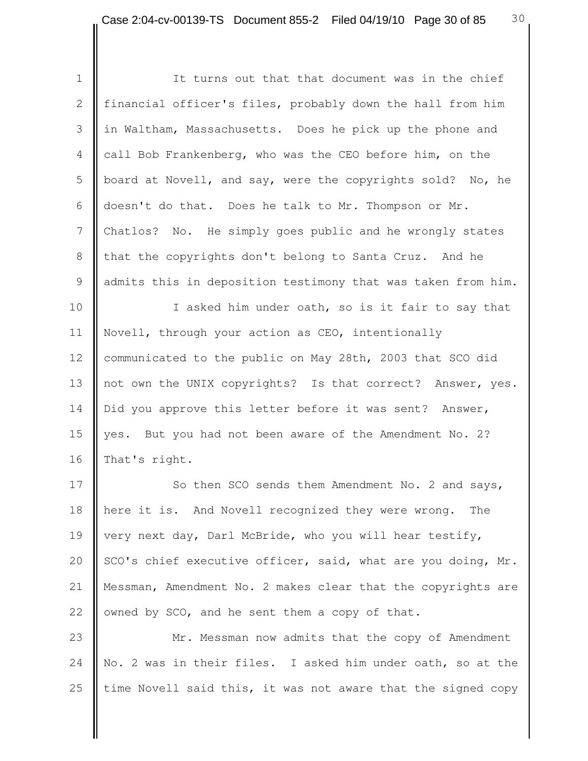It turns out that that document was in the chief financial officer's files, probably down the hall from him in Waltham, Massachusetts. Does he pick up the phone and call Bob Frankenberg, who was the CEO before him, on the board at Novell, and say, were the copyrights sold? No, he doesn't do that. Does he talk to Mr. Thompson or Mr. Chatlos? No. He simply goes public and he wrongly states that the copyrights don't belong to Santa Cruz. And he admits this in deposition testimony that was taken from him.

I asked him under oath, so is it fair to say that Novell, through your action as CEO, intentionally communicated to the public on May 28th, 2003 that SCO did not own the UNIX copyrights? Is that correct? Answer, yes. Did you approve this letter before it was sent? Answer, yes. But you had not been aware of the Amendment No. 2? That's right.

So then SCO sends them Amendment No. 2 and says, here it is. And Novell recognized they were wrong. The very next day, Darl McBride, who you will hear testify, SCO's chief executive officer, said, what are you doing, Mr. Messman, Amendment No. 2 makes clear that the copyrights are owned by SCO, and he sent them a copy of that.

Mr. Messman now admits that the copy of Amendment No. 2 was in their files. I asked him under oath, so at the time Novell said this, it was not aware that the signed copy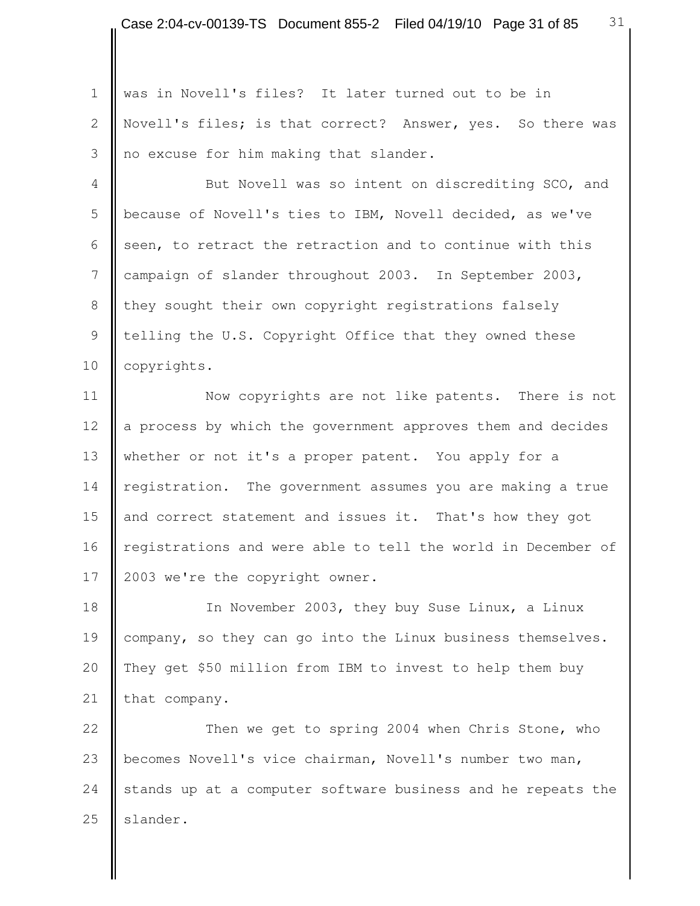was in Novell's files? It later turned out to be in Novell's files; is that correct? Answer, yes. So there was no excuse for him making that slander.

But Novell was so intent on discrediting SCO, and because of Novell's ties to IBM, Novell decided, as we've seen, to retract the retraction and to continue with this campaign of slander throughout 2003. In September 2003, they sought their own copyright registrations falsely telling the U.S. Copyright Office that they owned these copyrights.

Now copyrights are not like patents. There is not a process by which the government approves them and decides whether or not it's a proper patent. You apply for a registration. The government assumes you are making a true and correct statement and issues it. That's how they got registrations and were able to tell the world in December of 2003 we're the copyright owner.

In November 2003, they buy Suse Linux, a Linux company, so they can go into the Linux business themselves. They get $50 million from IBM to invest to help them buy that company.

Then we get to spring 2004 when Chris Stone, who becomes Novell's vice chairman, Novell's number two man, stands up at a computer software business and he repeats the slander.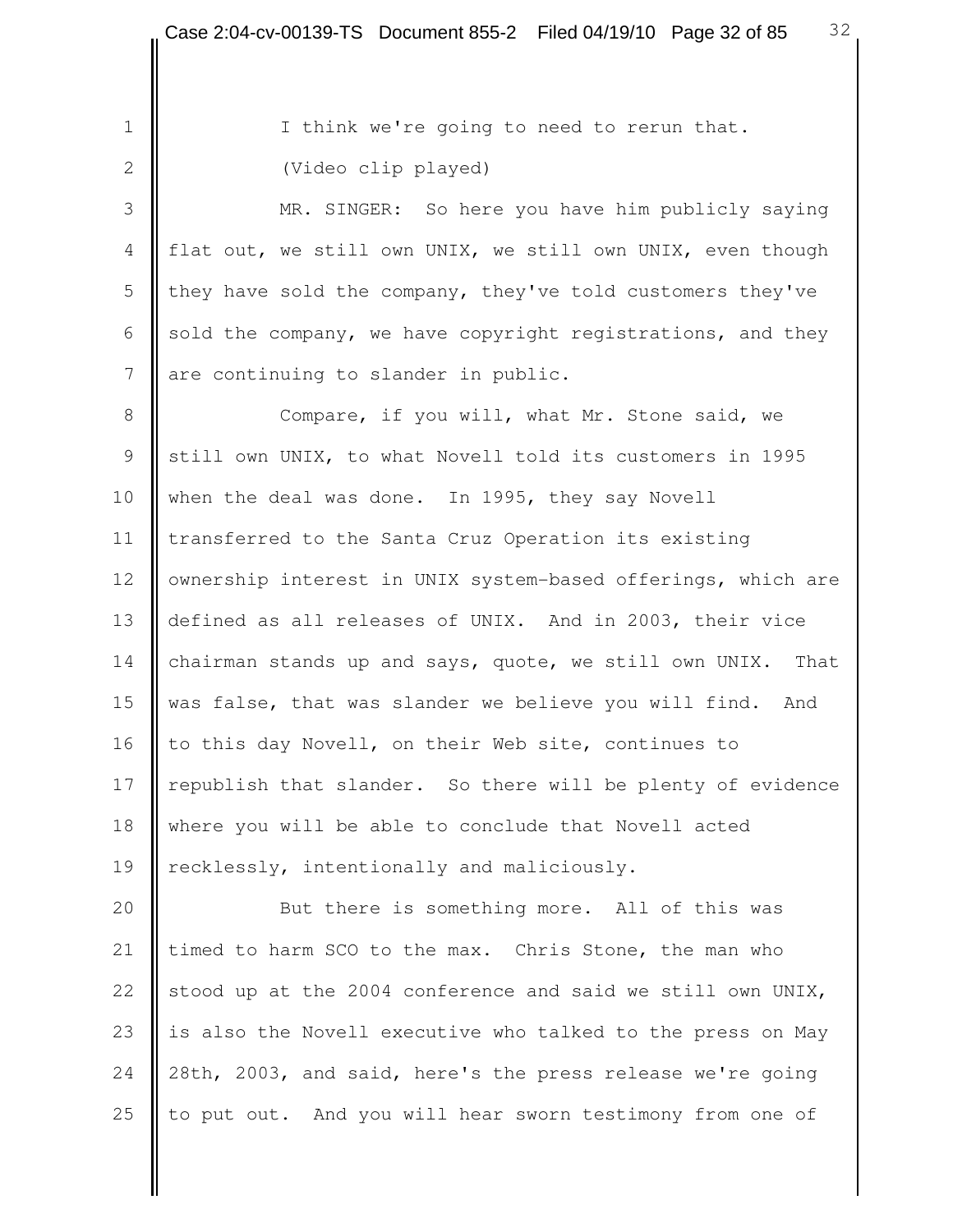I think we're going to need to rerun that.

(Video clip played)

MR. SINGER: So here you have him publicly saying flat out, we still own UNIX, we still own UNIX, even though they have sold the company, they've told customers they've sold the company, we have copyright registrations, and they are continuing to slander in public.

Compare, if you will, what Mr. Stone said, we still own UNIX, to what Novell told its customers in 1995 when the deal was done. In 1995, they say Novell transferred to the Santa Cruz Operation its existing ownership interest in UNIX system-based offerings, which are defined as all releases of UNIX. And in 2003, their vice chairman stands up and says, quote, we still own UNIX. That was false, that was slander we believe you will find. And to this day Novell, on their Web site, continues to republish that slander. So there will be plenty of evidence where you will be able to conclude that Novell acted recklessly, intentionally and maliciously.

But there is something more. All of this was timed to harm SCO to the max. Chris Stone, the man who stood up at the 2004 conference and said we still own UNIX, is also the Novell executive who talked to the press on May 28th, 2003, and said, here's the press release we're going to put out. And you will hear sworn testimony from one of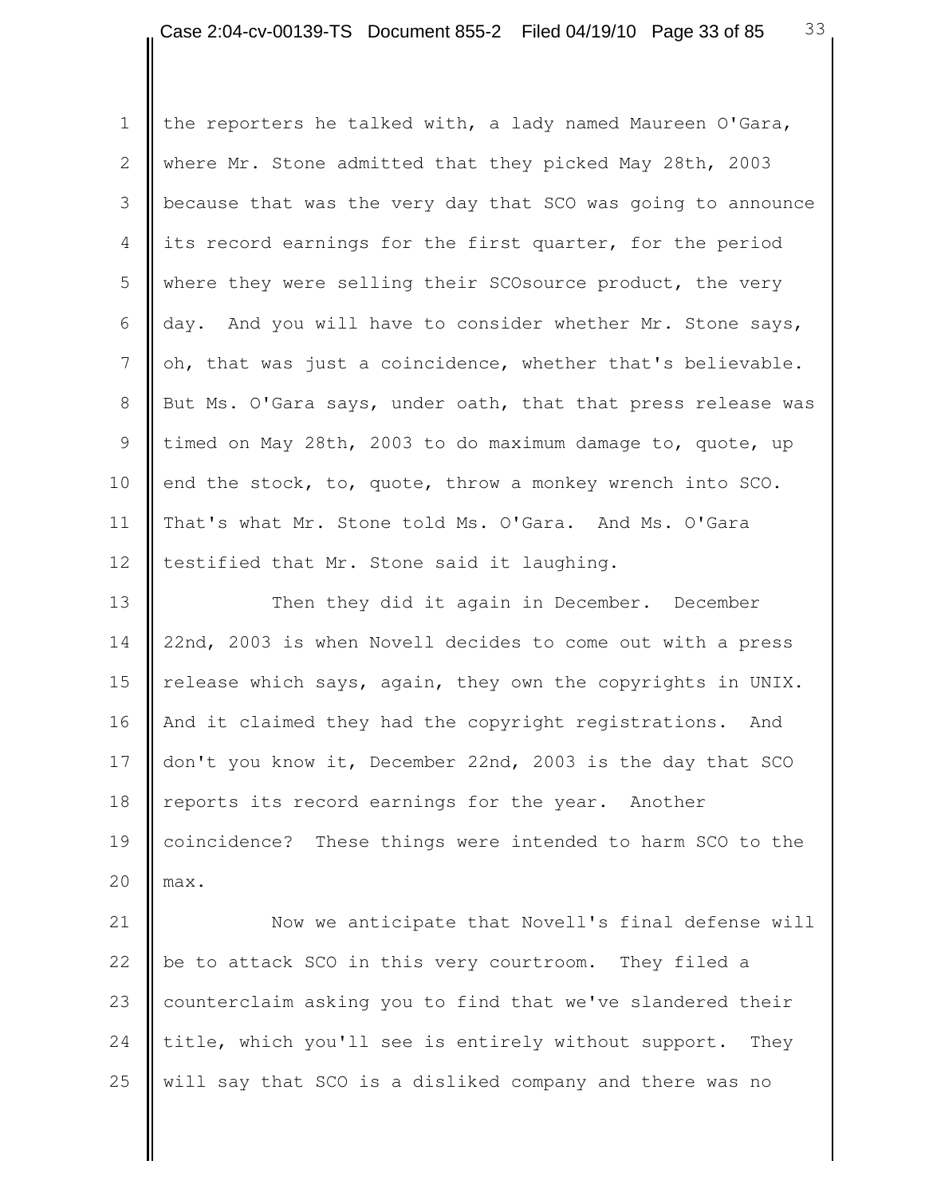the reporters he talked with, a lady named Maureen O'Gara, where Mr. Stone admitted that they picked May 28th, 2003 because that was the very day that SCO was going to announce its record earnings for the first quarter, for the period where they were selling their SCOsource product, the very day. And you will have to consider whether Mr. Stone says, oh, that was just a coincidence, whether that's believable. But Ms. O'Gara says, under oath, that that press release was timed on May 28th, 2003 to do maximum damage to, quote, up end the stock, to, quote, throw a monkey wrench into SCO. That's what Mr. Stone told Ms. O'Gara. And Ms. O'Gara testified that Mr. Stone said it laughing.

Then they did it again in December. December 22nd, 2003 is when Novell decides to come out with a press release which says, again, they own the copyrights in UNIX. And it claimed they had the copyright registrations. And don't you know it, December 22nd, 2003 is the day that SCO reports its record earnings for the year. Another coincidence? These things were intended to harm SCO to the max.

Now we anticipate that Novell's final defense will be to attack SCO in this very courtroom. They filed a counterclaim asking you to find that we've slandered their title, which you'll see is entirely without support. They will say that SCO is a disliked company and there was no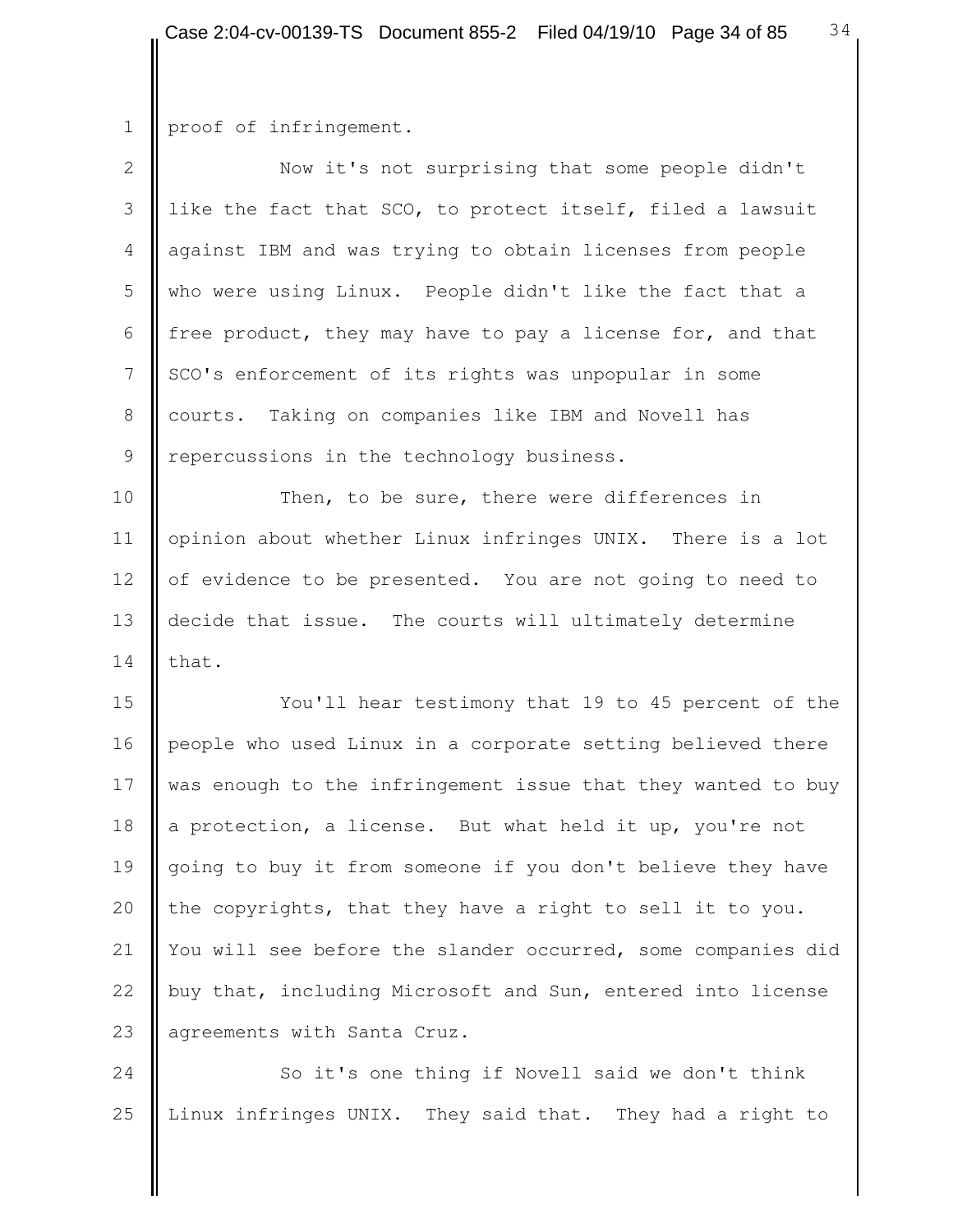proof of infringement.

Now it's not surprising that some people didn't like the fact that SCO, to protect itself, filed a lawsuit against IBM and was trying to obtain licenses from people who were using Linux. People didn't like the fact that a free product, they may have to pay a license for, and that SCO's enforcement of its rights was unpopular in some courts. Taking on companies like IBM and Novell has repercussions in the technology business.

Then, to be sure, there were differences in opinion about whether Linux infringes UNIX. There is a lot of evidence to be presented. You are not going to need to decide that issue. The courts will ultimately determine that.

You'll hear testimony that 19 to 45 percent of the people who used Linux in a corporate setting believed there was enough to the infringement issue that they wanted to buy a protection, a license. But what held it up, you're not going to buy it from someone if you don't believe they have the copyrights, that they have a right to sell it to you. You will see before the slander occurred, some companies did buy that, including Microsoft and Sun, entered into license agreements with Santa Cruz.

So it's one thing if Novell said we don't think Linux infringes UNIX. They said that. They had a right to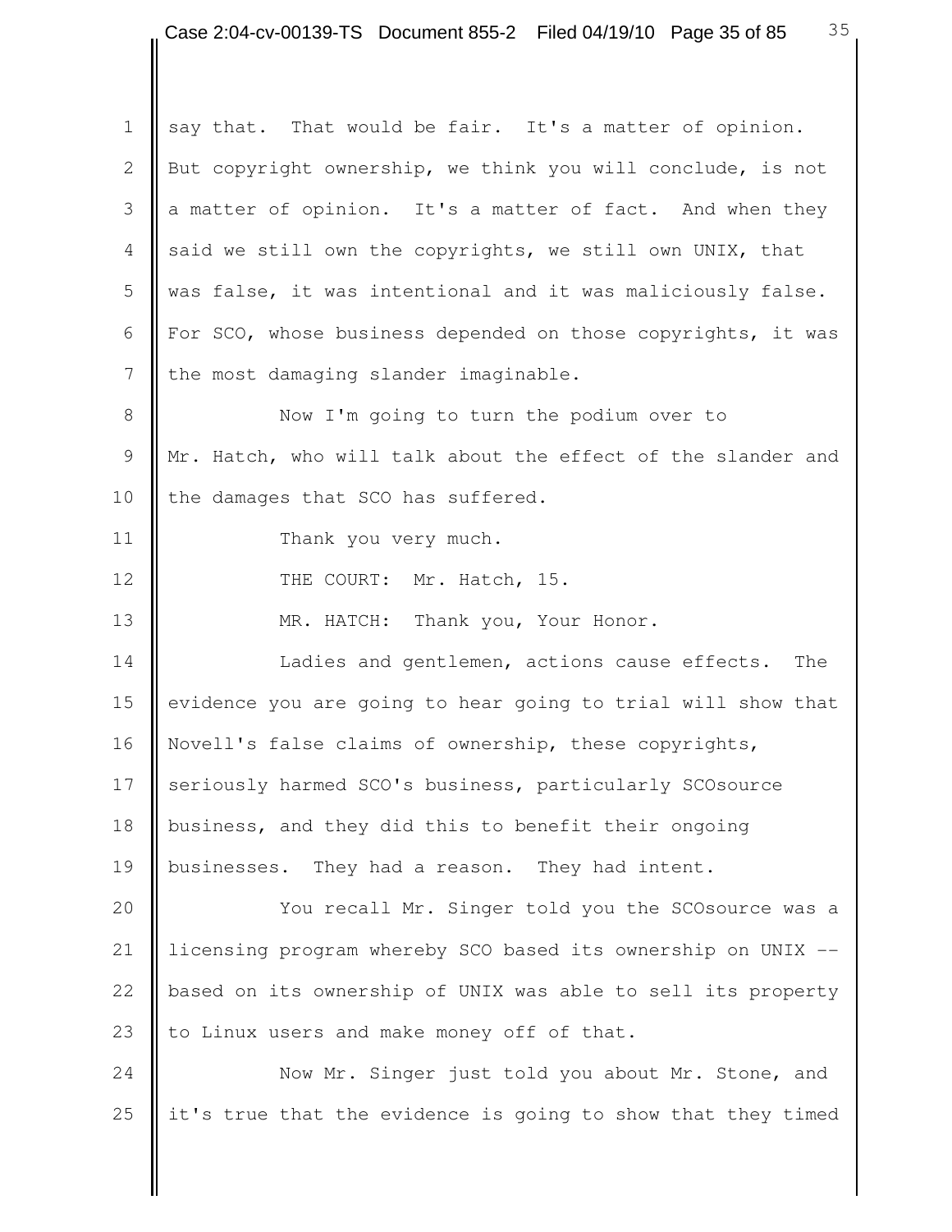say that. That would be fair. It's a matter of opinion. But copyright ownership, we think you will conclude, is not a matter of opinion. It's a matter of fact. And when they said we still own the copyrights, we still own UNIX, that was false, it was intentional and it was maliciously false. For SCO, whose business depended on those copyrights, it was the most damaging slander imaginable.

Now I'm going to turn the podium over to Mr. Hatch, who will talk about the effect of the slander and the damages that SCO has suffered.

Thank you very much.

THE COURT: Mr. Hatch, 15.

MR. HATCH: Thank you, Your Honor.

Ladies and gentlemen, actions cause effects. The evidence you are going to hear going to trial will show that Novell's false claims of ownership, these copyrights, seriously harmed SCO's business, particularly SCOsource business, and they did this to benefit their ongoing businesses. They had a reason. They had intent.

You recall Mr. Singer told you the SCOsource was a licensing program whereby SCO based its ownership on UNIX -- based on its ownership of UNIX was able to sell its property to Linux users and make money off of that.

Now Mr. Singer just told you about Mr. Stone, and it's true that the evidence is going to show that they timed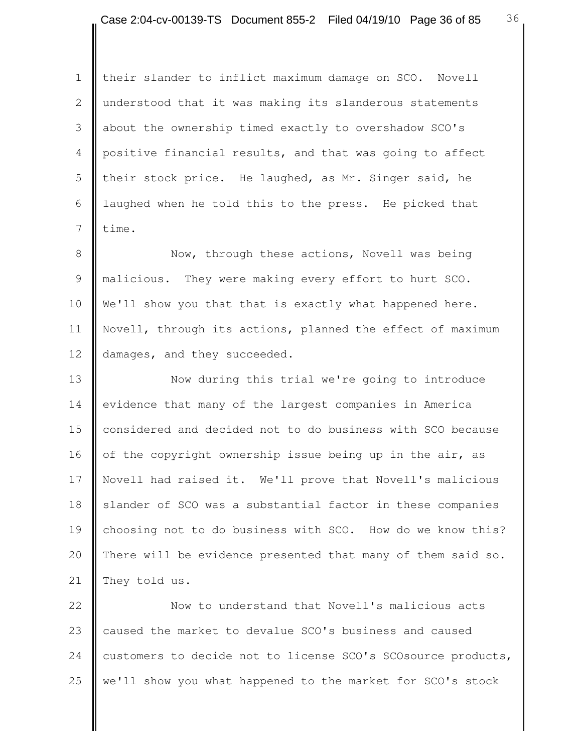their slander to inflict maximum damage on SCO. Novell understood that it was making its slanderous statements about the ownership timed exactly to overshadow SCO's positive financial results, and that was going to affect their stock price. He laughed, as Mr. Singer said, he laughed when he told this to the press. He picked that time.

Now, through these actions, Novell was being malicious. They were making every effort to hurt SCO. We'll show you that that is exactly what happened here. Novell, through its actions, planned the effect of maximum damages, and they succeeded.

Now during this trial we're going to introduce evidence that many of the largest companies in America considered and decided not to do business with SCO because of the copyright ownership issue being up in the air, as Novell had raised it. We'll prove that Novell's malicious slander of SCO was a substantial factor in these companies choosing not to do business with SCO. How do we know this? There will be evidence presented that many of them said so. They told us.

Now to understand that Novell's malicious acts caused the market to devalue SCO's business and caused customers to decide not to license SCO's SCOsource products, we'll show you what happened to the market for SCO's stock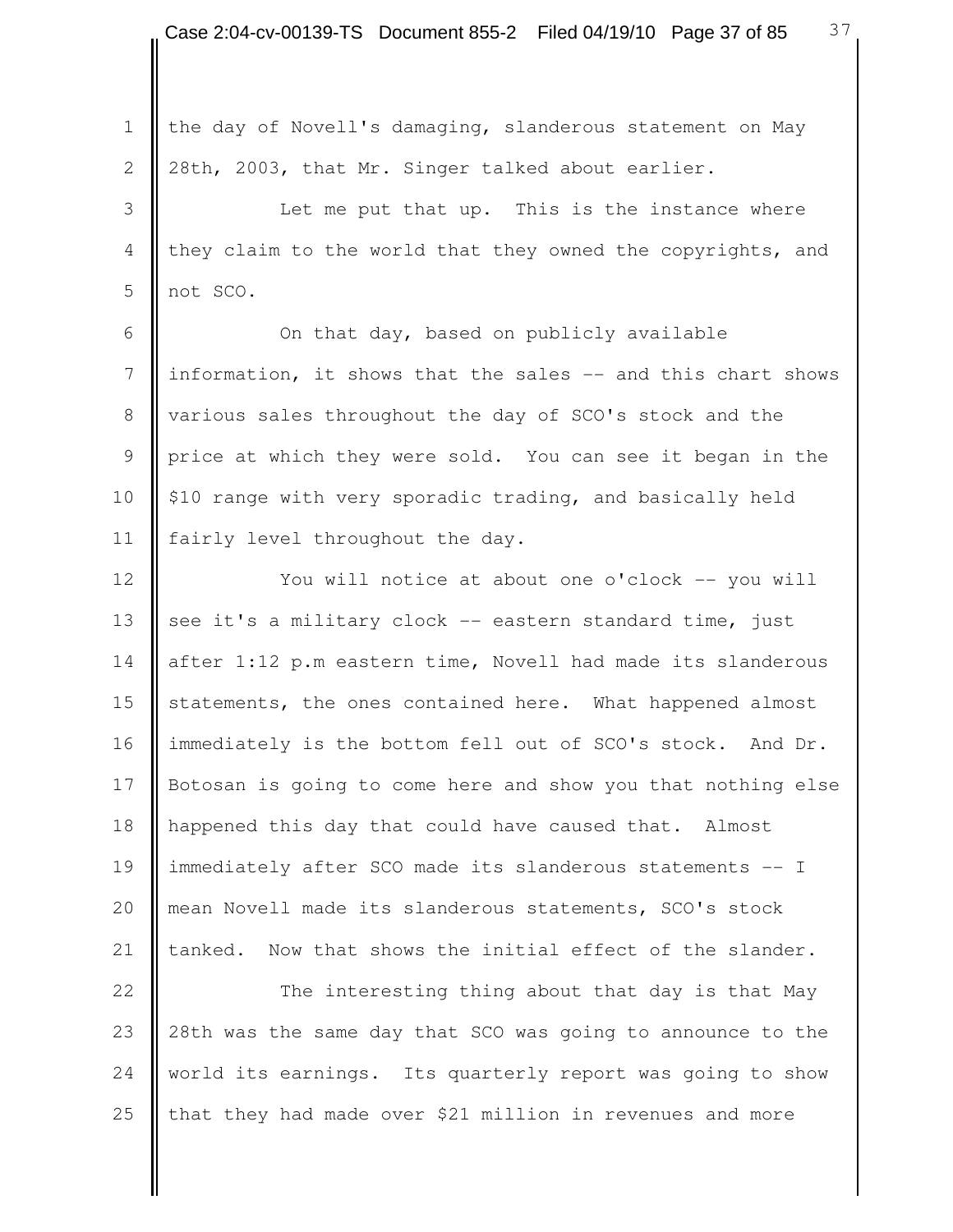the day of Novell's damaging, slanderous statement on May 28th, 2003, that Mr. Singer talked about earlier.

Let me put that up. This is the instance where they claim to the world that they owned the copyrights, and not SCO.

On that day, based on publicly available information, it shows that the sales -- and this chart shows various sales throughout the day of SCO's stock and the price at which they were sold. You can see it began in the $10 range with very sporadic trading, and basically held fairly level throughout the day.

You will notice at about one o'clock -- you will see it's a military clock -- eastern standard time, just after 1:12 p.m eastern time, Novell had made its slanderous statements, the ones contained here. What happened almost immediately is the bottom fell out of SCO's stock. And Dr. Botosan is going to come here and show you that nothing else happened this day that could have caused that. Almost immediately after SCO made its slanderous statements -- I mean Novell made its slanderous statements, SCO's stock tanked. Now that shows the initial effect of the slander.

The interesting thing about that day is that May 28th was the same day that SCO was going to announce to the world its earnings. Its quarterly report was going to show that they had made over $21 million in revenues and more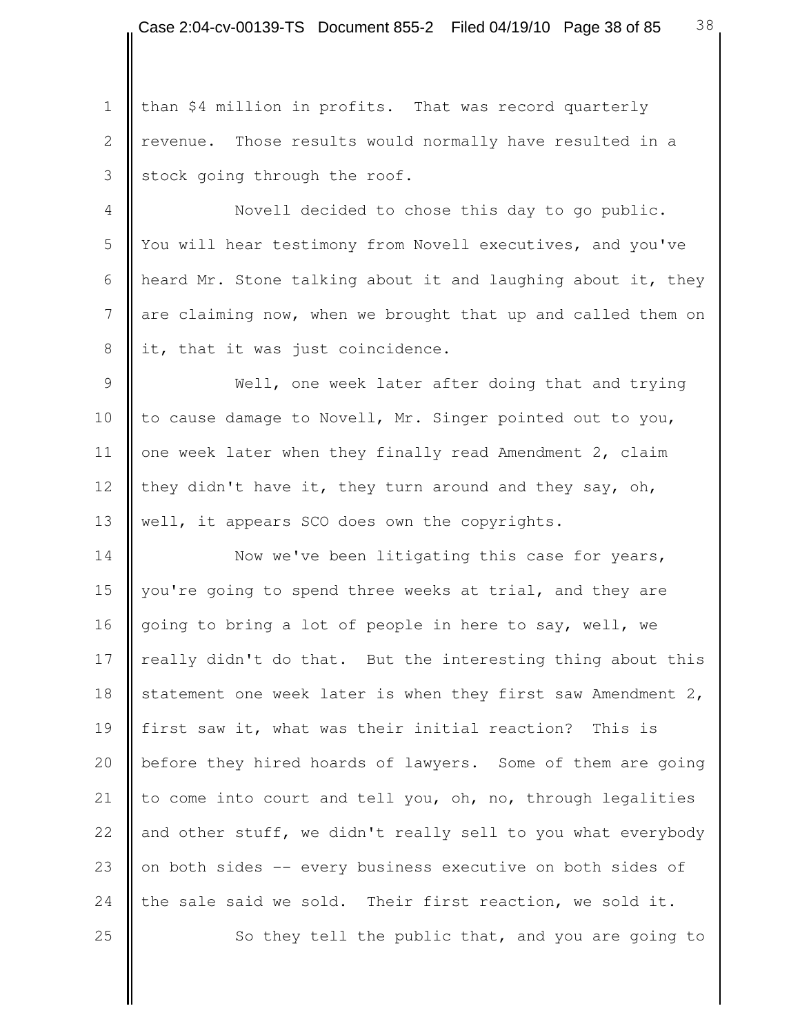than $4 million in profits. That was record quarterly revenue. Those results would normally have resulted in a stock going through the roof.

Novell decided to chose this day to go public. You will hear testimony from Novell executives, and you've heard Mr. Stone talking about it and laughing about it, they are claiming now, when we brought that up and called them on it, that it was just coincidence.

Well, one week later after doing that and trying to cause damage to Novell, Mr. Singer pointed out to you, one week later when they finally read Amendment 2, claim they didn't have it, they turn around and they say, oh, well, it appears SCO does own the copyrights.

Now we've been litigating this case for years, you're going to spend three weeks at trial, and they are going to bring a lot of people in here to say, well, we really didn't do that. But the interesting thing about this statement one week later is when they first saw Amendment 2, first saw it, what was their initial reaction? This is before they hired hoards of lawyers. Some of them are going to come into court and tell you, oh, no, through legalities and other stuff, we didn't really sell to you what everybody on both sides -- every business executive on both sides of the sale said we sold. Their first reaction, we sold it.

So they tell the public that, and you are going to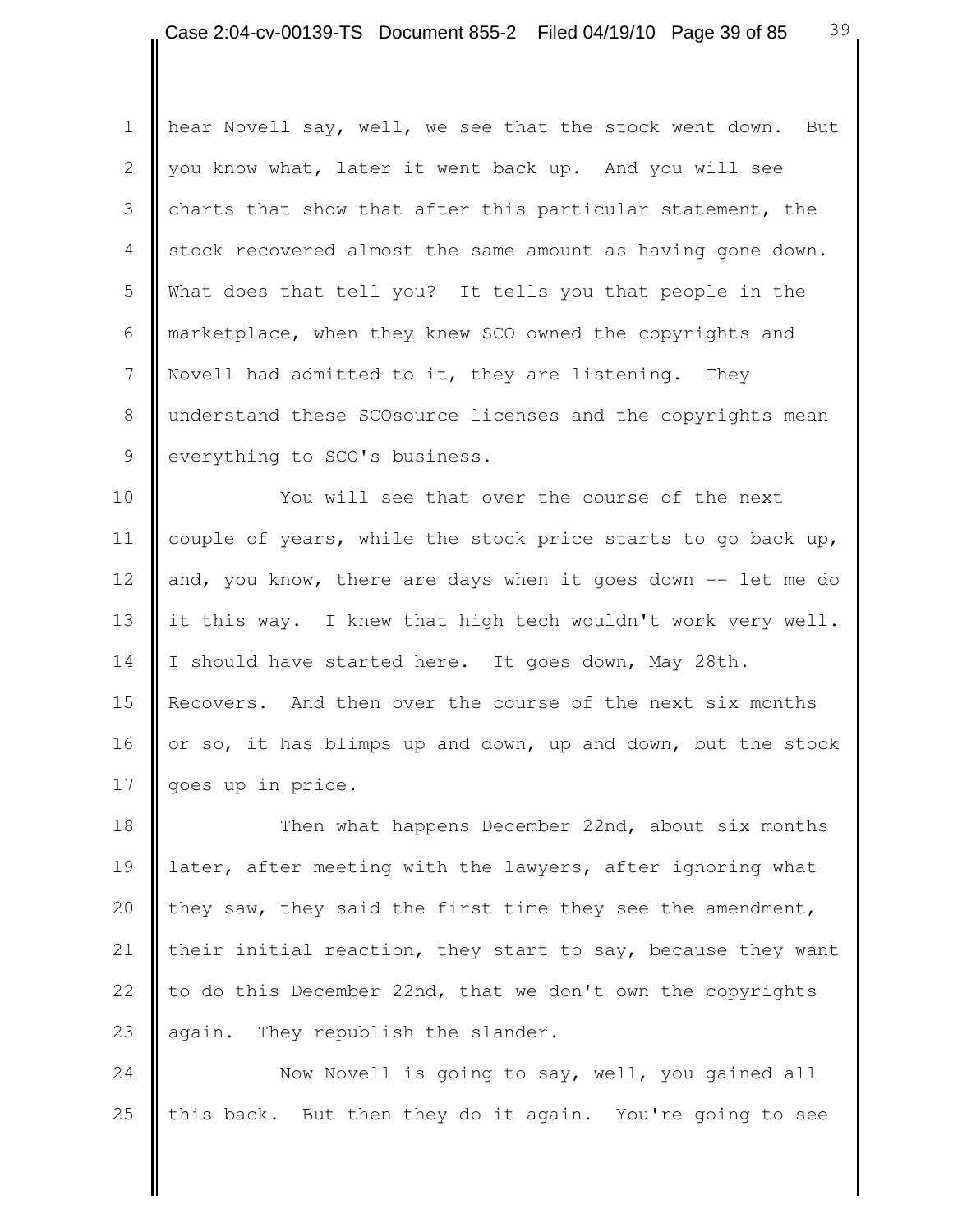hear Novell say, well, we see that the stock went down. But you know what, later it went back up. And you will see charts that show that after this particular statement, the stock recovered almost the same amount as having gone down. What does that tell you? It tells you that people in the marketplace, when they knew SCO owned the copyrights and Novell had admitted to it, they are listening. They understand these SCOsource licenses and the copyrights mean everything to SCO's business.

You will see that over the course of the next couple of years, while the stock price starts to go back up, and, you know, there are days when it goes down -- let me do it this way. I knew that high tech wouldn't work very well. I should have started here. It goes down, May 28th. Recovers. And then over the course of the next six months or so, it has blimps up and down, up and down, but the stock goes up in price.

Then what happens December 22nd, about six months later, after meeting with the lawyers, after ignoring what they saw, they said the first time they see the amendment, their initial reaction, they start to say, because they want to do this December 22nd, that we don't own the copyrights again. They republish the slander.

Now Novell is going to say, well, you gained all this back. But then they do it again. You're going to see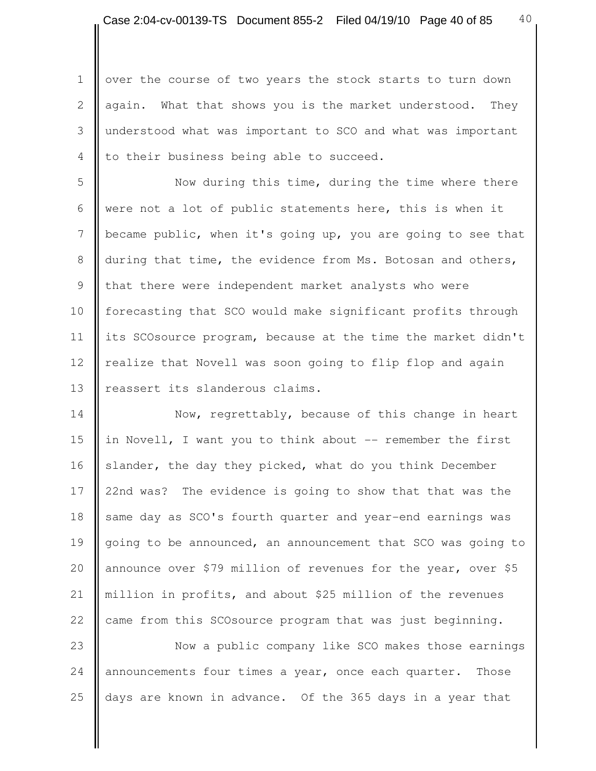over the course of two years the stock starts to turn down again. What that shows you is the market understood. They understood what was important to SCO and what was important to their business being able to succeed.

Now during this time, during the time where there were not a lot of public statements here, this is when it became public, when it's going up, you are going to see that during that time, the evidence from Ms. Botosan and others, that there were independent market analysts who were forecasting that SCO would make significant profits through its SCOsource program, because at the time the market didn't realize that Novell was soon going to flip flop and again reassert its slanderous claims.

Now, regrettably, because of this change in heart in Novell, I want you to think about -- remember the first slander, the day they picked, what do you think December 22nd was? The evidence is going to show that that was the same day as SCO's fourth quarter and year-end earnings was going to be announced, an announcement that SCO was going to announce over $79 million of revenues for the year, over $5 million in profits, and about $25 million of the revenues came from this SCOsource program that was just beginning.

Now a public company like SCO makes those earnings announcements four times a year, once each quarter. Those days are known in advance. Of the 365 days in a year that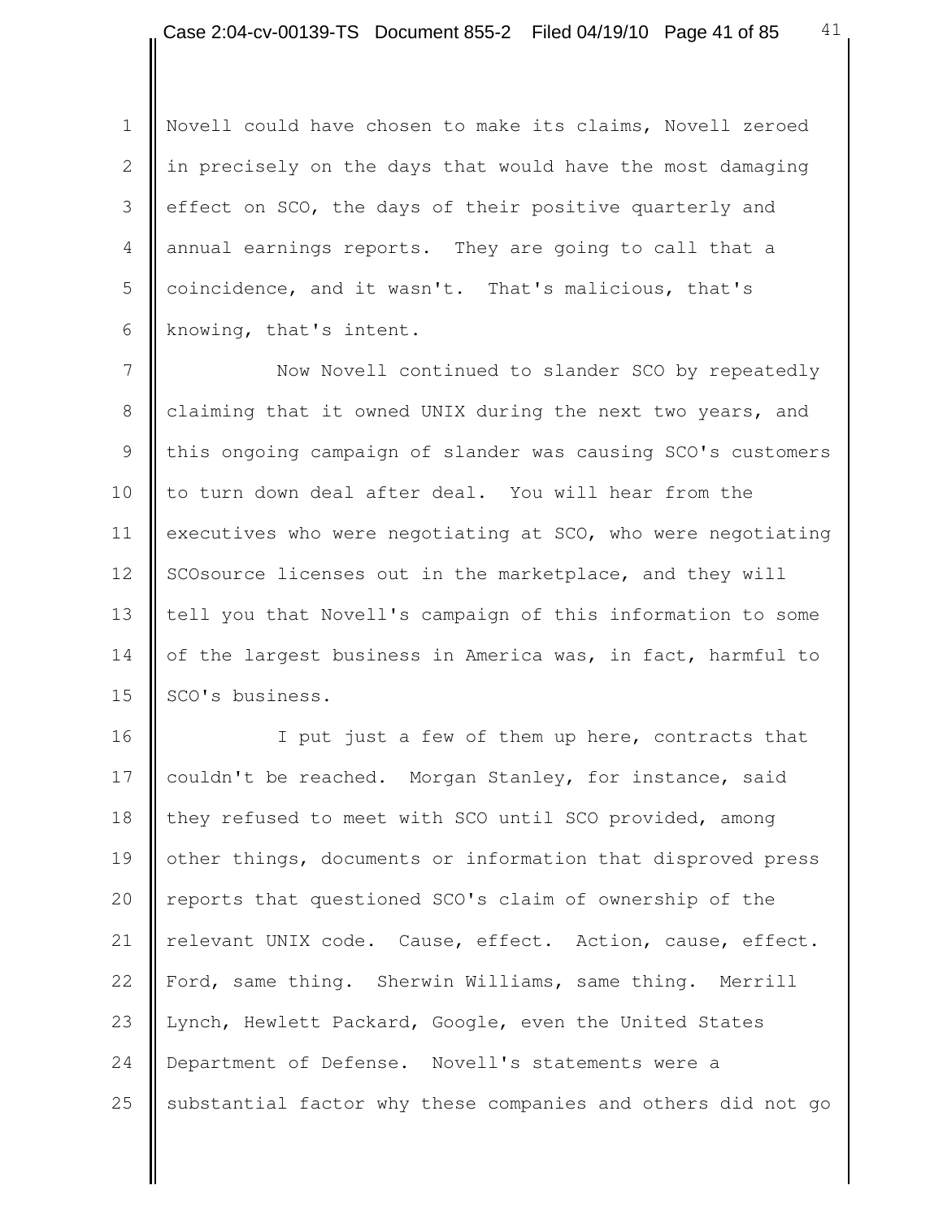Novell could have chosen to make its claims, Novell zeroed in precisely on the days that would have the most damaging effect on SCO, the days of their positive quarterly and annual earnings reports. They are going to call that a coincidence, and it wasn't. That's malicious, that's knowing, that's intent.

Now Novell continued to slander SCO by repeatedly claiming that it owned UNIX during the next two years, and this ongoing campaign of slander was causing SCO's customers to turn down deal after deal. You will hear from the executives who were negotiating at SCO, who were negotiating SCOsource licenses out in the marketplace, and they will tell you that Novell's campaign of this information to some of the largest business in America was, in fact, harmful to SCO's business.

I put just a few of them up here, contracts that couldn't be reached. Morgan Stanley, for instance, said they refused to meet with SCO until SCO provided, among other things, documents or information that disproved press reports that questioned SCO's claim of ownership of the relevant UNIX code. Cause, effect. Action, cause, effect. Ford, same thing. Sherwin Williams, same thing. Merrill Lynch, Hewlett Packard, Google, even the United States Department of Defense. Novell's statements were a substantial factor why these companies and others did not go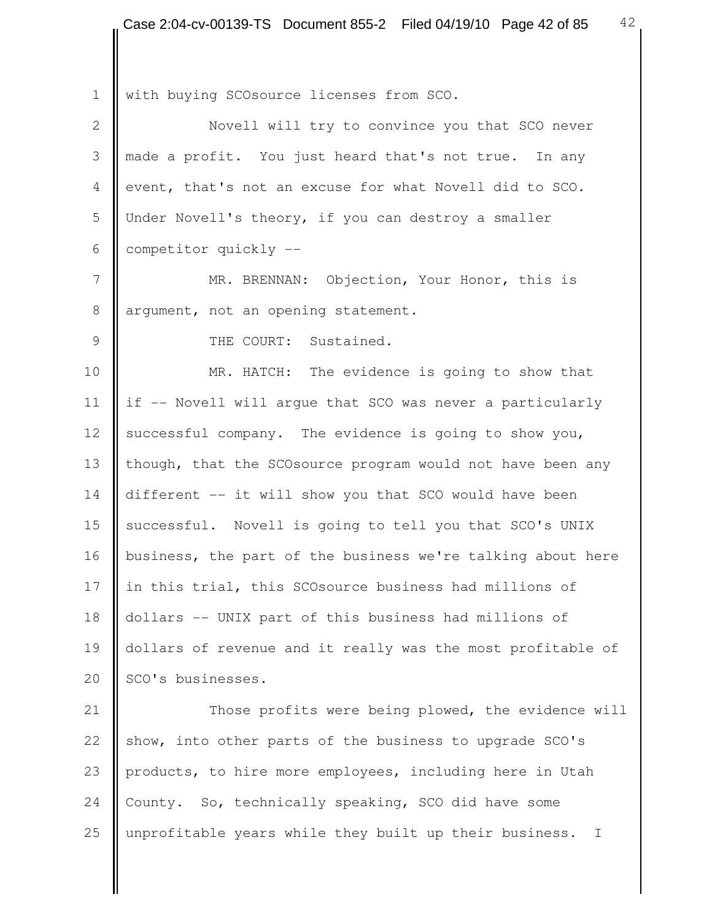with buying SCOsource licenses from SCO.

Novell will try to convince you that SCO never made a profit. You just heard that's not true. In any event, that's not an excuse for what Novell did to SCO. Under Novell's theory, if you can destroy a smaller competitor quickly --

MR. BRENNAN: Objection, Your Honor, this is argument, not an opening statement.

THE COURT: Sustained.

MR. HATCH: The evidence is going to show that if -- Novell will argue that SCO was never a particularly successful company. The evidence is going to show you, though, that the SCOsource program would not have been any different -- it will show you that SCO would have been successful. Novell is going to tell you that SCO's UNIX business, the part of the business we're talking about here in this trial, this SCOsource business had millions of dollars -- UNIX part of this business had millions of dollars of revenue and it really was the most profitable of SCO's businesses.

Those profits were being plowed, the evidence will show, into other parts of the business to upgrade SCO's products, to hire more employees, including here in Utah County. So, technically speaking, SCO did have some unprofitable years while they built up their business. I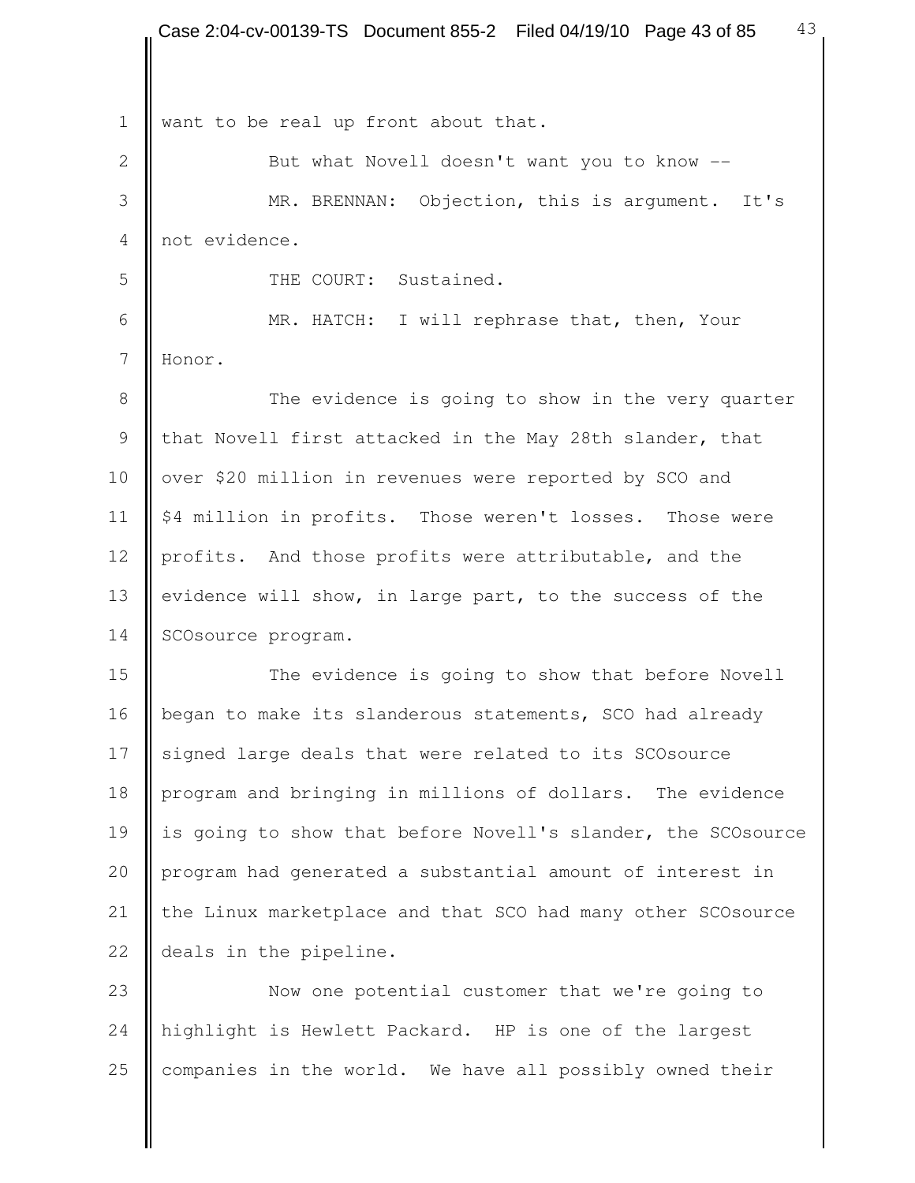want to be real up front about that.

But what Novell doesn't want you to know --

MR. BRENNAN: Objection, this is argument. It's not evidence.

THE COURT: Sustained.

MR. HATCH: I will rephrase that, then, Your Honor.

The evidence is going to show in the very quarter that Novell first attacked in the May 28th slander, that over $20 million in revenues were reported by SCO and $4 million in profits. Those weren't losses. Those were profits. And those profits were attributable, and the evidence will show, in large part, to the success of the SCOsource program.

The evidence is going to show that before Novell began to make its slanderous statements, SCO had already signed large deals that were related to its SCOsource program and bringing in millions of dollars. The evidence is going to show that before Novell's slander, the SCOsource program had generated a substantial amount of interest in the Linux marketplace and that SCO had many other SCOsource deals in the pipeline.

Now one potential customer that we're going to highlight is Hewlett Packard. HP is one of the largest companies in the world. We have all possibly owned their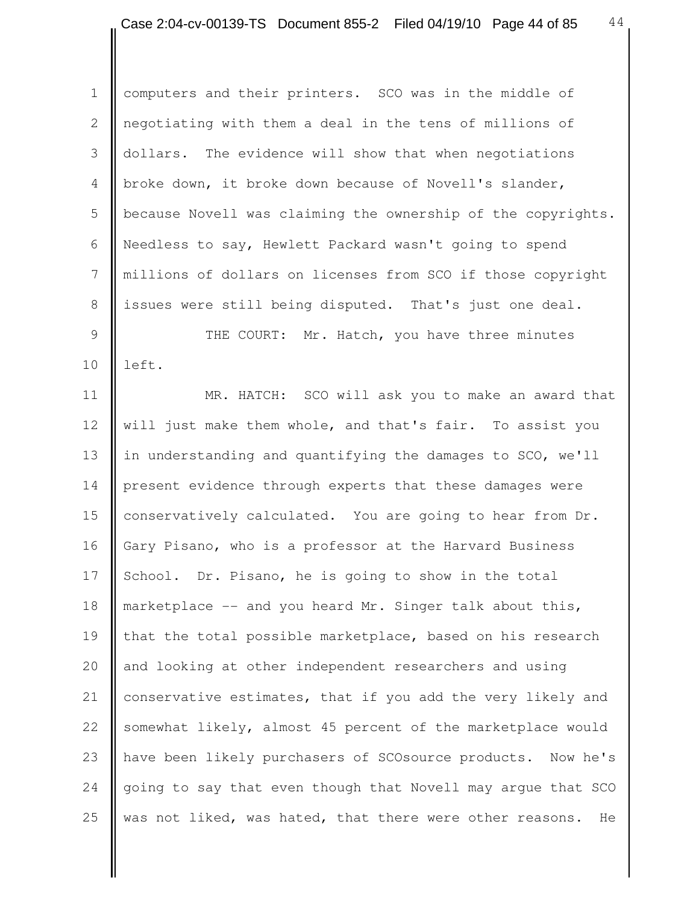computers and their printers. SCO was in the middle of negotiating with them a deal in the tens of millions of dollars. The evidence will show that when negotiations broke down, it broke down because of Novell's slander, because Novell was claiming the ownership of the copyrights. Needless to say, Hewlett Packard wasn't going to spend millions of dollars on licenses from SCO if those copyright issues were still being disputed. That's just one deal.

THE COURT: Mr. Hatch, you have three minutes left.

MR. HATCH: SCO will ask you to make an award that will just make them whole, and that's fair. To assist you in understanding and quantifying the damages to SCO, we'll present evidence through experts that these damages were conservatively calculated. You are going to hear from Dr. Gary Pisano, who is a professor at the Harvard Business School. Dr. Pisano, he is going to show in the total marketplace -- and you heard Mr. Singer talk about this, that the total possible marketplace, based on his research and looking at other independent researchers and using conservative estimates, that if you add the very likely and somewhat likely, almost 45 percent of the marketplace would have been likely purchasers of SCOsource products. Now he's going to say that even though that Novell may argue that SCO was not liked, was hated, that there were other reasons. He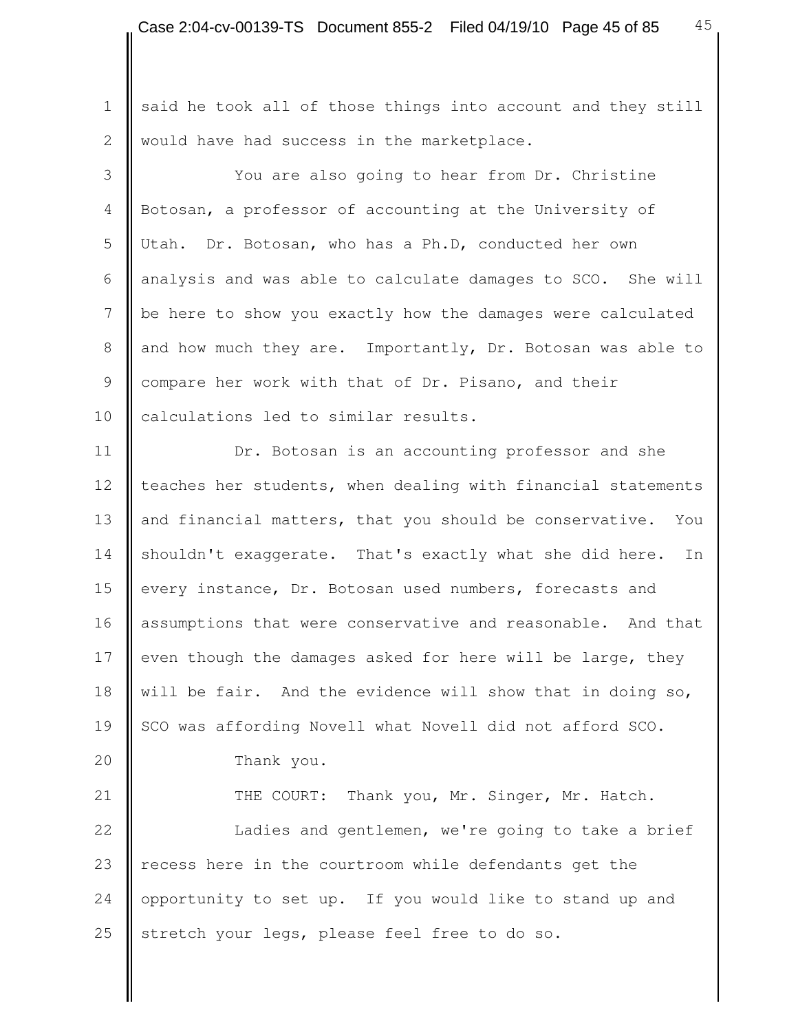said he took all of those things into account and they still would have had success in the marketplace.

You are also going to hear from Dr. Christine Botosan, a professor of accounting at the University of Utah. Dr. Botosan, who has a Ph.D, conducted her own analysis and was able to calculate damages to SCO. She will be here to show you exactly how the damages were calculated and how much they are. Importantly, Dr. Botosan was able to compare her work with that of Dr. Pisano, and their calculations led to similar results.

Dr. Botosan is an accounting professor and she teaches her students, when dealing with financial statements and financial matters, that you should be conservative. You shouldn't exaggerate. That's exactly what she did here. In every instance, Dr. Botosan used numbers, forecasts and assumptions that were conservative and reasonable. And that even though the damages asked for here will be large, they will be fair. And the evidence will show that in doing so, SCO was affording Novell what Novell did not afford SCO.

Thank you.

THE COURT: Thank you, Mr. Singer, Mr. Hatch.

Ladies and gentlemen, we're going to take a brief recess here in the courtroom while defendants get the opportunity to set up. If you would like to stand up and stretch your legs, please feel free to do so.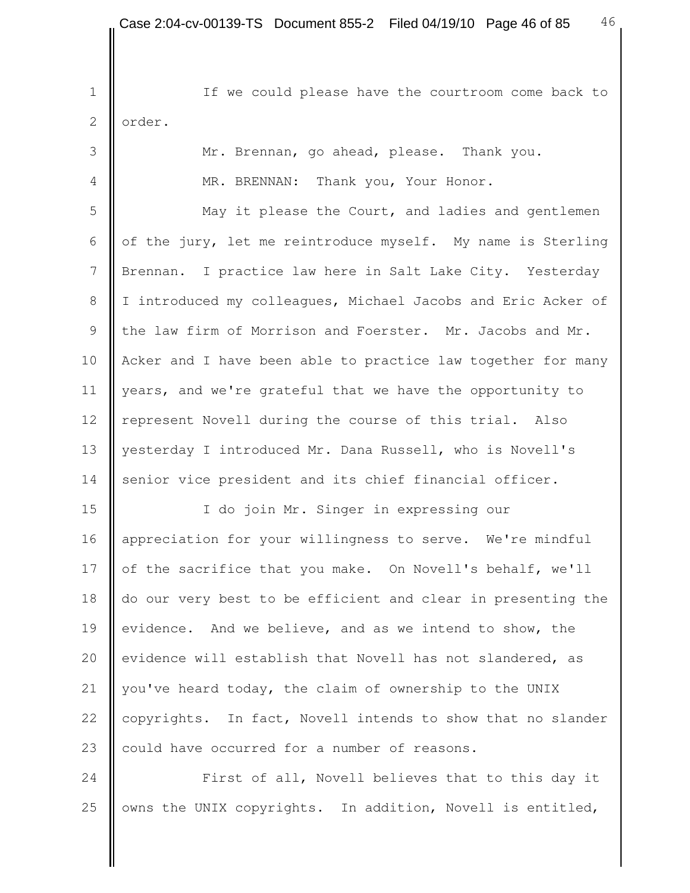If we could please have the courtroom come back to order.

Mr. Brennan, go ahead, please. Thank you.

MR. BRENNAN: Thank you, Your Honor.

May it please the Court, and ladies and gentlemen of the jury, let me reintroduce myself. My name is Sterling Brennan. I practice law here in Salt Lake City. Yesterday I introduced my colleagues, Michael Jacobs and Eric Acker of the law firm of Morrison and Foerster. Mr. Jacobs and Mr. Acker and I have been able to practice law together for many years, and we're grateful that we have the opportunity to represent Novell during the course of this trial. Also yesterday I introduced Mr. Dana Russell, who is Novell's senior vice president and its chief financial officer.

I do join Mr. Singer in expressing our appreciation for your willingness to serve. We're mindful of the sacrifice that you make. On Novell's behalf, we'll do our very best to be efficient and clear in presenting the evidence. And we believe, and as we intend to show, the evidence will establish that Novell has not slandered, as you've heard today, the claim of ownership to the UNIX copyrights. In fact, Novell intends to show that no slander could have occurred for a number of reasons.

First of all, Novell believes that to this day it owns the UNIX copyrights. In addition, Novell is entitled,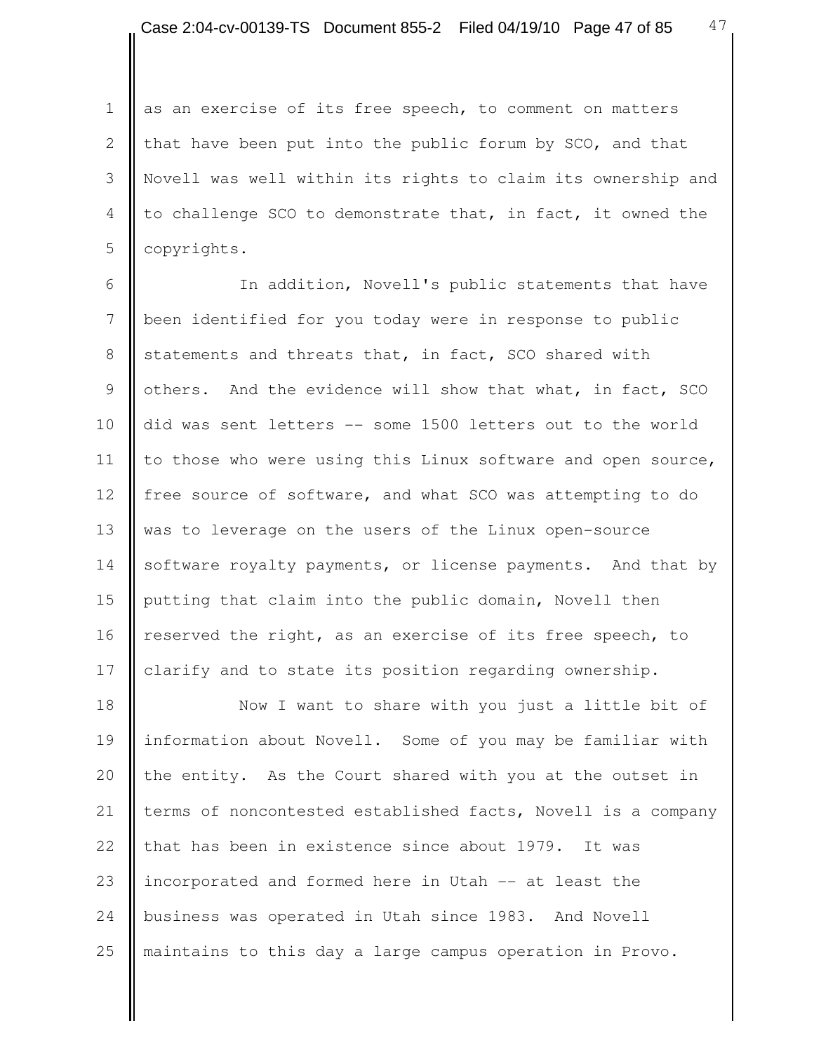as an exercise of its free speech, to comment on matters that have been put into the public forum by SCO, and that Novell was well within its rights to claim its ownership and to challenge SCO to demonstrate that, in fact, it owned the copyrights.

In addition, Novell's public statements that have been identified for you today were in response to public statements and threats that, in fact, SCO shared with others. And the evidence will show that what, in fact, SCO did was sent letters -- some 1500 letters out to the world to those who were using this Linux software and open source, free source of software, and what SCO was attempting to do was to leverage on the users of the Linux open-source software royalty payments, or license payments. And that by putting that claim into the public domain, Novell then reserved the right, as an exercise of its free speech, to clarify and to state its position regarding ownership.

Now I want to share with you just a little bit of information about Novell. Some of you may be familiar with the entity. As the Court shared with you at the outset in terms of noncontested established facts, Novell is a company that has been in existence since about 1979. It was incorporated and formed here in Utah -- at least the business was operated in Utah since 1983. And Novell maintains to this day a large campus operation in Provo.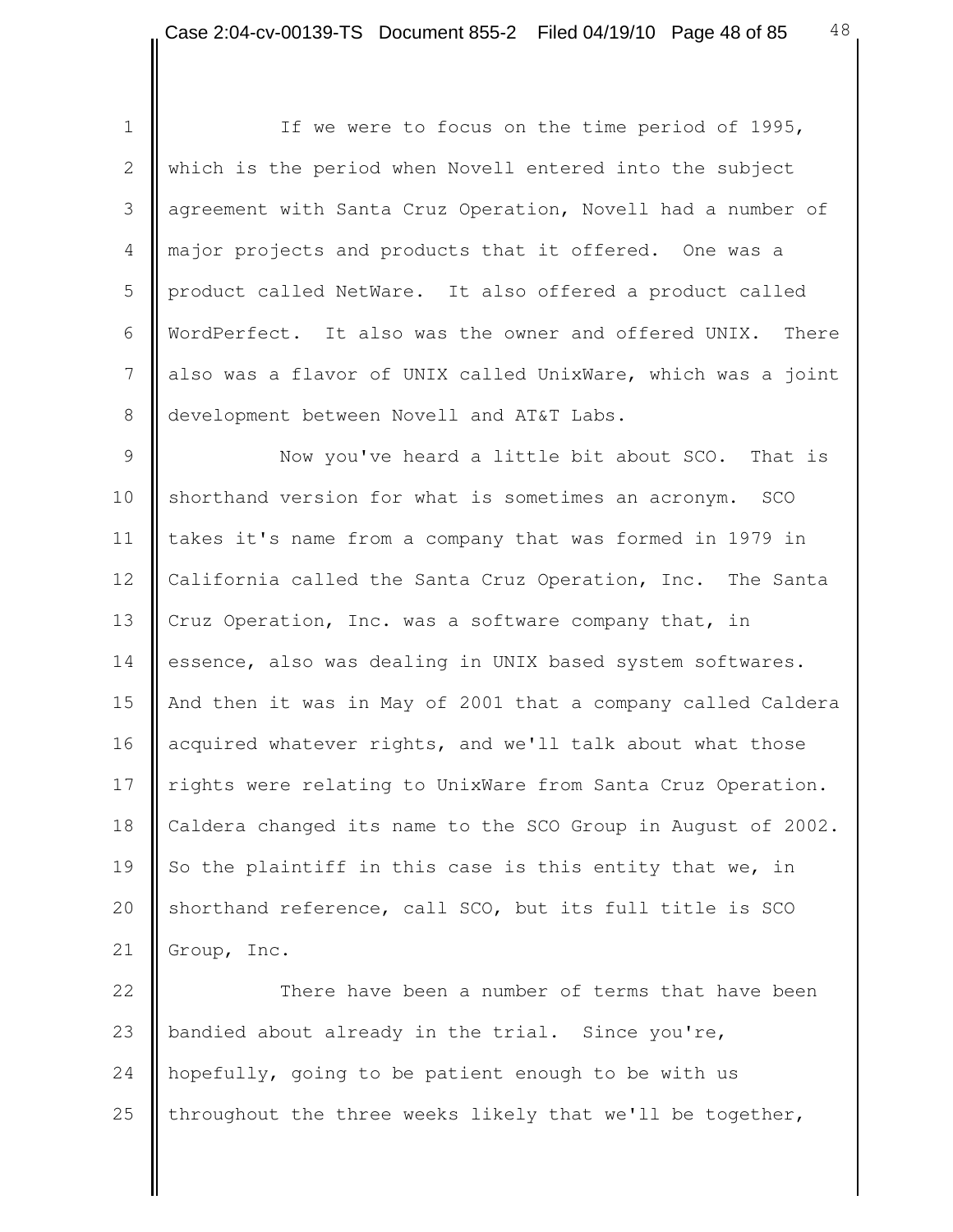If we were to focus on the time period of 1995, which is the period when Novell entered into the subject agreement with Santa Cruz Operation, Novell had a number of major projects and products that it offered. One was a product called NetWare. It also offered a product called WordPerfect. It also was the owner and offered UNIX. There also was a flavor of UNIX called UnixWare, which was a joint development between Novell and AT&T Labs.

Now you've heard a little bit about SCO. That is shorthand version for what is sometimes an acronym. SCO takes it's name from a company that was formed in 1979 in California called the Santa Cruz Operation, Inc. The Santa Cruz Operation, Inc. was a software company that, in essence, also was dealing in UNIX based system softwares. And then it was in May of 2001 that a company called Caldera acquired whatever rights, and we'll talk about what those rights were relating to UnixWare from Santa Cruz Operation. Caldera changed its name to the SCO Group in August of 2002. So the plaintiff in this case is this entity that we, in shorthand reference, call SCO, but its full title is SCO Group, Inc.

There have been a number of terms that have been bandied about already in the trial. Since you're, hopefully, going to be patient enough to be with us throughout the three weeks likely that we'll be together,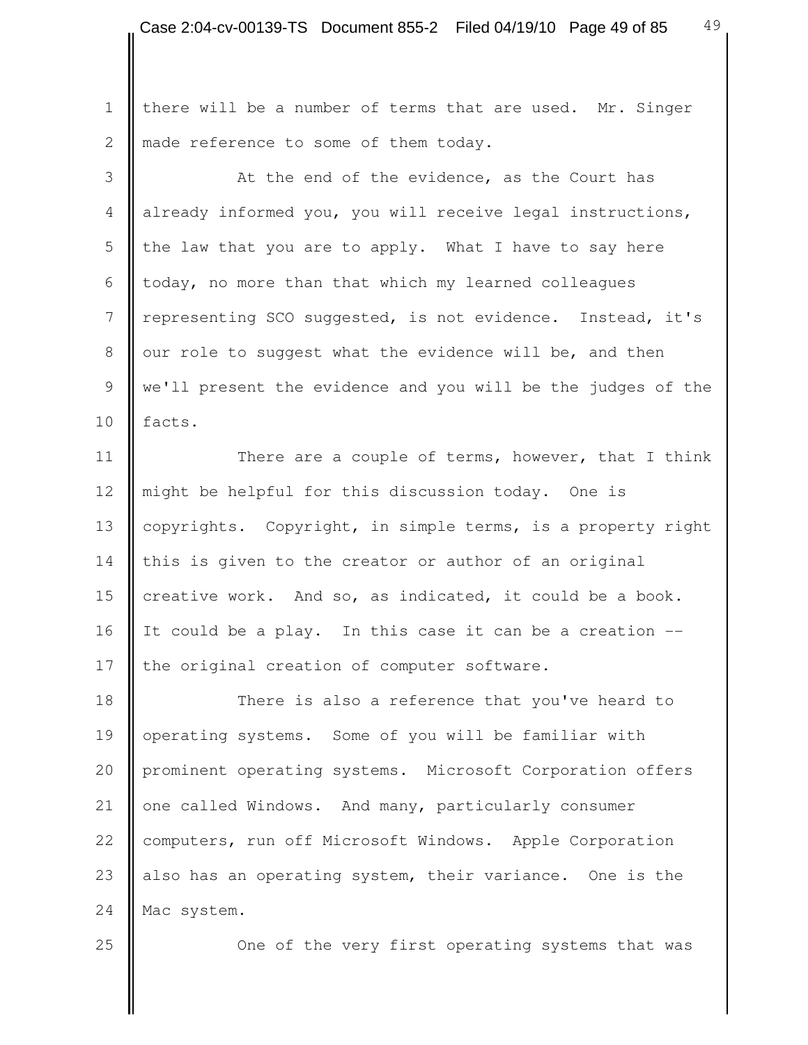there will be a number of terms that are used. Mr. Singer made reference to some of them today.

At the end of the evidence, as the Court has already informed you, you will receive legal instructions, the law that you are to apply. What I have to say here today, no more than that which my learned colleagues representing SCO suggested, is not evidence. Instead, it's our role to suggest what the evidence will be, and then we'll present the evidence and you will be the judges of the facts.

There are a couple of terms, however, that I think might be helpful for this discussion today. One is copyrights. Copyright, in simple terms, is a property right this is given to the creator or author of an original creative work. And so, as indicated, it could be a book. It could be a play. In this case it can be a creation -- the original creation of computer software.

There is also a reference that you've heard to operating systems. Some of you will be familiar with prominent operating systems. Microsoft Corporation offers one called Windows. And many, particularly consumer computers, run off Microsoft Windows. Apple Corporation also has an operating system, their variance. One is the Mac system.

One of the very first operating systems that was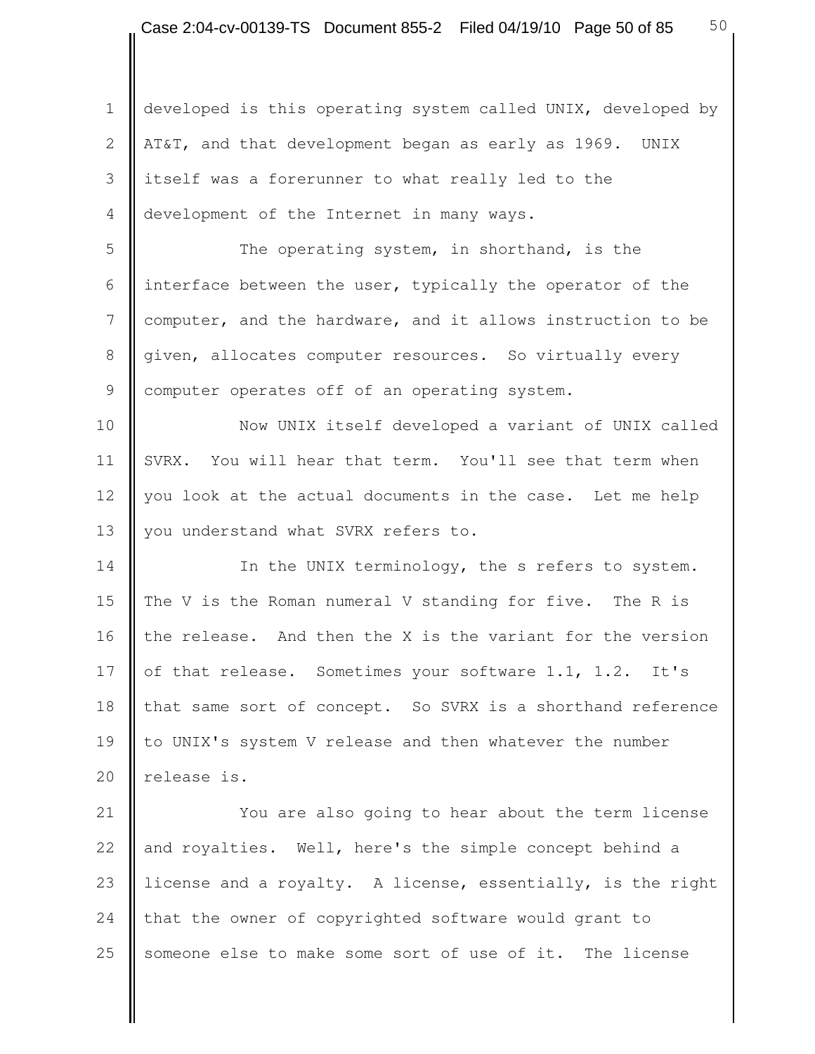developed is this operating system called UNIX, developed by AT&T, and that development began as early as 1969. UNIX itself was a forerunner to what really led to the development of the Internet in many ways.

The operating system, in shorthand, is the interface between the user, typically the operator of the computer, and the hardware, and it allows instruction to be given, allocates computer resources. So virtually every computer operates off of an operating system.

Now UNIX itself developed a variant of UNIX called SVRX. You will hear that term. You'll see that term when you look at the actual documents in the case. Let me help you understand what SVRX refers to.

In the UNIX terminology, the s refers to system. The V is the Roman numeral V standing for five. The R is the release. And then the X is the variant for the version of that release. Sometimes your software 1.1, 1.2. It's that same sort of concept. So SVRX is a shorthand reference to UNIX's system V release and then whatever the number release is.

You are also going to hear about the term license and royalties. Well, here's the simple concept behind a license and a royalty. A license, essentially, is the right that the owner of copyrighted software would grant to someone else to make some sort of use of it. The license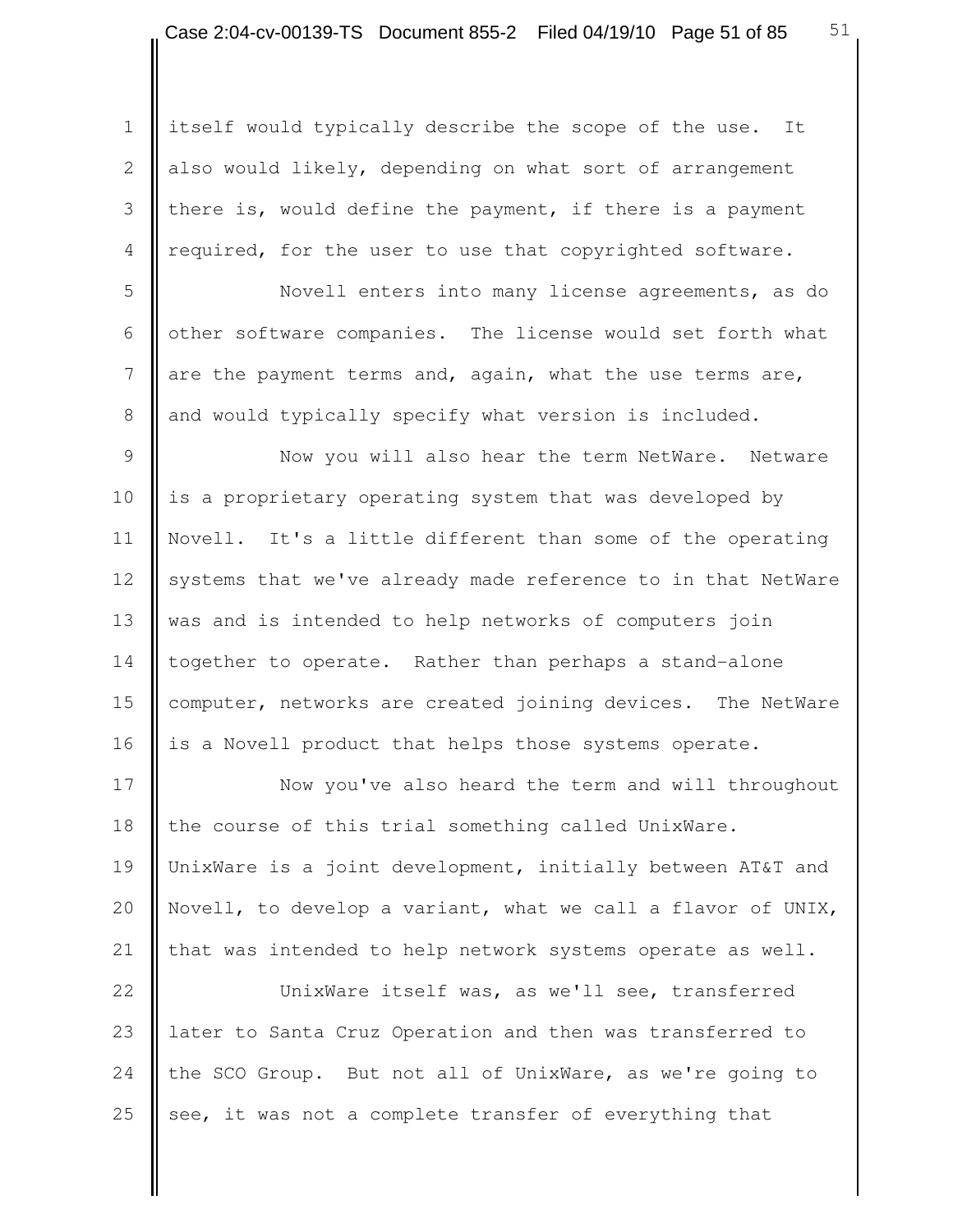itself would typically describe the scope of the use. It also would likely, depending on what sort of arrangement there is, would define the payment, if there is a payment required, for the user to use that copyrighted software.

Novell enters into many license agreements, as do other software companies. The license would set forth what are the payment terms and, again, what the use terms are, and would typically specify what version is included.

Now you will also hear the term NetWare. Netware is a proprietary operating system that was developed by Novell. It's a little different than some of the operating systems that we've already made reference to in that NetWare was and is intended to help networks of computers join together to operate. Rather than perhaps a stand-alone computer, networks are created joining devices. The NetWare is a Novell product that helps those systems operate.

Now you've also heard the term and will throughout the course of this trial something called UnixWare. UnixWare is a joint development, initially between AT&T and Novell, to develop a variant, what we call a flavor of UNIX, that was intended to help network systems operate as well.

UnixWare itself was, as we'll see, transferred later to Santa Cruz Operation and then was transferred to the SCO Group. But not all of UnixWare, as we're going to see, it was not a complete transfer of everything that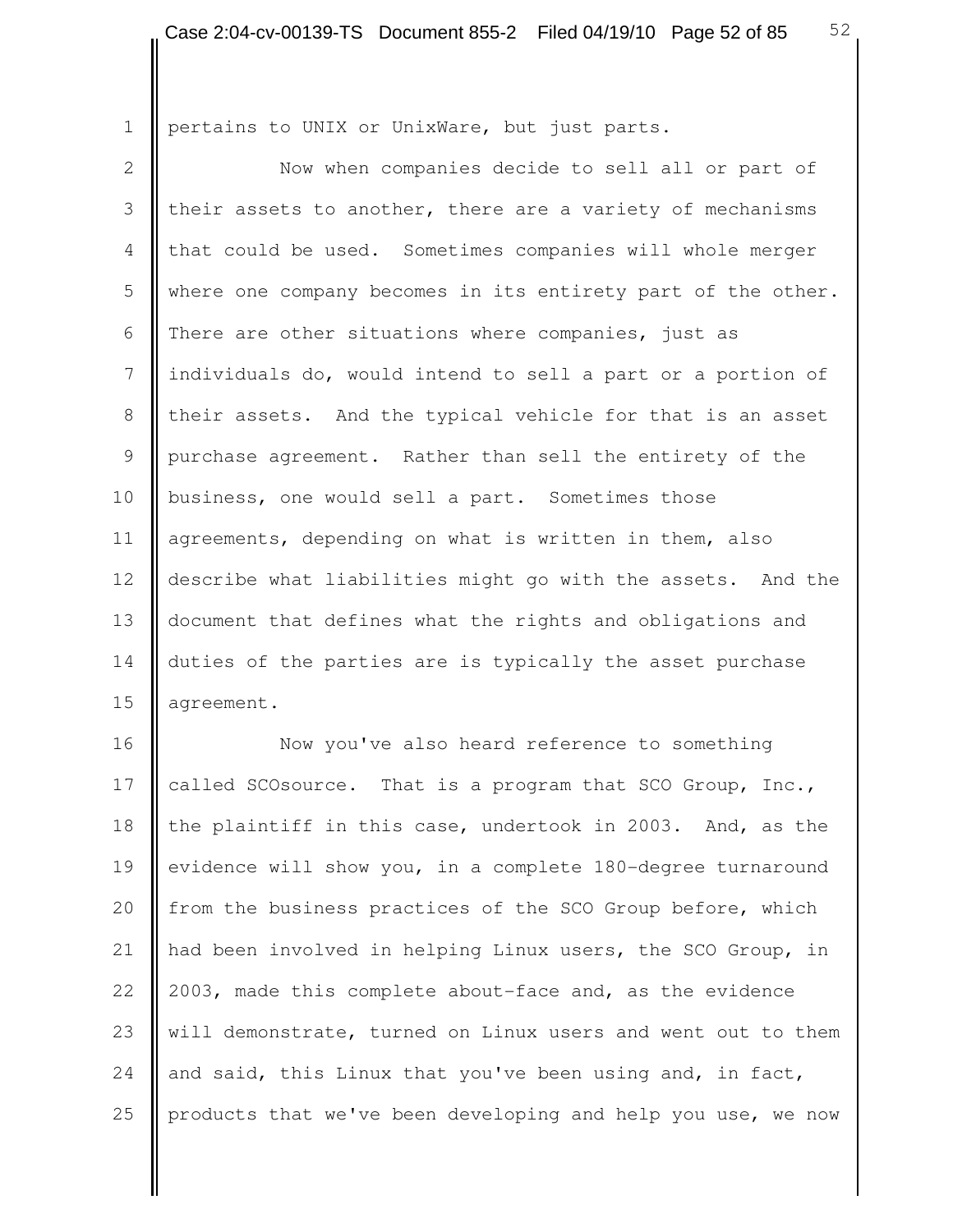pertains to UNIX or UnixWare, but just parts.

Now when companies decide to sell all or part of their assets to another, there are a variety of mechanisms that could be used. Sometimes companies will whole merger where one company becomes in its entirety part of the other. There are other situations where companies, just as individuals do, would intend to sell a part or a portion of their assets. And the typical vehicle for that is an asset purchase agreement. Rather than sell the entirety of the business, one would sell a part. Sometimes those agreements, depending on what is written in them, also describe what liabilities might go with the assets. And the document that defines what the rights and obligations and duties of the parties are is typically the asset purchase agreement.

Now you've also heard reference to something called SCOsource. That is a program that SCO Group, Inc., the plaintiff in this case, undertook in 2003. And, as the evidence will show you, in a complete 180-degree turnaround from the business practices of the SCO Group before, which had been involved in helping Linux users, the SCO Group, in 2003, made this complete about-face and, as the evidence will demonstrate, turned on Linux users and went out to them and said, this Linux that you've been using and, in fact, products that we've been developing and help you use, we now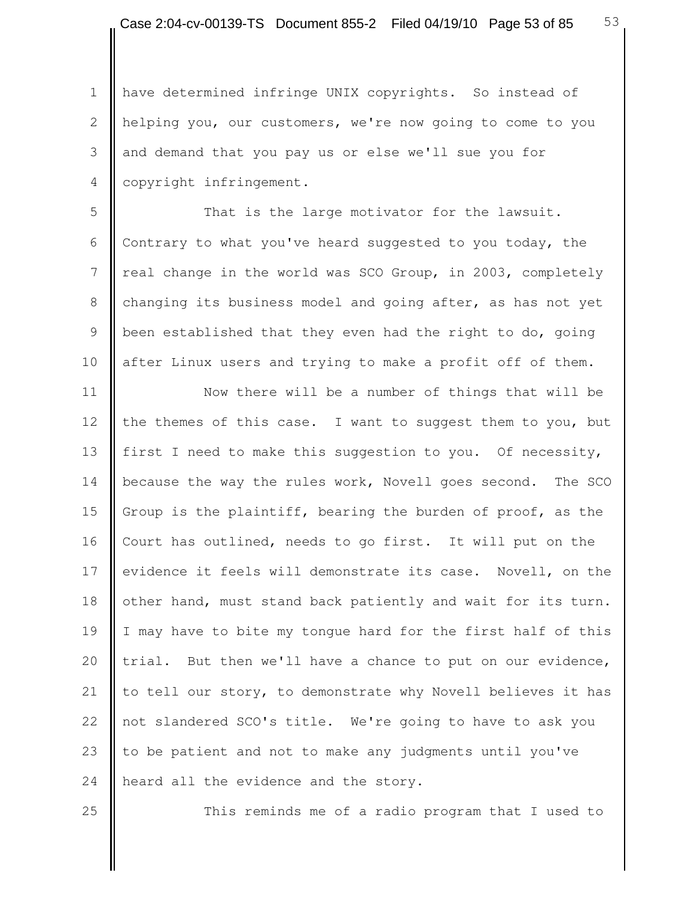have determined infringe UNIX copyrights. So instead of helping you, our customers, we're now going to come to you and demand that you pay us or else we'll sue you for copyright infringement.

That is the large motivator for the lawsuit. Contrary to what you've heard suggested to you today, the real change in the world was SCO Group, in 2003, completely changing its business model and going after, as has not yet been established that they even had the right to do, going after Linux users and trying to make a profit off of them.

Now there will be a number of things that will be the themes of this case. I want to suggest them to you, but first I need to make this suggestion to you. Of necessity, because the way the rules work, Novell goes second. The SCO Group is the plaintiff, bearing the burden of proof, as the Court has outlined, needs to go first. It will put on the evidence it feels will demonstrate its case. Novell, on the other hand, must stand back patiently and wait for its turn. I may have to bite my tongue hard for the first half of this trial. But then we'll have a chance to put on our evidence, to tell our story, to demonstrate why Novell believes it has not slandered SCO's title. We're going to have to ask you to be patient and not to make any judgments until you've heard all the evidence and the story.

This reminds me of a radio program that I used to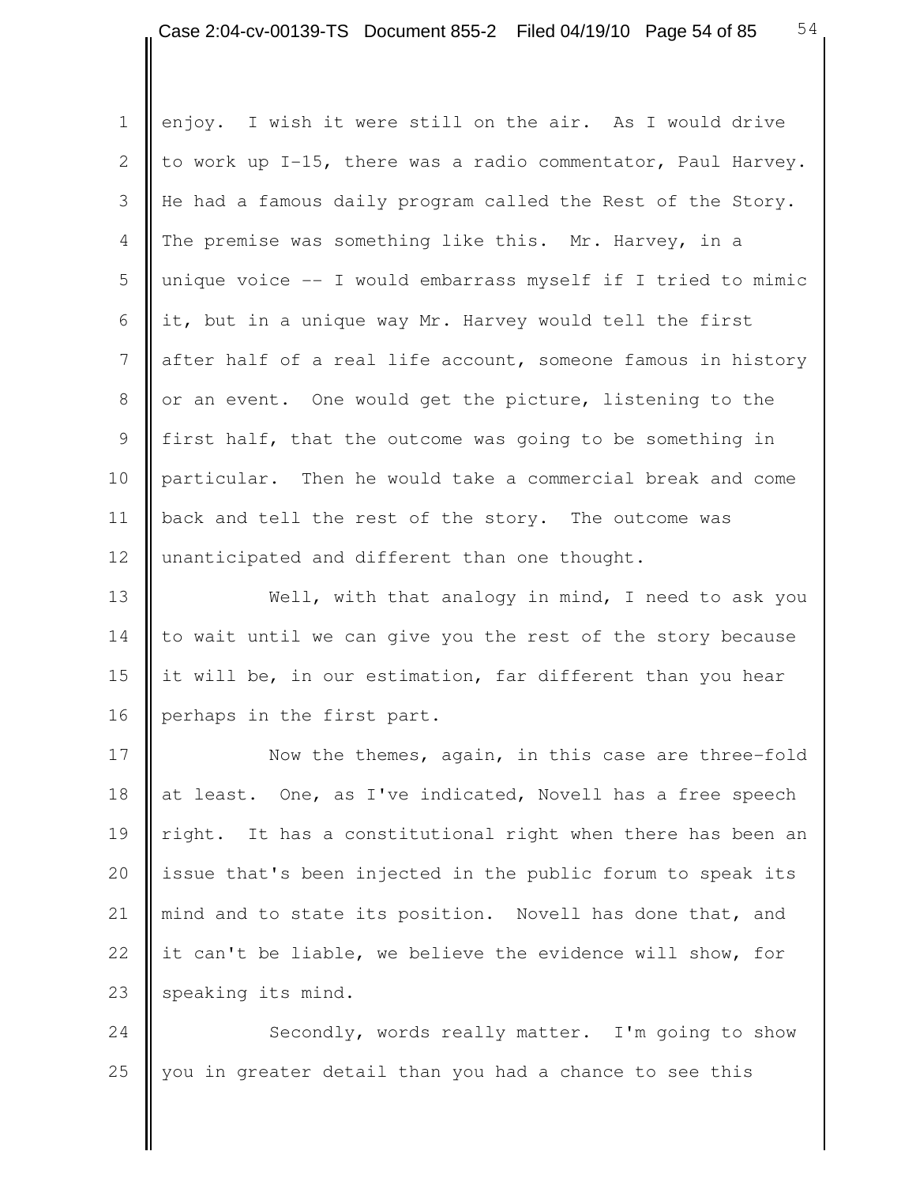enjoy. I wish it were still on the air. As I would drive to work up I-15, there was a radio commentator, Paul Harvey. He had a famous daily program called the Rest of the Story. The premise was something like this. Mr. Harvey, in a unique voice -- I would embarrass myself if I tried to mimic it, but in a unique way Mr. Harvey would tell the first after half of a real life account, someone famous in history or an event. One would get the picture, listening to the first half, that the outcome was going to be something in particular. Then he would take a commercial break and come back and tell the rest of the story. The outcome was unanticipated and different than one thought.

Well, with that analogy in mind, I need to ask you to wait until we can give you the rest of the story because it will be, in our estimation, far different than you hear perhaps in the first part.

Now the themes, again, in this case are three-fold at least. One, as I've indicated, Novell has a free speech right. It has a constitutional right when there has been an issue that's been injected in the public forum to speak its mind and to state its position. Novell has done that, and it can't be liable, we believe the evidence will show, for speaking its mind.

Secondly, words really matter. I'm going to show you in greater detail than you had a chance to see this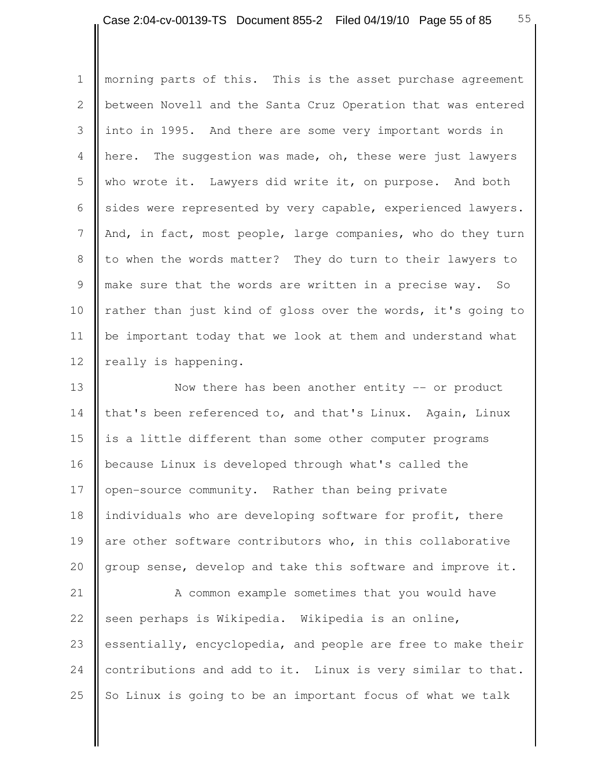morning parts of this. This is the asset purchase agreement between Novell and the Santa Cruz Operation that was entered into in 1995. And there are some very important words in here. The suggestion was made, oh, these were just lawyers who wrote it. Lawyers did write it, on purpose. And both sides were represented by very capable, experienced lawyers. And, in fact, most people, large companies, who do they turn to when the words matter? They do turn to their lawyers to make sure that the words are written in a precise way. So rather than just kind of gloss over the words, it's going to be important today that we look at them and understand what really is happening.

Now there has been another entity -- or product that's been referenced to, and that's Linux. Again, Linux is a little different than some other computer programs because Linux is developed through what's called the open-source community. Rather than being private individuals who are developing software for profit, there are other software contributors who, in this collaborative group sense, develop and take this software and improve it.

A common example sometimes that you would have seen perhaps is Wikipedia. Wikipedia is an online, essentially, encyclopedia, and people are free to make their contributions and add to it. Linux is very similar to that. So Linux is going to be an important focus of what we talk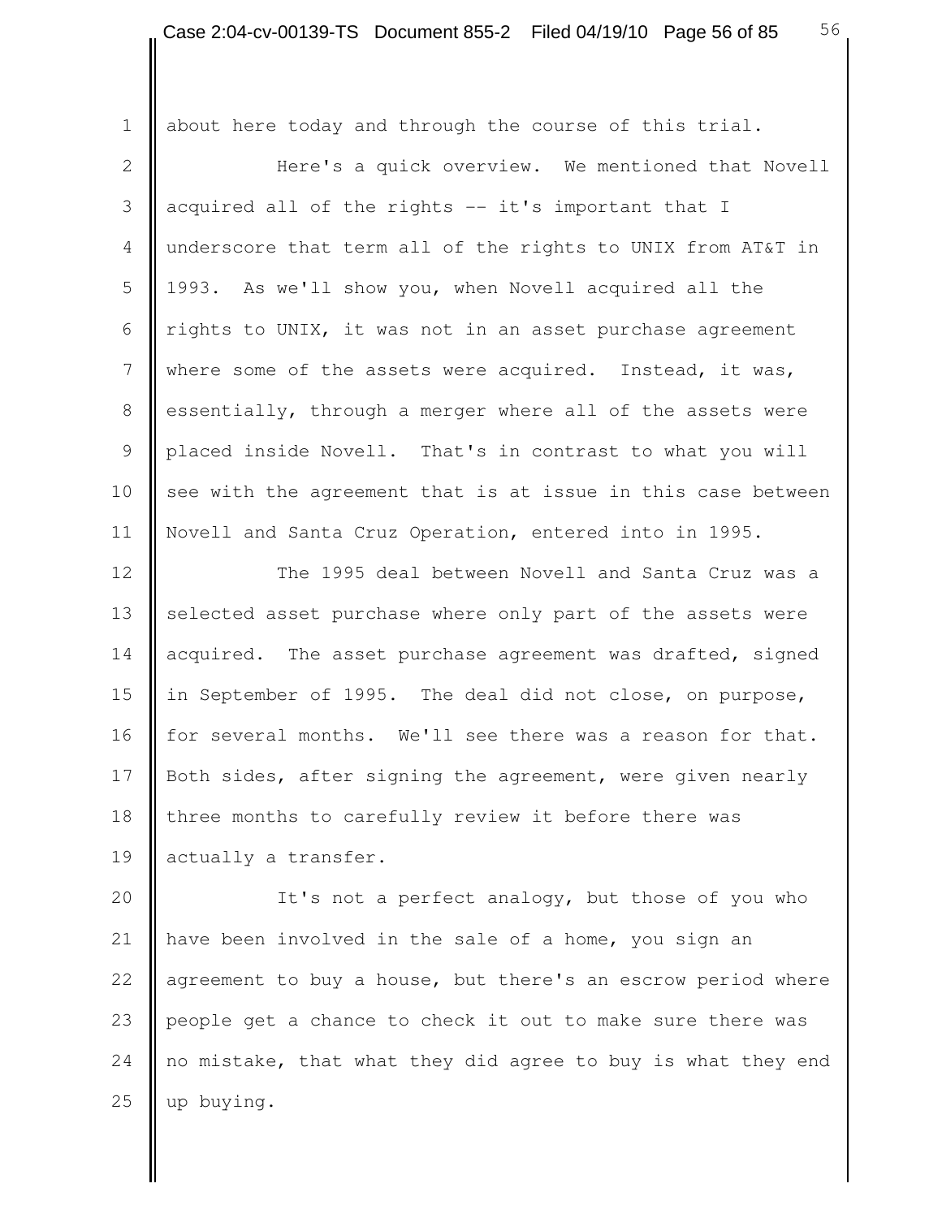about here today and through the course of this trial.

Here's a quick overview. We mentioned that Novell acquired all of the rights -- it's important that I underscore that term all of the rights to UNIX from AT&T in 1993. As we'll show you, when Novell acquired all the rights to UNIX, it was not in an asset purchase agreement where some of the assets were acquired. Instead, it was, essentially, through a merger where all of the assets were placed inside Novell. That's in contrast to what you will see with the agreement that is at issue in this case between Novell and Santa Cruz Operation, entered into in 1995.

The 1995 deal between Novell and Santa Cruz was a selected asset purchase where only part of the assets were acquired. The asset purchase agreement was drafted, signed in September of 1995. The deal did not close, on purpose, for several months. We'll see there was a reason for that. Both sides, after signing the agreement, were given nearly three months to carefully review it before there was actually a transfer.

It's not a perfect analogy, but those of you who have been involved in the sale of a home, you sign an agreement to buy a house, but there's an escrow period where people get a chance to check it out to make sure there was no mistake, that what they did agree to buy is what they end up buying.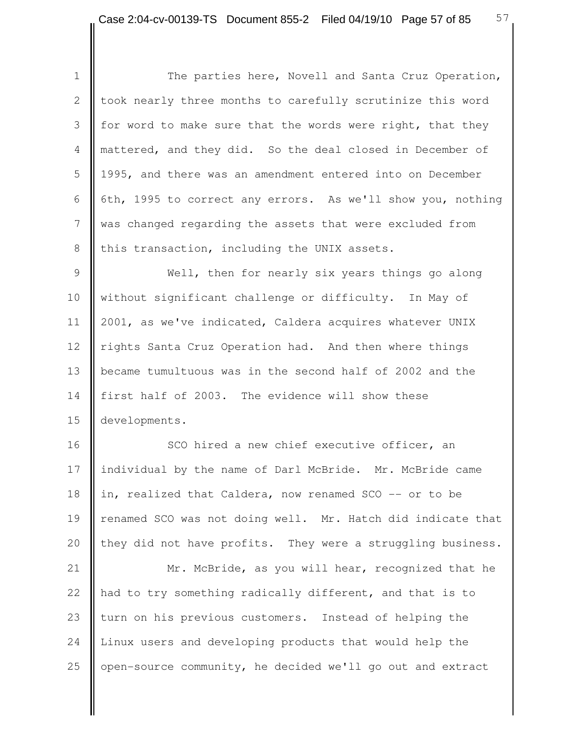The parties here, Novell and Santa Cruz Operation, took nearly three months to carefully scrutinize this word for word to make sure that the words were right, that they mattered, and they did. So the deal closed in December of 1995, and there was an amendment entered into on December 6th, 1995 to correct any errors. As we'll show you, nothing was changed regarding the assets that were excluded from this transaction, including the UNIX assets.

Well, then for nearly six years things go along without significant challenge or difficulty. In May of 2001, as we've indicated, Caldera acquires whatever UNIX rights Santa Cruz Operation had. And then where things became tumultuous was in the second half of 2002 and the first half of 2003. The evidence will show these developments.

SCO hired a new chief executive officer, an individual by the name of Darl McBride. Mr. McBride came in, realized that Caldera, now renamed SCO -- or to be renamed SCO was not doing well. Mr. Hatch did indicate that they did not have profits. They were a struggling business.

Mr. McBride, as you will hear, recognized that he had to try something radically different, and that is to turn on his previous customers. Instead of helping the Linux users and developing products that would help the open-source community, he decided we'll go out and extract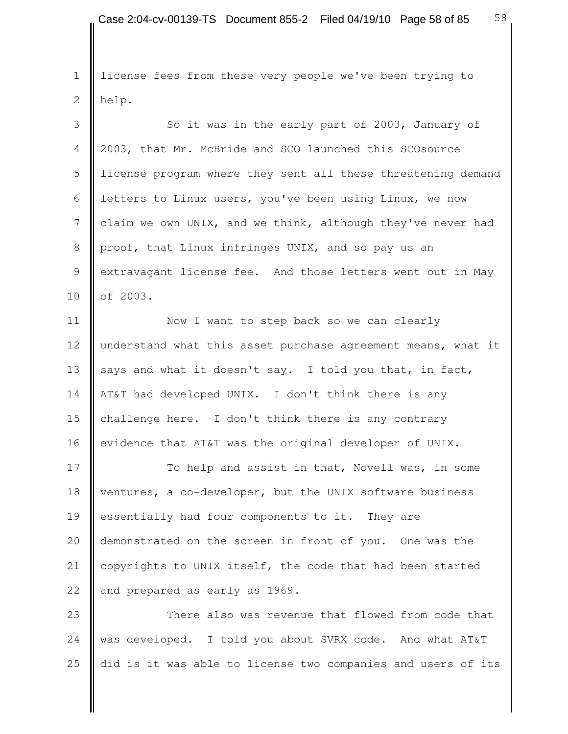license fees from these very people we've been trying to help.

So it was in the early part of 2003, January of 2003, that Mr. McBride and SCO launched this SCOsource license program where they sent all these threatening demand letters to Linux users, you've been using Linux, we now claim we own UNIX, and we think, although they've never had proof, that Linux infringes UNIX, and so pay us an extravagant license fee. And those letters went out in May of 2003.

Now I want to step back so we can clearly understand what this asset purchase agreement means, what it says and what it doesn't say. I told you that, in fact, AT&T had developed UNIX. I don't think there is any challenge here. I don't think there is any contrary evidence that AT&T was the original developer of UNIX.

To help and assist in that, Novell was, in some ventures, a co-developer, but the UNIX software business essentially had four components to it. They are demonstrated on the screen in front of you. One was the copyrights to UNIX itself, the code that had been started and prepared as early as 1969.

There also was revenue that flowed from code that was developed. I told you about SVRX code. And what AT&T did is it was able to license two companies and users of its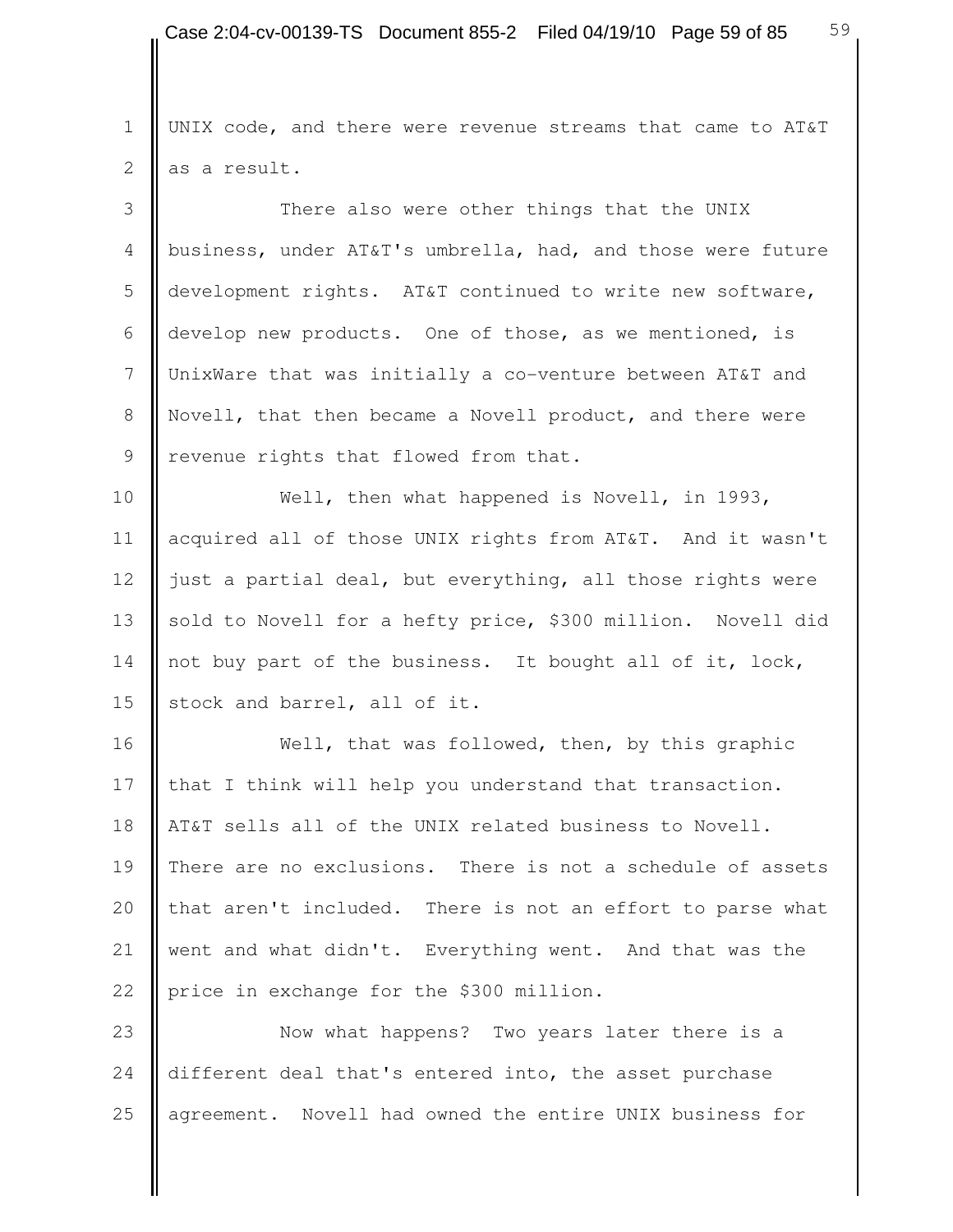UNIX code, and there were revenue streams that came to AT&T as a result.

There also were other things that the UNIX business, under AT&T's umbrella, had, and those were future development rights. AT&T continued to write new software, develop new products. One of those, as we mentioned, is UnixWare that was initially a co-venture between AT&T and Novell, that then became a Novell product, and there were revenue rights that flowed from that.

Well, then what happened is Novell, in 1993, acquired all of those UNIX rights from AT&T. And it wasn't just a partial deal, but everything, all those rights were sold to Novell for a hefty price, $300 million. Novell did not buy part of the business. It bought all of it, lock, stock and barrel, all of it.

Well, that was followed, then, by this graphic that I think will help you understand that transaction. AT&T sells all of the UNIX related business to Novell. There are no exclusions. There is not a schedule of assets that aren't included. There is not an effort to parse what went and what didn't. Everything went. And that was the price in exchange for the $300 million.

Now what happens? Two years later there is a different deal that's entered into, the asset purchase agreement. Novell had owned the entire UNIX business for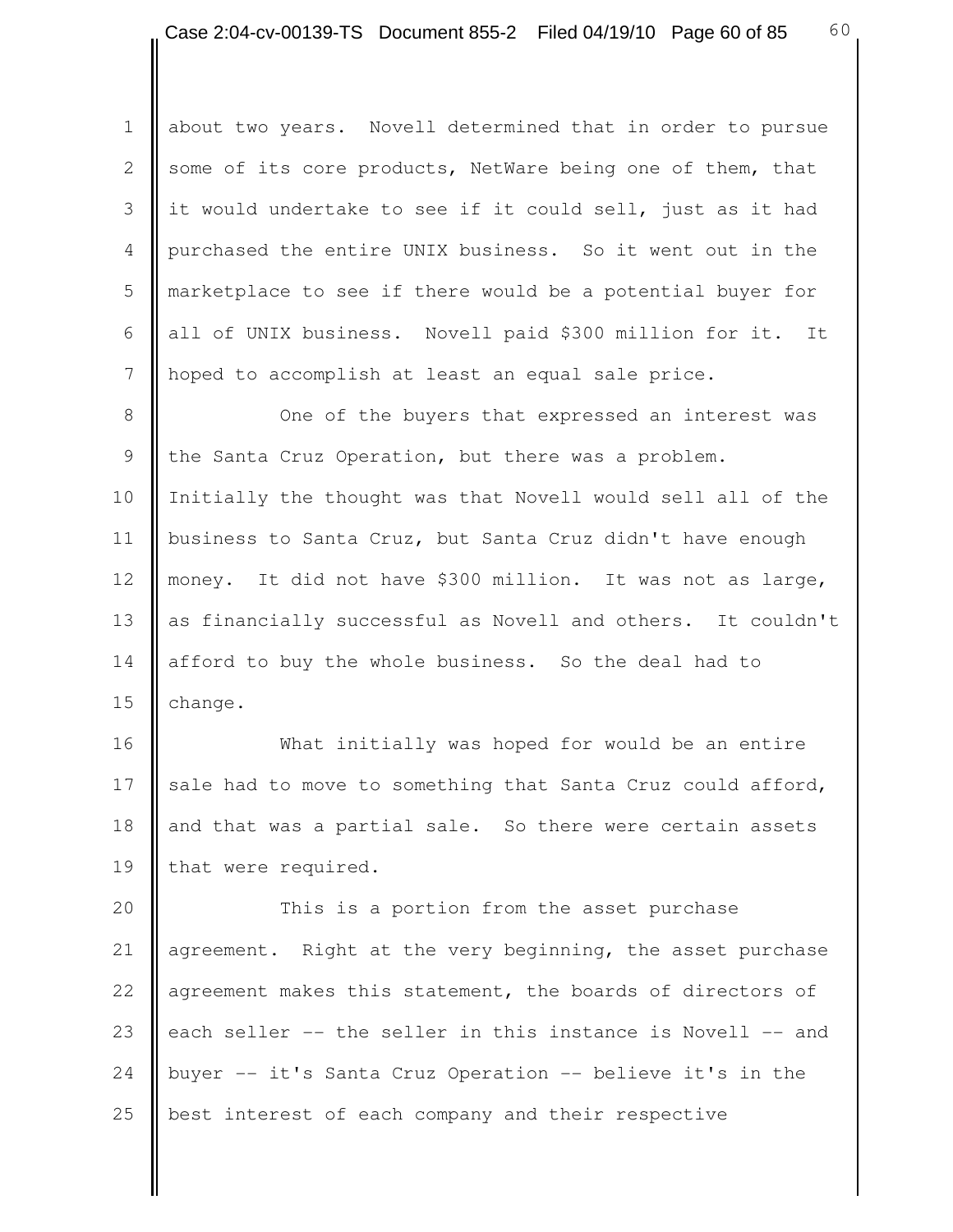about two years. Novell determined that in order to pursue some of its core products, NetWare being one of them, that it would undertake to see if it could sell, just as it had purchased the entire UNIX business. So it went out in the marketplace to see if there would be a potential buyer for all of UNIX business. Novell paid $300 million for it. It hoped to accomplish at least an equal sale price.

One of the buyers that expressed an interest was the Santa Cruz Operation, but there was a problem. Initially the thought was that Novell would sell all of the business to Santa Cruz, but Santa Cruz didn't have enough money. It did not have $300 million. It was not as large, as financially successful as Novell and others. It couldn't afford to buy the whole business. So the deal had to change.

What initially was hoped for would be an entire sale had to move to something that Santa Cruz could afford, and that was a partial sale. So there were certain assets that were required.

This is a portion from the asset purchase agreement. Right at the very beginning, the asset purchase agreement makes this statement, the boards of directors of each seller -- the seller in this instance is Novell -- and buyer -- it's Santa Cruz Operation -- believe it's in the best interest of each company and their respective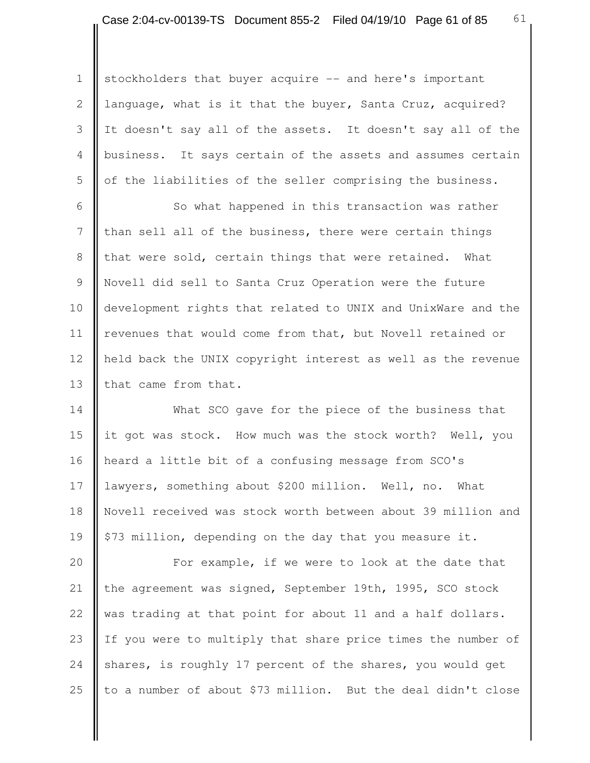stockholders that buyer acquire -- and here's important language, what is it that the buyer, Santa Cruz, acquired? It doesn't say all of the assets. It doesn't say all of the business. It says certain of the assets and assumes certain of the liabilities of the seller comprising the business.

So what happened in this transaction was rather than sell all of the business, there were certain things that were sold, certain things that were retained. What Novell did sell to Santa Cruz Operation were the future development rights that related to UNIX and UnixWare and the revenues that would come from that, but Novell retained or held back the UNIX copyright interest as well as the revenue that came from that.

What SCO gave for the piece of the business that it got was stock. How much was the stock worth? Well, you heard a little bit of a confusing message from SCO's lawyers, something about $200 million. Well, no. What Novell received was stock worth between about 39 million and $73 million, depending on the day that you measure it.

For example, if we were to look at the date that the agreement was signed, September 19th, 1995, SCO stock was trading at that point for about 11 and a half dollars. If you were to multiply that share price times the number of shares, is roughly 17 percent of the shares, you would get to a number of about $73 million. But the deal didn't close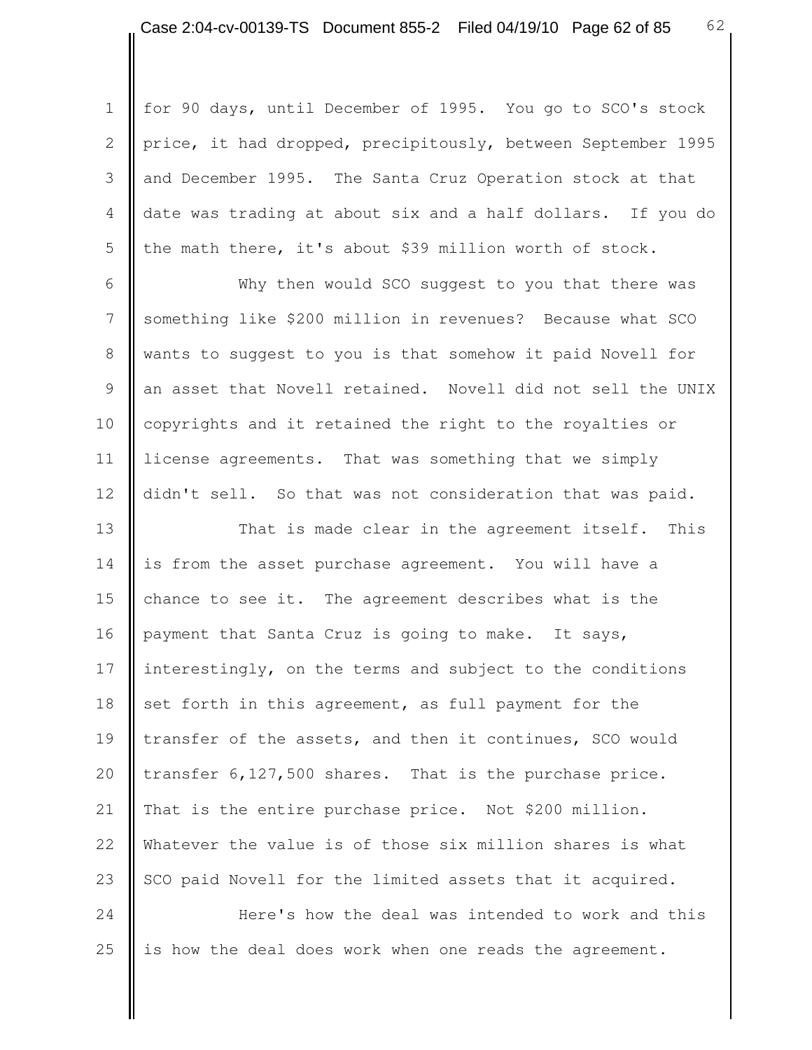for 90 days, until December of 1995. You go to SCO's stock price, it had dropped, precipitously, between September 1995 and December 1995. The Santa Cruz Operation stock at that date was trading at about six and a half dollars. If you do the math there, it's about $39 million worth of stock.

Why then would SCO suggest to you that there was something like $200 million in revenues? Because what SCO wants to suggest to you is that somehow it paid Novell for an asset that Novell retained. Novell did not sell the UNIX copyrights and it retained the right to the royalties or license agreements. That was something that we simply didn't sell. So that was not consideration that was paid.

That is made clear in the agreement itself. This is from the asset purchase agreement. You will have a chance to see it. The agreement describes what is the payment that Santa Cruz is going to make. It says, interestingly, on the terms and subject to the conditions set forth in this agreement, as full payment for the transfer of the assets, and then it continues, SCO would transfer 6,127,500 shares. That is the purchase price. That is the entire purchase price. Not $200 million. Whatever the value is of those six million shares is what SCO paid Novell for the limited assets that it acquired.

Here's how the deal was intended to work and this is how the deal does work when one reads the agreement.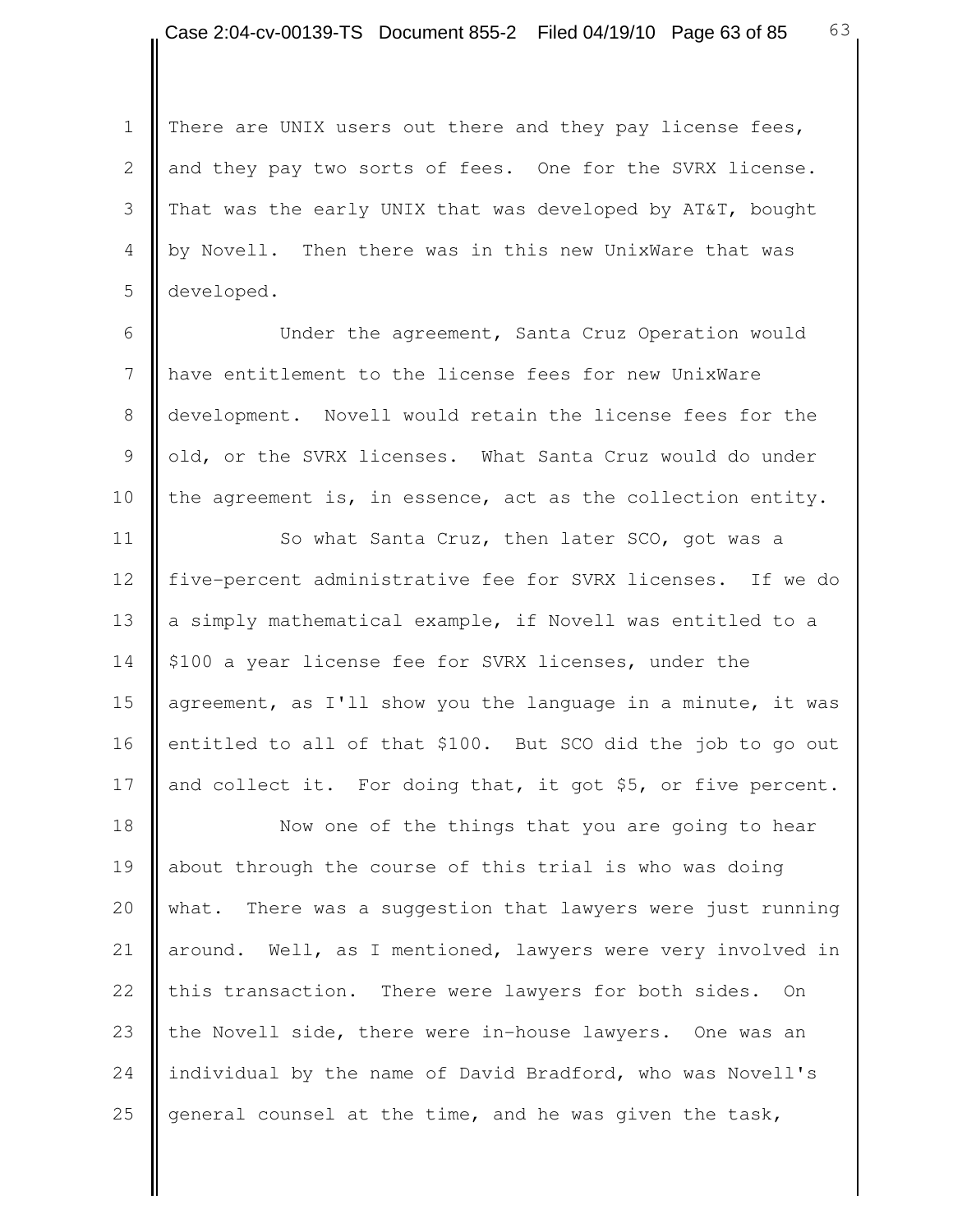There are UNIX users out there and they pay license fees, and they pay two sorts of fees. One for the SVRX license. That was the early UNIX that was developed by AT&T, bought by Novell. Then there was in this new UnixWare that was developed.

Under the agreement, Santa Cruz Operation would have entitlement to the license fees for new UnixWare development. Novell would retain the license fees for the old, or the SVRX licenses. What Santa Cruz would do under the agreement is, in essence, act as the collection entity.

So what Santa Cruz, then later SCO, got was a five-percent administrative fee for SVRX licenses. If we do a simply mathematical example, if Novell was entitled to a $100 a year license fee for SVRX licenses, under the agreement, as I'll show you the language in a minute, it was entitled to all of that $100. But SCO did the job to go out and collect it. For doing that, it got $5, or five percent.

Now one of the things that you are going to hear about through the course of this trial is who was doing what. There was a suggestion that lawyers were just running around. Well, as I mentioned, lawyers were very involved in this transaction. There were lawyers for both sides. On the Novell side, there were in-house lawyers. One was an individual by the name of David Bradford, who was Novell's general counsel at the time, and he was given the task,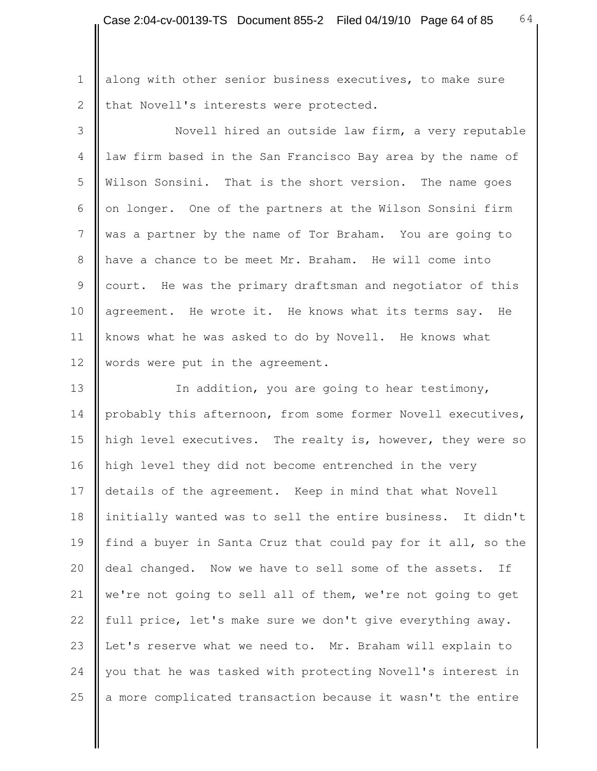along with other senior business executives, to make sure that Novell's interests were protected.

Novell hired an outside law firm, a very reputable law firm based in the San Francisco Bay area by the name of Wilson Sonsini. That is the short version. The name goes on longer. One of the partners at the Wilson Sonsini firm was a partner by the name of Tor Braham. You are going to have a chance to be meet Mr. Braham. He will come into court. He was the primary draftsman and negotiator of this agreement. He wrote it. He knows what its terms say. He knows what he was asked to do by Novell. He knows what words were put in the agreement.

In addition, you are going to hear testimony, probably this afternoon, from some former Novell executives, high level executives. The realty is, however, they were so high level they did not become entrenched in the very details of the agreement. Keep in mind that what Novell initially wanted was to sell the entire business. It didn't find a buyer in Santa Cruz that could pay for it all, so the deal changed. Now we have to sell some of the assets. If we're not going to sell all of them, we're not going to get full price, let's make sure we don't give everything away. Let's reserve what we need to. Mr. Braham will explain to you that he was tasked with protecting Novell's interest in a more complicated transaction because it wasn't the entire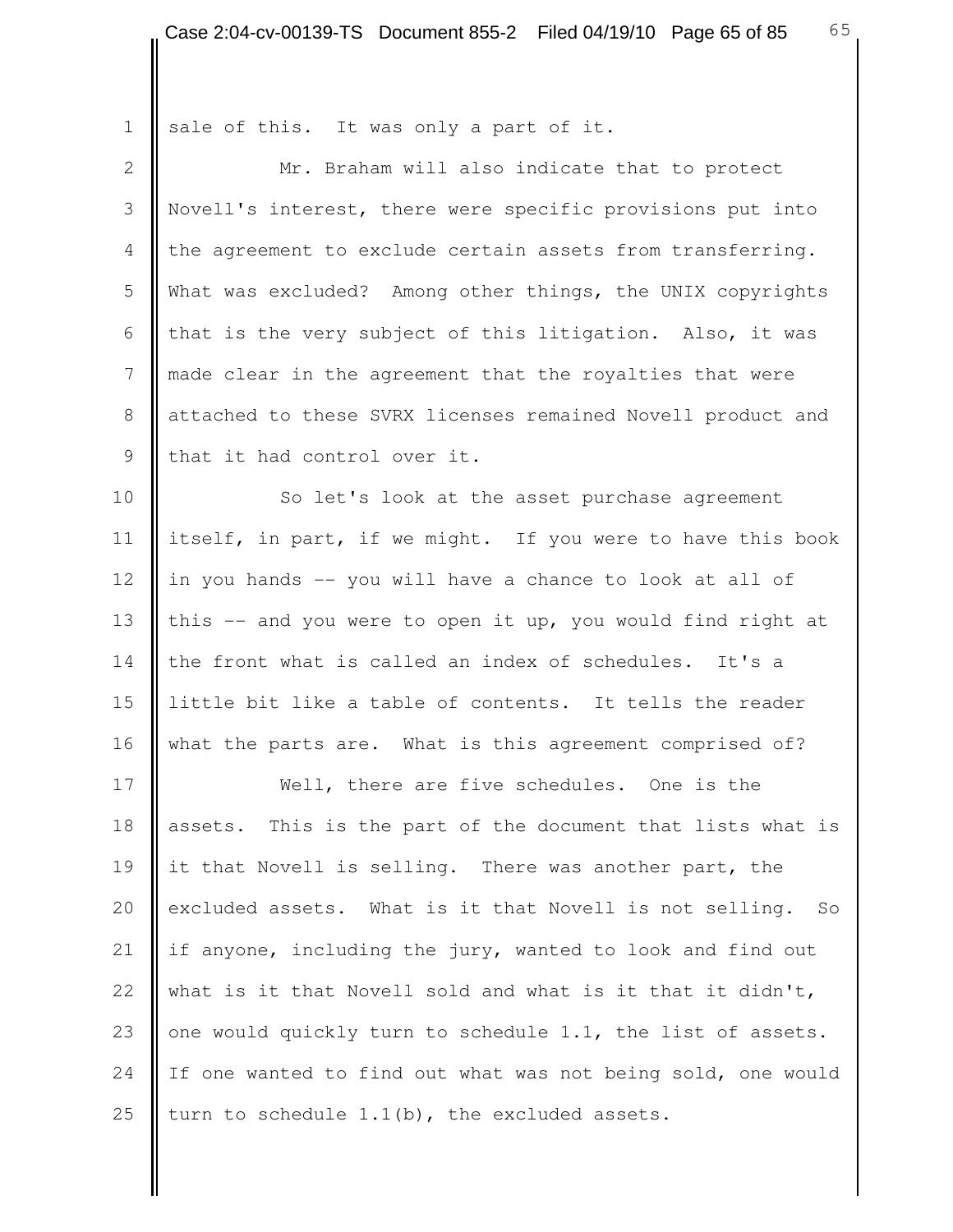sale of this. It was only a part of it.

Mr. Braham will also indicate that to protect Novell's interest, there were specific provisions put into the agreement to exclude certain assets from transferring. What was excluded? Among other things, the UNIX copyrights that is the very subject of this litigation. Also, it was made clear in the agreement that the royalties that were attached to these SVRX licenses remained Novell product and that it had control over it.

So let's look at the asset purchase agreement itself, in part, if we might. If you were to have this book in you hands -- you will have a chance to look at all of this -- and you were to open it up, you would find right at the front what is called an index of schedules. It's a little bit like a table of contents. It tells the reader what the parts are. What is this agreement comprised of?

Well, there are five schedules. One is the assets. This is the part of the document that lists what is it that Novell is selling. There was another part, the excluded assets. What is it that Novell is not selling. So if anyone, including the jury, wanted to look and find out what is it that Novell sold and what is it that it didn't, one would quickly turn to schedule 1.1, the list of assets. If one wanted to find out what was not being sold, one would turn to schedule 1.1(b), the excluded assets.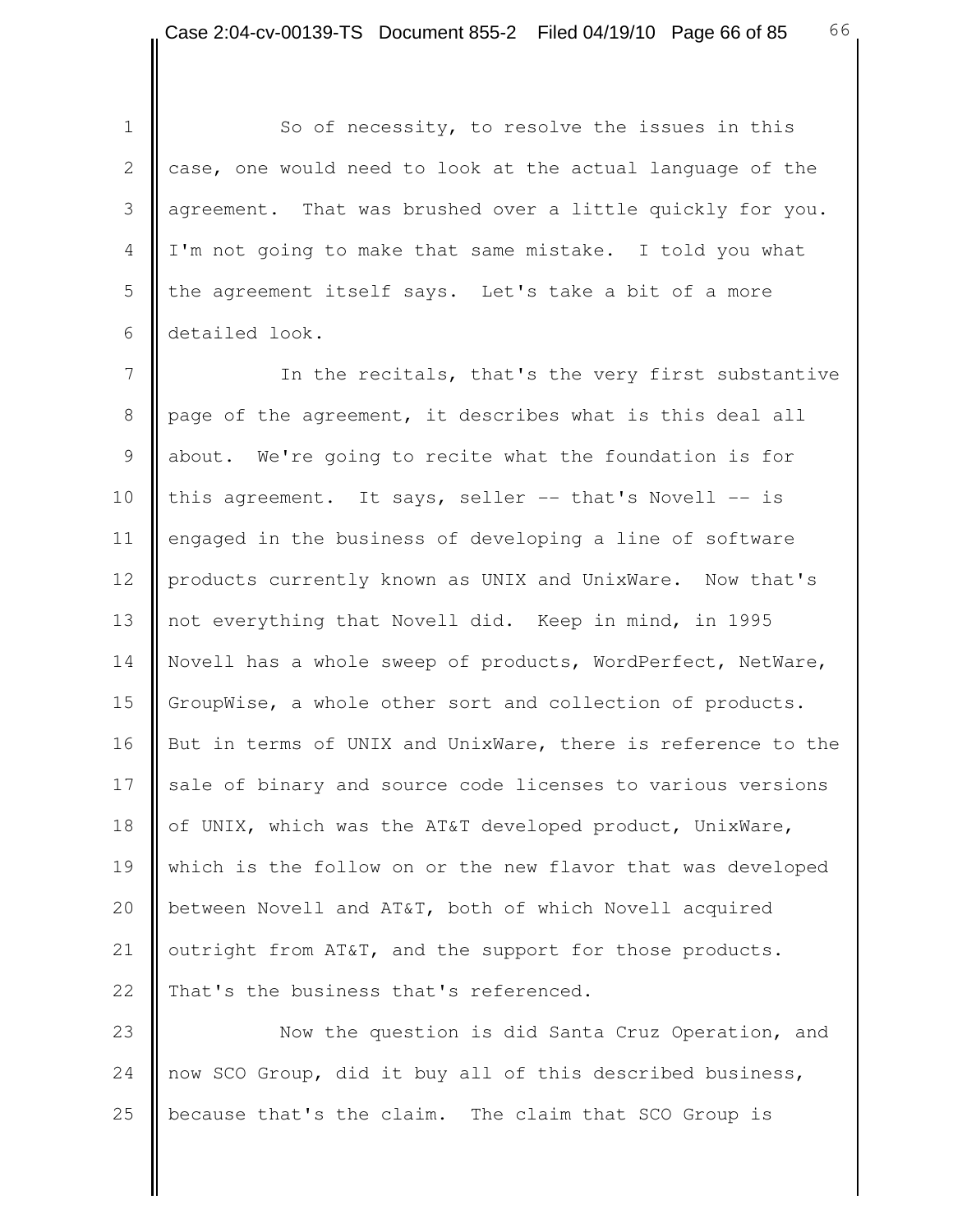So of necessity, to resolve the issues in this case, one would need to look at the actual language of the agreement. That was brushed over a little quickly for you. I'm not going to make that same mistake. I told you what the agreement itself says. Let's take a bit of a more detailed look.

In the recitals, that's the very first substantive page of the agreement, it describes what is this deal all about. We're going to recite what the foundation is for this agreement. It says, seller -- that's Novell -- is engaged in the business of developing a line of software products currently known as UNIX and UnixWare. Now that's not everything that Novell did. Keep in mind, in 1995 Novell has a whole sweep of products, WordPerfect, NetWare, GroupWise, a whole other sort and collection of products. But in terms of UNIX and UnixWare, there is reference to the sale of binary and source code licenses to various versions of UNIX, which was the AT&T developed product, UnixWare, which is the follow on or the new flavor that was developed between Novell and AT&T, both of which Novell acquired outright from AT&T, and the support for those products. That's the business that's referenced.

Now the question is did Santa Cruz Operation, and now SCO Group, did it buy all of this described business, because that's the claim. The claim that SCO Group is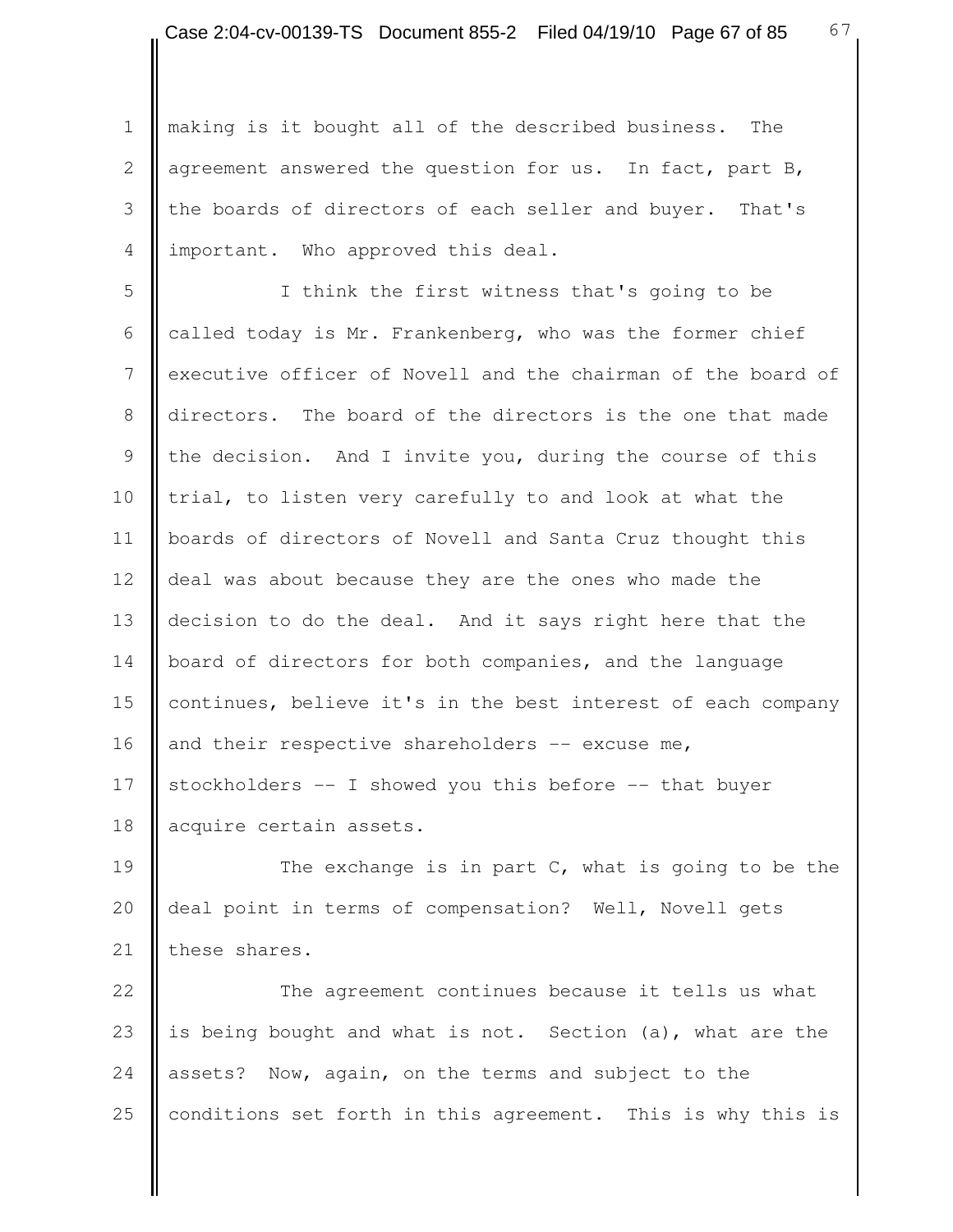making is it bought all of the described business. The agreement answered the question for us. In fact, part B, the boards of directors of each seller and buyer. That's important. Who approved this deal.

I think the first witness that's going to be called today is Mr. Frankenberg, who was the former chief executive officer of Novell and the chairman of the board of directors. The board of the directors is the one that made the decision. And I invite you, during the course of this trial, to listen very carefully to and look at what the boards of directors of Novell and Santa Cruz thought this deal was about because they are the ones who made the decision to do the deal. And it says right here that the board of directors for both companies, and the language continues, believe it's in the best interest of each company and their respective shareholders -- excuse me, stockholders -- I showed you this before -- that buyer acquire certain assets.

The exchange is in part C, what is going to be the deal point in terms of compensation? Well, Novell gets these shares.

The agreement continues because it tells us what is being bought and what is not. Section (a), what are the assets? Now, again, on the terms and subject to the conditions set forth in this agreement. This is why this is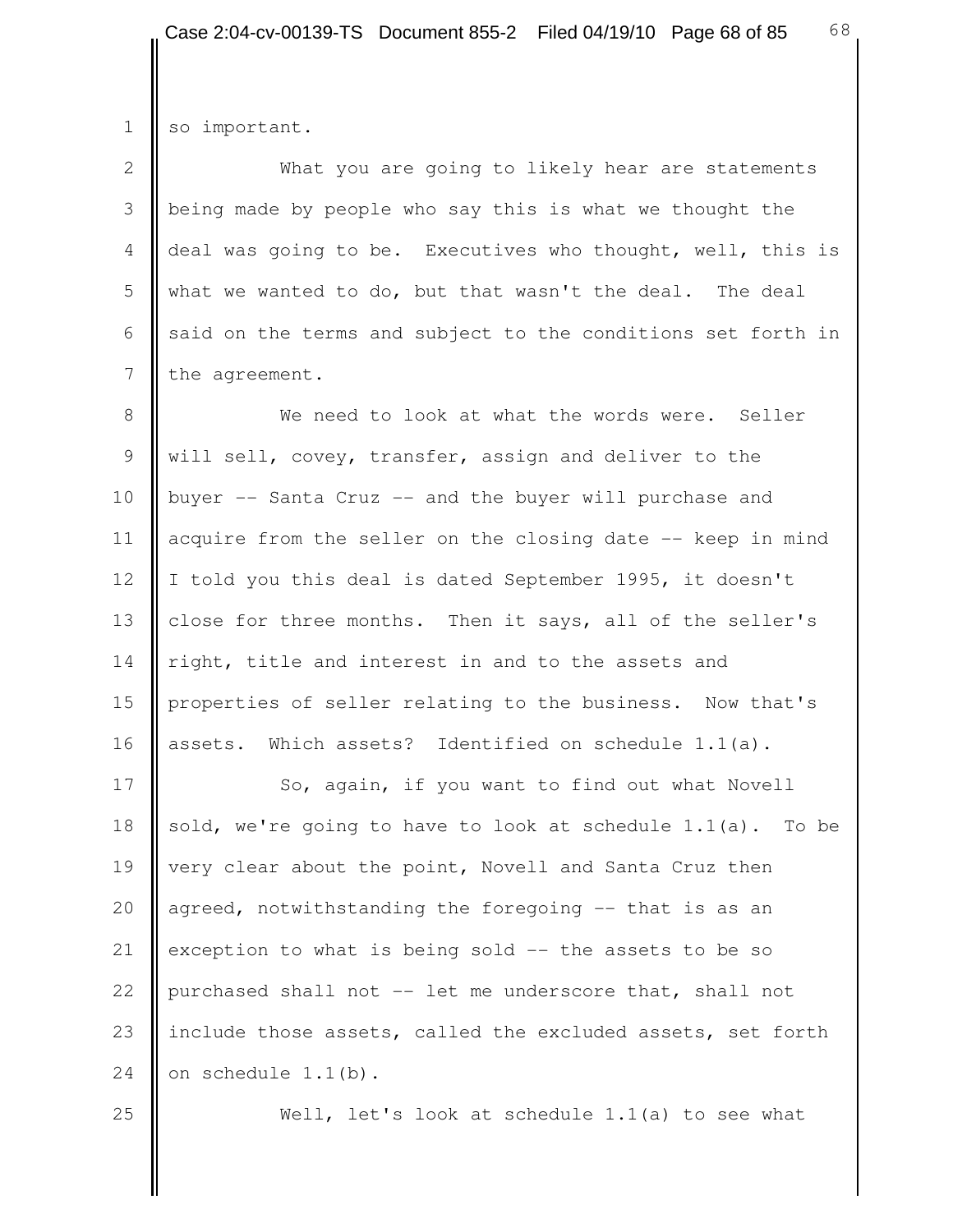so important.

What you are going to likely hear are statements being made by people who say this is what we thought the deal was going to be. Executives who thought, well, this is what we wanted to do, but that wasn't the deal. The deal said on the terms and subject to the conditions set forth in the agreement.

We need to look at what the words were. Seller will sell, covey, transfer, assign and deliver to the buyer -- Santa Cruz -- and the buyer will purchase and acquire from the seller on the closing date -- keep in mind I told you this deal is dated September 1995, it doesn't close for three months. Then it says, all of the seller's right, title and interest in and to the assets and properties of seller relating to the business. Now that's assets. Which assets? Identified on schedule 1.1(a).

So, again, if you want to find out what Novell sold, we're going to have to look at schedule 1.1(a). To be very clear about the point, Novell and Santa Cruz then agreed, notwithstanding the foregoing -- that is as an exception to what is being sold -- the assets to be so purchased shall not -- let me underscore that, shall not include those assets, called the excluded assets, set forth on schedule 1.1(b).

Well, let's look at schedule 1.1(a) to see what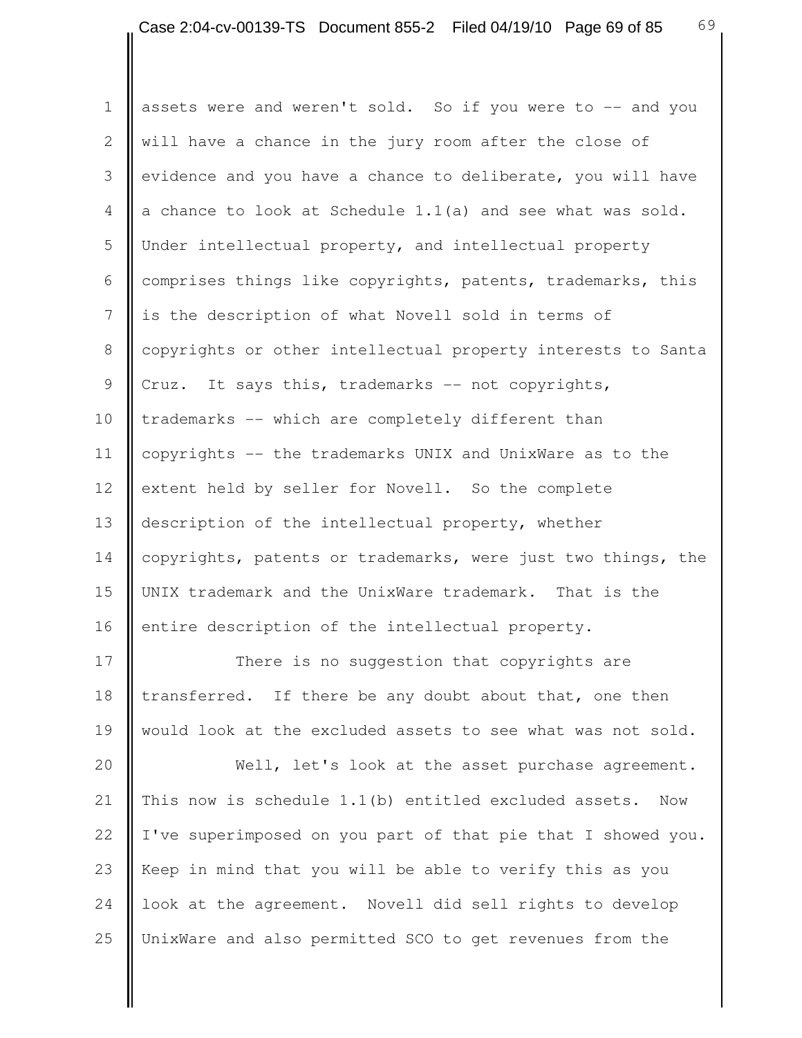assets were and weren't sold. So if you were to -- and you will have a chance in the jury room after the close of evidence and you have a chance to deliberate, you will have a chance to look at Schedule 1.1(a) and see what was sold. Under intellectual property, and intellectual property comprises things like copyrights, patents, trademarks, this is the description of what Novell sold in terms of copyrights or other intellectual property interests to Santa Cruz. It says this, trademarks -- not copyrights, trademarks -- which are completely different than copyrights -- the trademarks UNIX and UnixWare as to the extent held by seller for Novell. So the complete description of the intellectual property, whether copyrights, patents or trademarks, were just two things, the UNIX trademark and the UnixWare trademark. That is the entire description of the intellectual property.

There is no suggestion that copyrights are transferred. If there be any doubt about that, one then would look at the excluded assets to see what was not sold.

Well, let's look at the asset purchase agreement. This now is schedule 1.1(b) entitled excluded assets. Now I've superimposed on you part of that pie that I showed you. Keep in mind that you will be able to verify this as you look at the agreement. Novell did sell rights to develop UnixWare and also permitted SCO to get revenues from the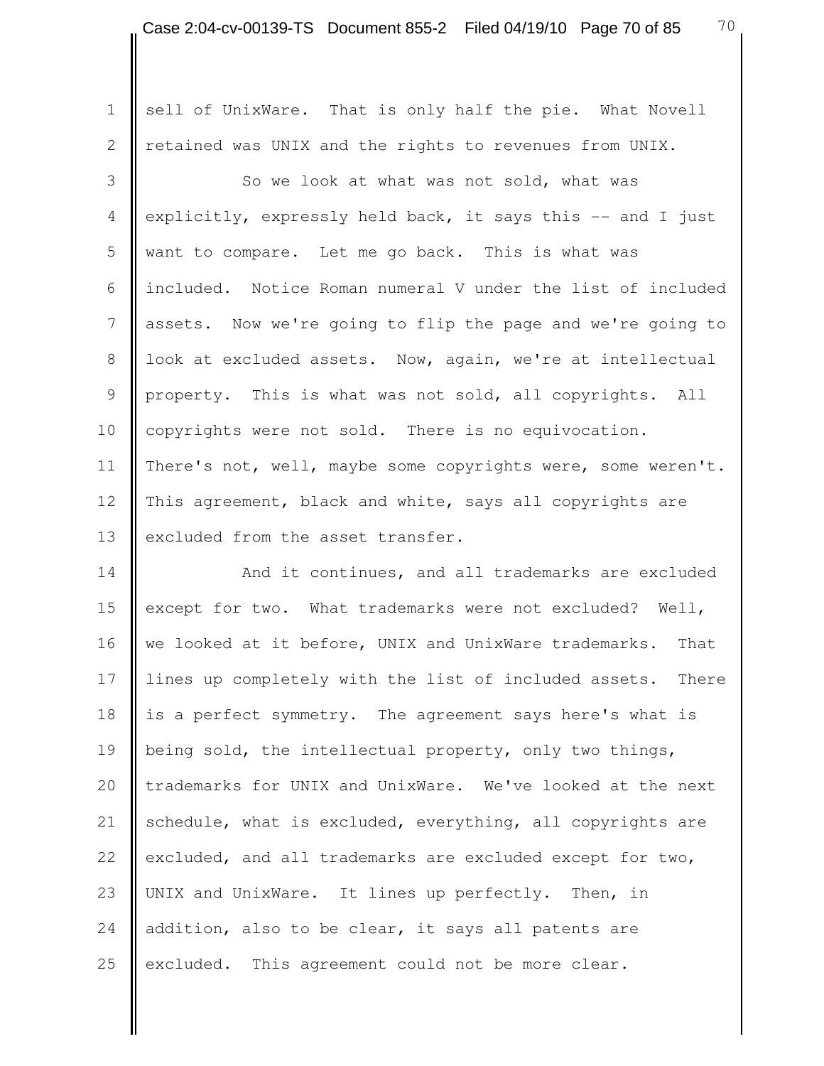sell of UnixWare. That is only half the pie. What Novell retained was UNIX and the rights to revenues from UNIX.

So we look at what was not sold, what was explicitly, expressly held back, it says this -- and I just want to compare. Let me go back. This is what was included. Notice Roman numeral V under the list of included assets. Now we're going to flip the page and we're going to look at excluded assets. Now, again, we're at intellectual property. This is what was not sold, all copyrights. All copyrights were not sold. There is no equivocation. There's not, well, maybe some copyrights were, some weren't. This agreement, black and white, says all copyrights are excluded from the asset transfer.

And it continues, and all trademarks are excluded except for two. What trademarks were not excluded? Well, we looked at it before, UNIX and UnixWare trademarks. That lines up completely with the list of included assets. There is a perfect symmetry. The agreement says here's what is being sold, the intellectual property, only two things, trademarks for UNIX and UnixWare. We've looked at the next schedule, what is excluded, everything, all copyrights are excluded, and all trademarks are excluded except for two, UNIX and UnixWare. It lines up perfectly. Then, in addition, also to be clear, it says all patents are excluded. This agreement could not be more clear.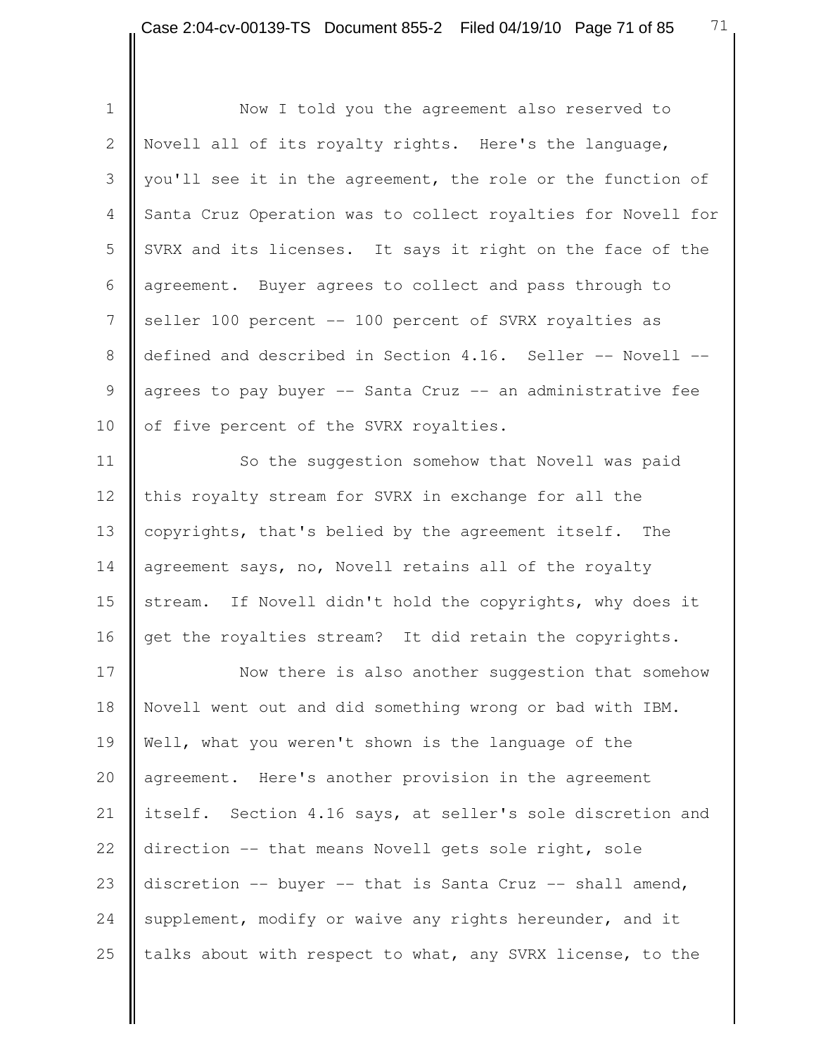Now I told you the agreement also reserved to Novell all of its royalty rights. Here's the language, you'll see it in the agreement, the role or the function of Santa Cruz Operation was to collect royalties for Novell for SVRX and its licenses. It says it right on the face of the agreement. Buyer agrees to collect and pass through to seller 100 percent -- 100 percent of SVRX royalties as defined and described in Section 4.16. Seller -- Novell -- agrees to pay buyer -- Santa Cruz -- an administrative fee of five percent of the SVRX royalties.

So the suggestion somehow that Novell was paid this royalty stream for SVRX in exchange for all the copyrights, that's belied by the agreement itself. The agreement says, no, Novell retains all of the royalty stream. If Novell didn't hold the copyrights, why does it get the royalties stream? It did retain the copyrights.

Now there is also another suggestion that somehow Novell went out and did something wrong or bad with IBM. Well, what you weren't shown is the language of the agreement. Here's another provision in the agreement itself. Section 4.16 says, at seller's sole discretion and direction -- that means Novell gets sole right, sole discretion -- buyer -- that is Santa Cruz -- shall amend, supplement, modify or waive any rights hereunder, and it talks about with respect to what, any SVRX license, to the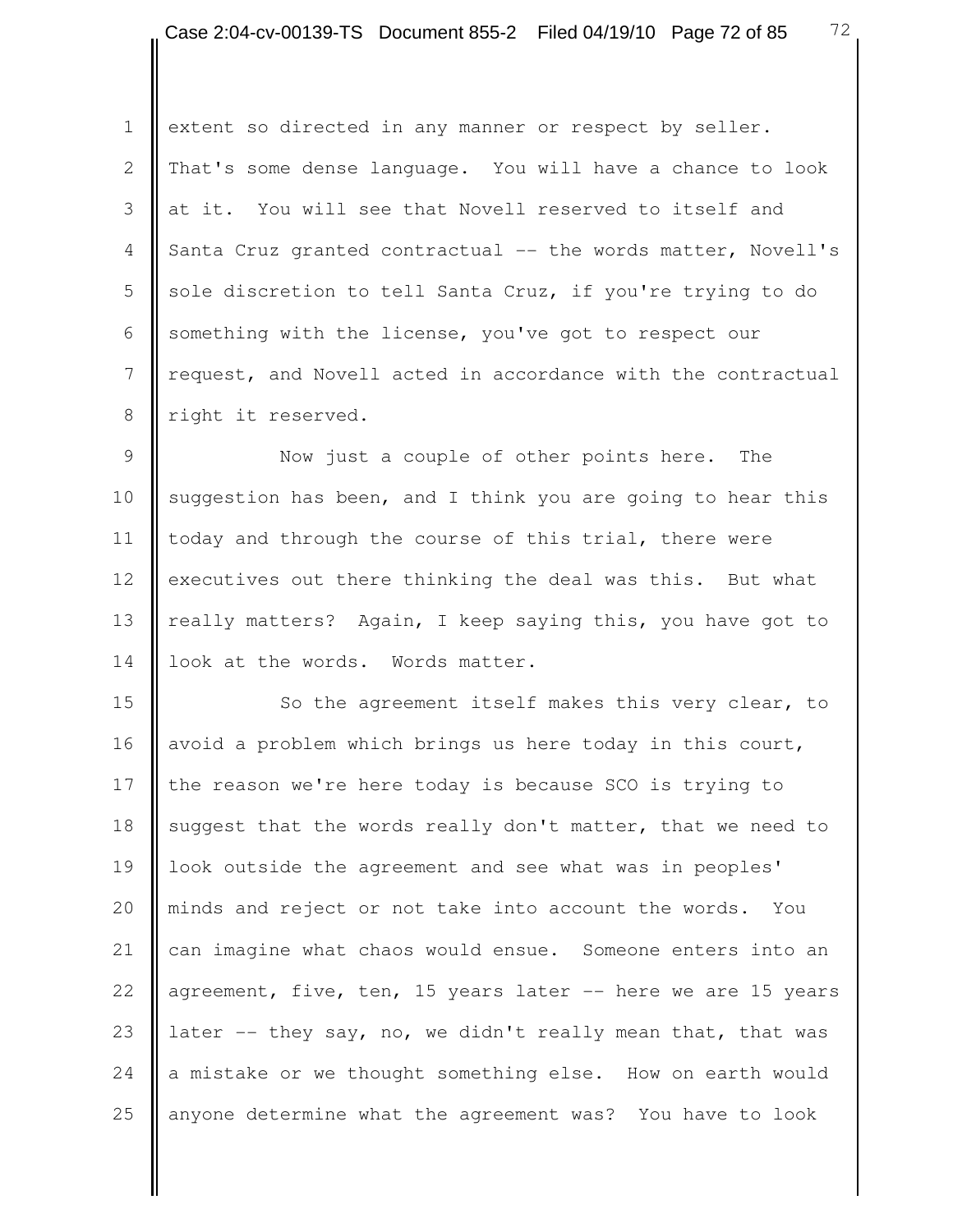extent so directed in any manner or respect by seller. That's some dense language. You will have a chance to look at it. You will see that Novell reserved to itself and Santa Cruz granted contractual -- the words matter, Novell's sole discretion to tell Santa Cruz, if you're trying to do something with the license, you've got to respect our request, and Novell acted in accordance with the contractual right it reserved.

Now just a couple of other points here. The suggestion has been, and I think you are going to hear this today and through the course of this trial, there were executives out there thinking the deal was this. But what really matters? Again, I keep saying this, you have got to look at the words. Words matter.

So the agreement itself makes this very clear, to avoid a problem which brings us here today in this court, the reason we're here today is because SCO is trying to suggest that the words really don't matter, that we need to look outside the agreement and see what was in peoples' minds and reject or not take into account the words. You can imagine what chaos would ensue. Someone enters into an agreement, five, ten, 15 years later -- here we are 15 years later -- they say, no, we didn't really mean that, that was a mistake or we thought something else. How on earth would anyone determine what the agreement was? You have to look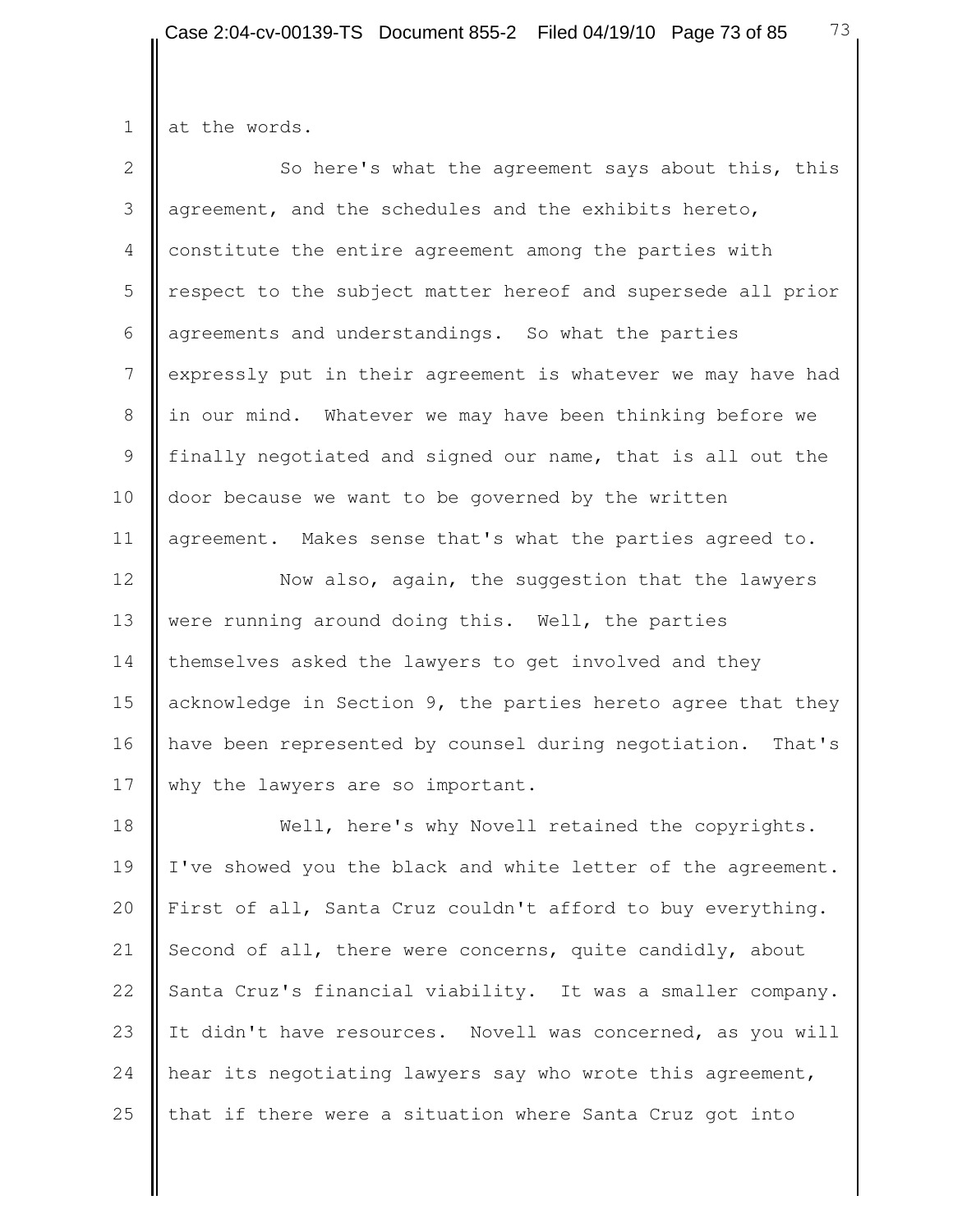at the words.

So here's what the agreement says about this, this agreement, and the schedules and the exhibits hereto, constitute the entire agreement among the parties with respect to the subject matter hereof and supersede all prior agreements and understandings. So what the parties expressly put in their agreement is whatever we may have had in our mind. Whatever we may have been thinking before we finally negotiated and signed our name, that is all out the door because we want to be governed by the written agreement. Makes sense that's what the parties agreed to.

Now also, again, the suggestion that the lawyers were running around doing this. Well, the parties themselves asked the lawyers to get involved and they acknowledge in Section 9, the parties hereto agree that they have been represented by counsel during negotiation. That's why the lawyers are so important.

Well, here's why Novell retained the copyrights. I've showed you the black and white letter of the agreement. First of all, Santa Cruz couldn't afford to buy everything. Second of all, there were concerns, quite candidly, about Santa Cruz's financial viability. It was a smaller company. It didn't have resources. Novell was concerned, as you will hear its negotiating lawyers say who wrote this agreement, that if there were a situation where Santa Cruz got into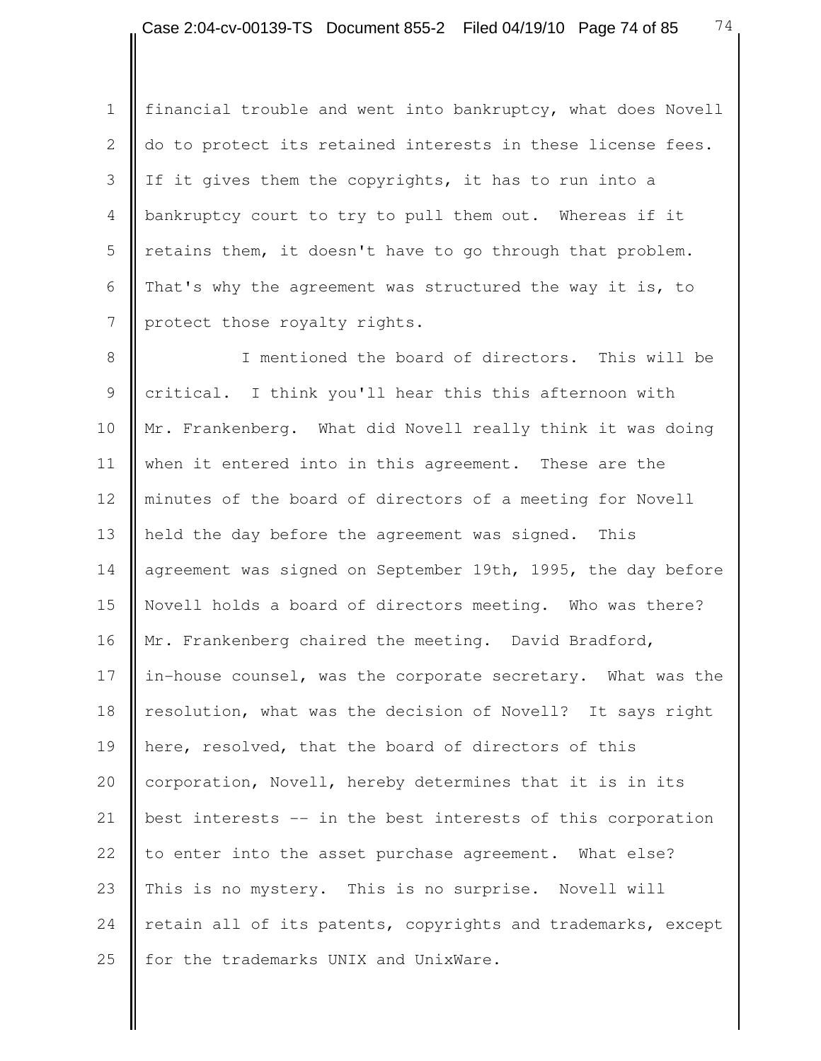financial trouble and went into bankruptcy, what does Novell do to protect its retained interests in these license fees. If it gives them the copyrights, it has to run into a bankruptcy court to try to pull them out. Whereas if it retains them, it doesn't have to go through that problem. That's why the agreement was structured the way it is, to protect those royalty rights.

I mentioned the board of directors. This will be critical. I think you'll hear this this afternoon with Mr. Frankenberg. What did Novell really think it was doing when it entered into in this agreement. These are the minutes of the board of directors of a meeting for Novell held the day before the agreement was signed. This agreement was signed on September 19th, 1995, the day before Novell holds a board of directors meeting. Who was there? Mr. Frankenberg chaired the meeting. David Bradford, in-house counsel, was the corporate secretary. What was the resolution, what was the decision of Novell? It says right here, resolved, that the board of directors of this corporation, Novell, hereby determines that it is in its best interests -- in the best interests of this corporation to enter into the asset purchase agreement. What else? This is no mystery. This is no surprise. Novell will retain all of its patents, copyrights and trademarks, except for the trademarks UNIX and UnixWare.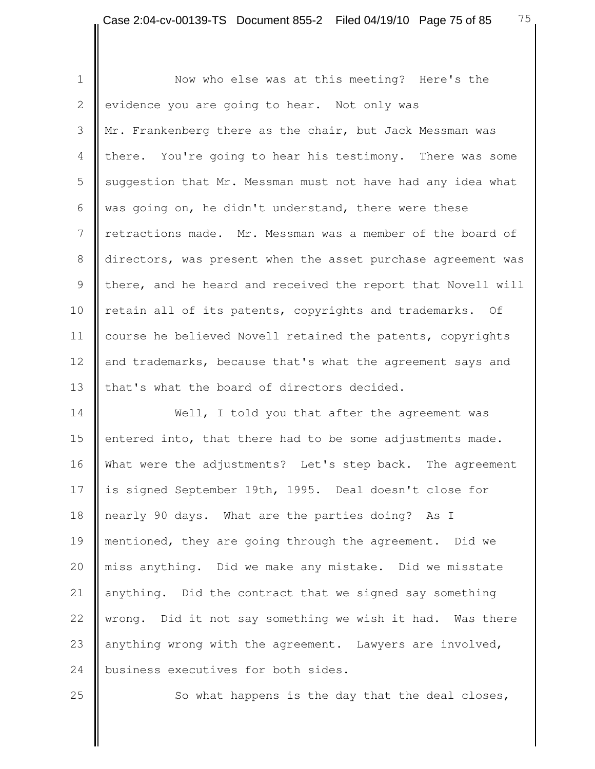Now who else was at this meeting? Here's the evidence you are going to hear. Not only was Mr. Frankenberg there as the chair, but Jack Messman was there. You're going to hear his testimony. There was some suggestion that Mr. Messman must not have had any idea what was going on, he didn't understand, there were these retractions made. Mr. Messman was a member of the board of directors, was present when the asset purchase agreement was there, and he heard and received the report that Novell will retain all of its patents, copyrights and trademarks. Of course he believed Novell retained the patents, copyrights and trademarks, because that's what the agreement says and that's what the board of directors decided.

Well, I told you that after the agreement was entered into, that there had to be some adjustments made. What were the adjustments? Let's step back. The agreement is signed September 19th, 1995. Deal doesn't close for nearly 90 days. What are the parties doing? As I mentioned, they are going through the agreement. Did we miss anything. Did we make any mistake. Did we misstate anything. Did the contract that we signed say something wrong. Did it not say something we wish it had. Was there anything wrong with the agreement. Lawyers are involved, business executives for both sides.

So what happens is the day that the deal closes,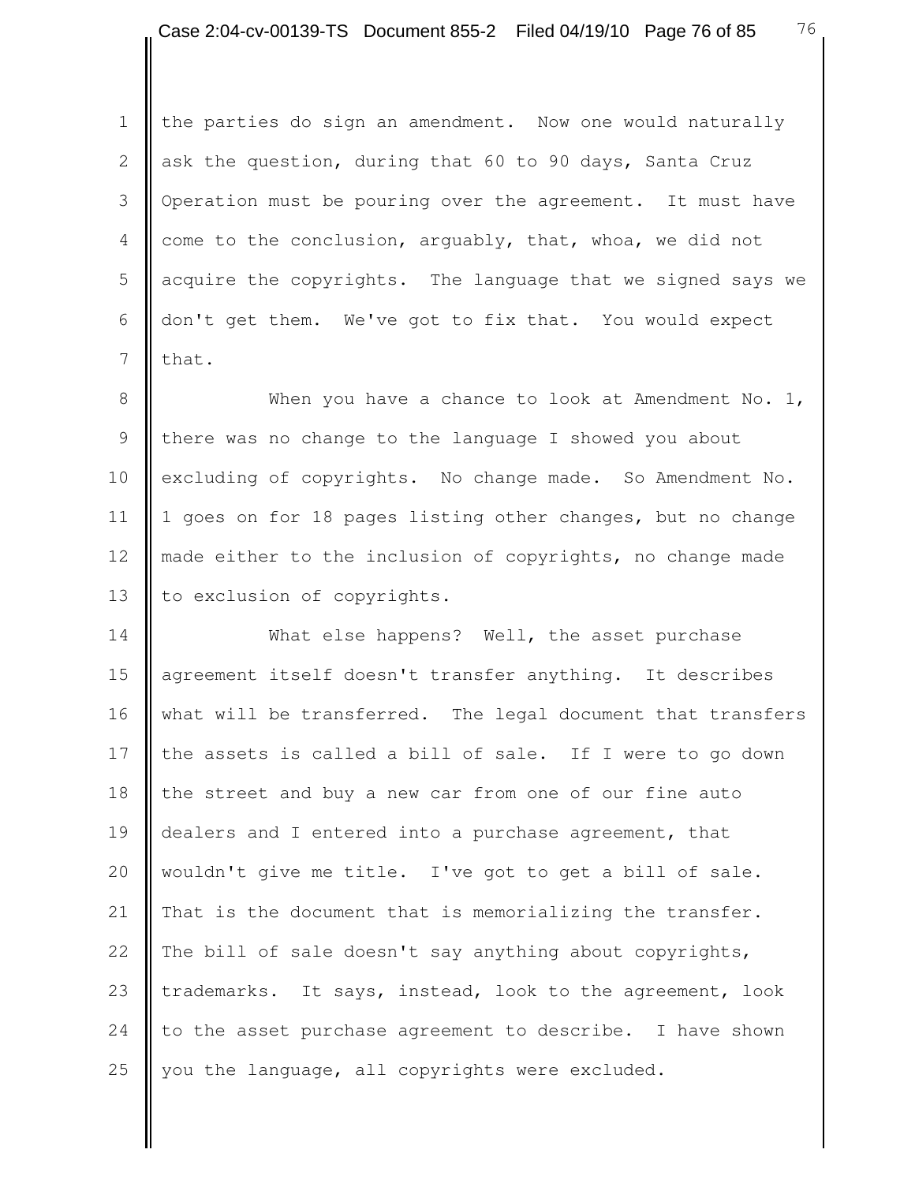the parties do sign an amendment. Now one would naturally ask the question, during that 60 to 90 days, Santa Cruz Operation must be pouring over the agreement. It must have come to the conclusion, arguably, that, whoa, we did not acquire the copyrights. The language that we signed says we don't get them. We've got to fix that. You would expect that.

When you have a chance to look at Amendment No. 1, there was no change to the language I showed you about excluding of copyrights. No change made. So Amendment No. 1 goes on for 18 pages listing other changes, but no change made either to the inclusion of copyrights, no change made to exclusion of copyrights.

What else happens? Well, the asset purchase agreement itself doesn't transfer anything. It describes what will be transferred. The legal document that transfers the assets is called a bill of sale. If I were to go down the street and buy a new car from one of our fine auto dealers and I entered into a purchase agreement, that wouldn't give me title. I've got to get a bill of sale. That is the document that is memorializing the transfer. The bill of sale doesn't say anything about copyrights, trademarks. It says, instead, look to the agreement, look to the asset purchase agreement to describe. I have shown you the language, all copyrights were excluded.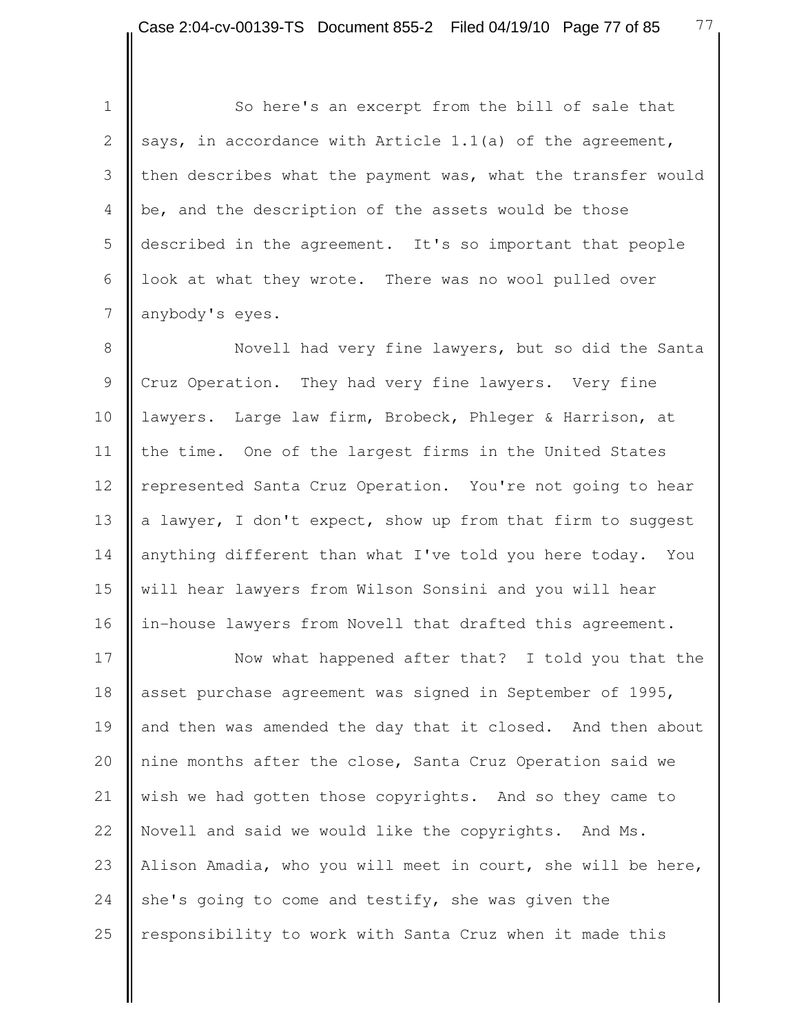So here's an excerpt from the bill of sale that says, in accordance with Article 1.1(a) of the agreement, then describes what the payment was, what the transfer would be, and the description of the assets would be those described in the agreement. It's so important that people look at what they wrote. There was no wool pulled over anybody's eyes.

Novell had very fine lawyers, but so did the Santa Cruz Operation. They had very fine lawyers. Very fine lawyers. Large law firm, Brobeck, Phleger & Harrison, at the time. One of the largest firms in the United States represented Santa Cruz Operation. You're not going to hear a lawyer, I don't expect, show up from that firm to suggest anything different than what I've told you here today. You will hear lawyers from Wilson Sonsini and you will hear in-house lawyers from Novell that drafted this agreement.

Now what happened after that? I told you that the asset purchase agreement was signed in September of 1995, and then was amended the day that it closed. And then about nine months after the close, Santa Cruz Operation said we wish we had gotten those copyrights. And so they came to Novell and said we would like the copyrights. And Ms. Alison Amadia, who you will meet in court, she will be here, she's going to come and testify, she was given the responsibility to work with Santa Cruz when it made this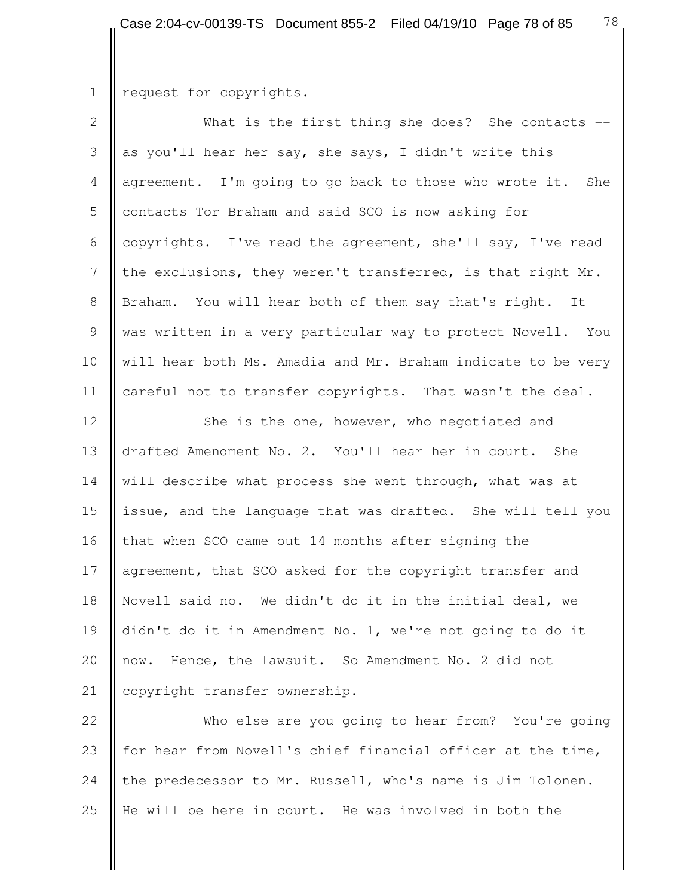request for copyrights.

What is the first thing she does? She contacts -- as you'll hear her say, she says, I didn't write this agreement. I'm going to go back to those who wrote it. She contacts Tor Braham and said SCO is now asking for copyrights. I've read the agreement, she'll say, I've read the exclusions, they weren't transferred, is that right Mr. Braham. You will hear both of them say that's right. It was written in a very particular way to protect Novell. You will hear both Ms. Amadia and Mr. Braham indicate to be very careful not to transfer copyrights. That wasn't the deal.

She is the one, however, who negotiated and drafted Amendment No. 2. You'll hear her in court. She will describe what process she went through, what was at issue, and the language that was drafted. She will tell you that when SCO came out 14 months after signing the agreement, that SCO asked for the copyright transfer and Novell said no. We didn't do it in the initial deal, we didn't do it in Amendment No. 1, we're not going to do it now. Hence, the lawsuit. So Amendment No. 2 did not copyright transfer ownership.

Who else are you going to hear from? You're going for hear from Novell's chief financial officer at the time, the predecessor to Mr. Russell, who's name is Jim Tolonen. He will be here in court. He was involved in both the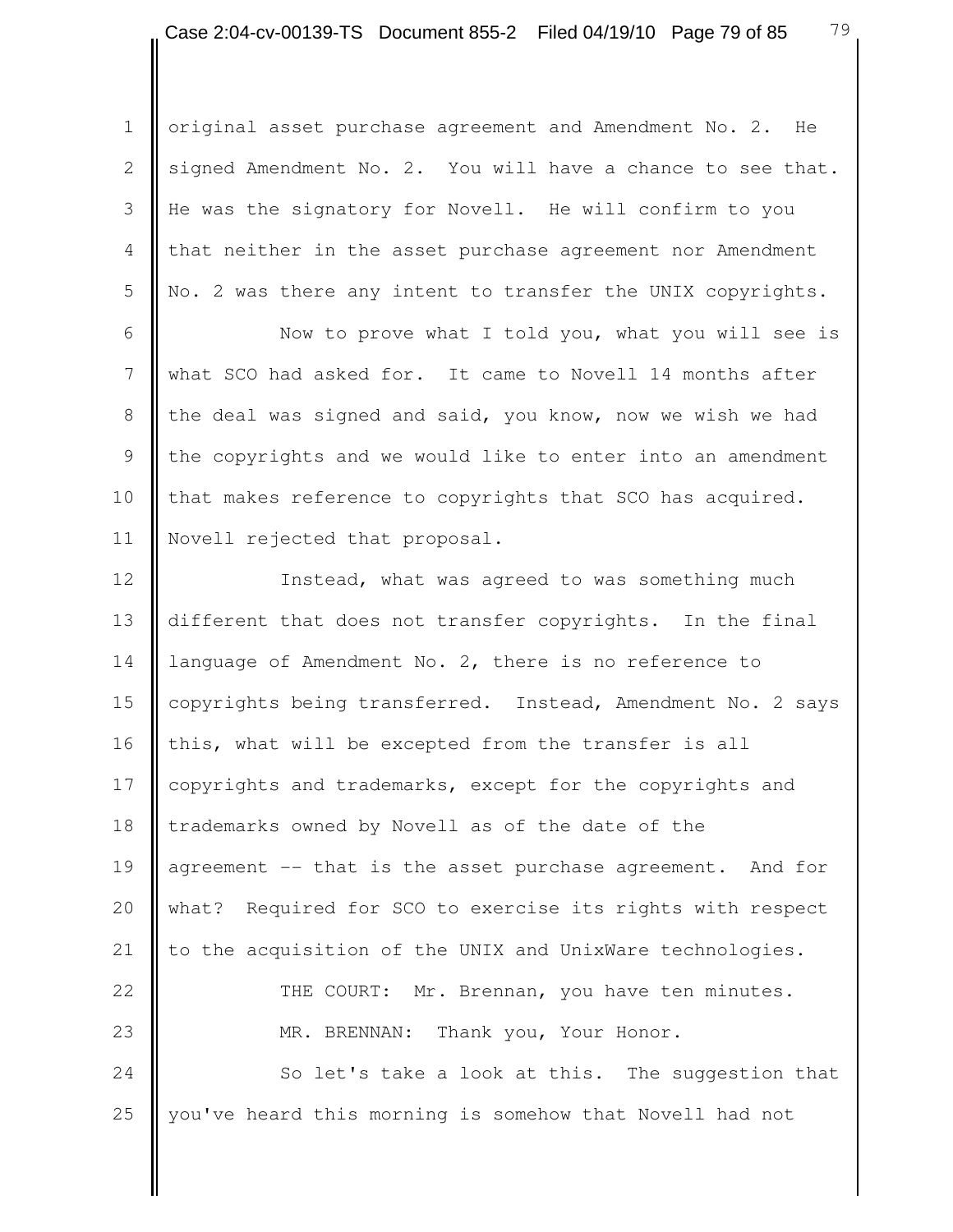original asset purchase agreement and Amendment No. 2. He signed Amendment No. 2. You will have a chance to see that. He was the signatory for Novell. He will confirm to you that neither in the asset purchase agreement nor Amendment No. 2 was there any intent to transfer the UNIX copyrights.

Now to prove what I told you, what you will see is what SCO had asked for. It came to Novell 14 months after the deal was signed and said, you know, now we wish we had the copyrights and we would like to enter into an amendment that makes reference to copyrights that SCO has acquired. Novell rejected that proposal.

Instead, what was agreed to was something much different that does not transfer copyrights. In the final language of Amendment No. 2, there is no reference to copyrights being transferred. Instead, Amendment No. 2 says this, what will be excepted from the transfer is all copyrights and trademarks, except for the copyrights and trademarks owned by Novell as of the date of the agreement -- that is the asset purchase agreement. And for what? Required for SCO to exercise its rights with respect to the acquisition of the UNIX and UnixWare technologies.

THE COURT: Mr. Brennan, you have ten minutes.

MR. BRENNAN: Thank you, Your Honor.

So let's take a look at this. The suggestion that you've heard this morning is somehow that Novell had not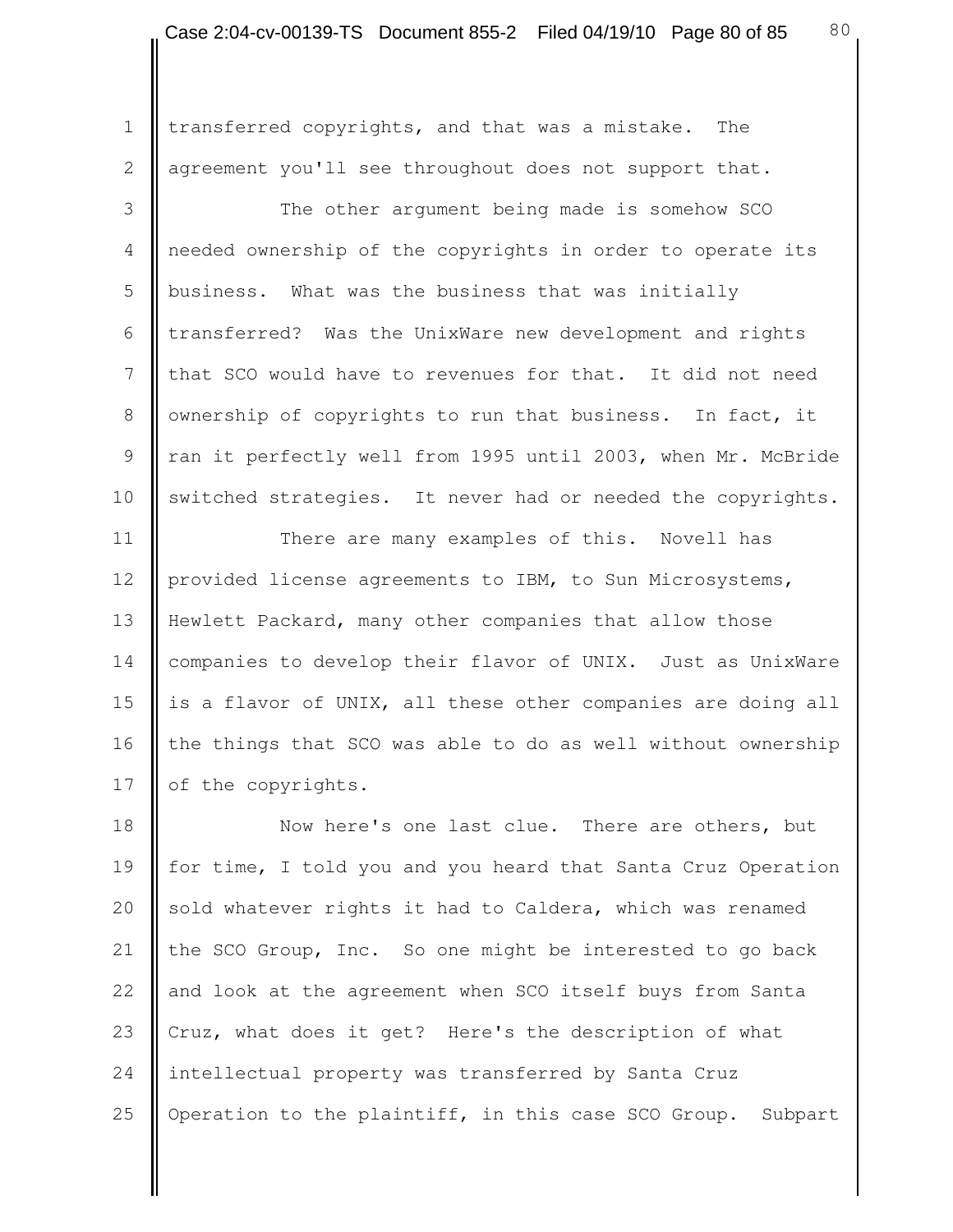transferred copyrights, and that was a mistake. The agreement you'll see throughout does not support that.

The other argument being made is somehow SCO needed ownership of the copyrights in order to operate its business. What was the business that was initially transferred? Was the UnixWare new development and rights that SCO would have to revenues for that. It did not need ownership of copyrights to run that business. In fact, it ran it perfectly well from 1995 until 2003, when Mr. McBride switched strategies. It never had or needed the copyrights.

There are many examples of this. Novell has provided license agreements to IBM, to Sun Microsystems, Hewlett Packard, many other companies that allow those companies to develop their flavor of UNIX. Just as UnixWare is a flavor of UNIX, all these other companies are doing all the things that SCO was able to do as well without ownership of the copyrights.

Now here's one last clue. There are others, but for time, I told you and you heard that Santa Cruz Operation sold whatever rights it had to Caldera, which was renamed the SCO Group, Inc. So one might be interested to go back and look at the agreement when SCO itself buys from Santa Cruz, what does it get? Here's the description of what intellectual property was transferred by Santa Cruz Operation to the plaintiff, in this case SCO Group. Subpart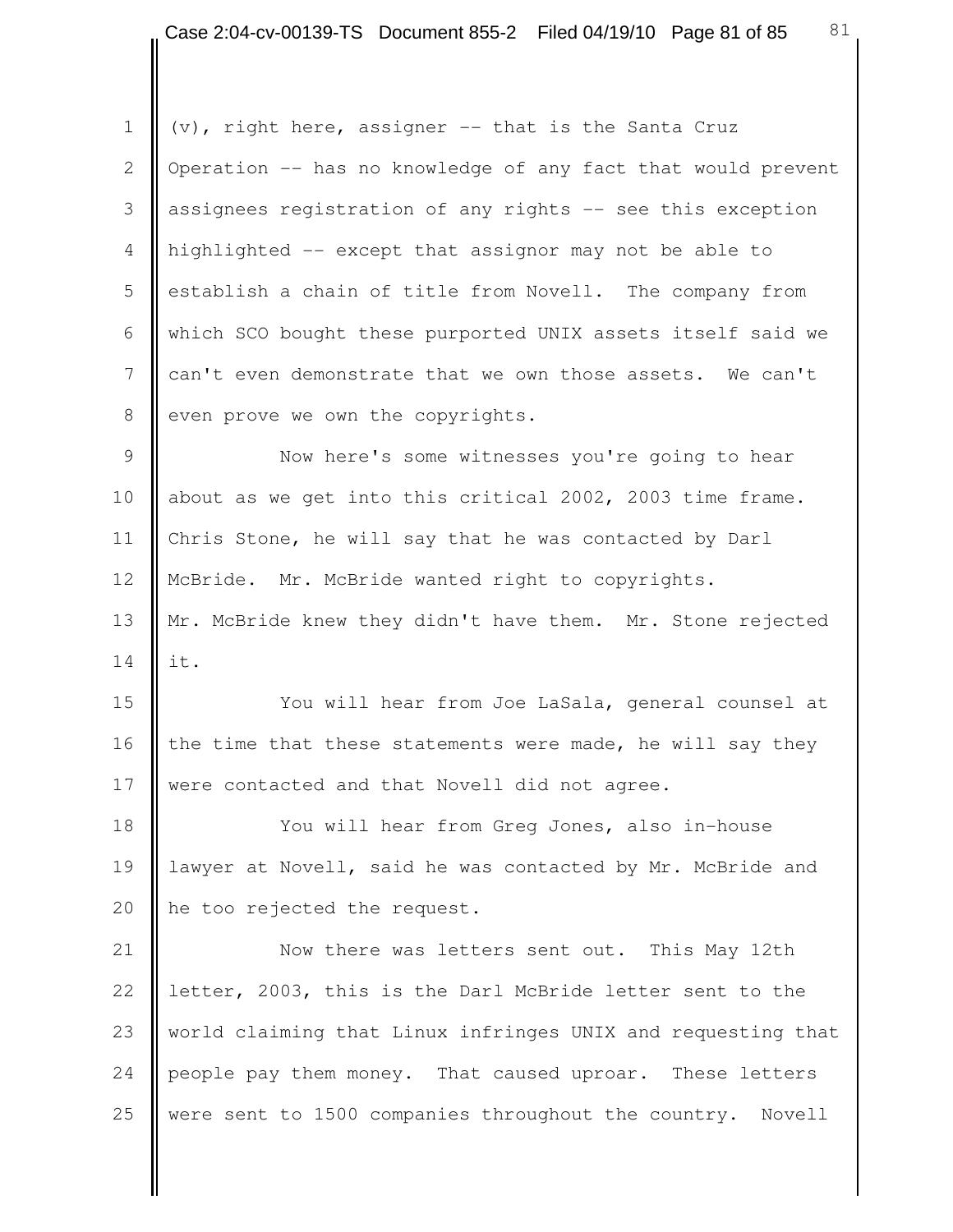(v), right here, assigner -- that is the Santa Cruz Operation -- has no knowledge of any fact that would prevent assignees registration of any rights -- see this exception highlighted -- except that assignor may not be able to establish a chain of title from Novell. The company from which SCO bought these purported UNIX assets itself said we can't even demonstrate that we own those assets. We can't even prove we own the copyrights.

Now here's some witnesses you're going to hear about as we get into this critical 2002, 2003 time frame. Chris Stone, he will say that he was contacted by Darl McBride. Mr. McBride wanted right to copyrights. Mr. McBride knew they didn't have them. Mr. Stone rejected it.

You will hear from Joe LaSala, general counsel at the time that these statements were made, he will say they were contacted and that Novell did not agree.

You will hear from Greg Jones, also in-house lawyer at Novell, said he was contacted by Mr. McBride and he too rejected the request.

Now there was letters sent out. This May 12th letter, 2003, this is the Darl McBride letter sent to the world claiming that Linux infringes UNIX and requesting that people pay them money. That caused uproar. These letters were sent to 1500 companies throughout the country. Novell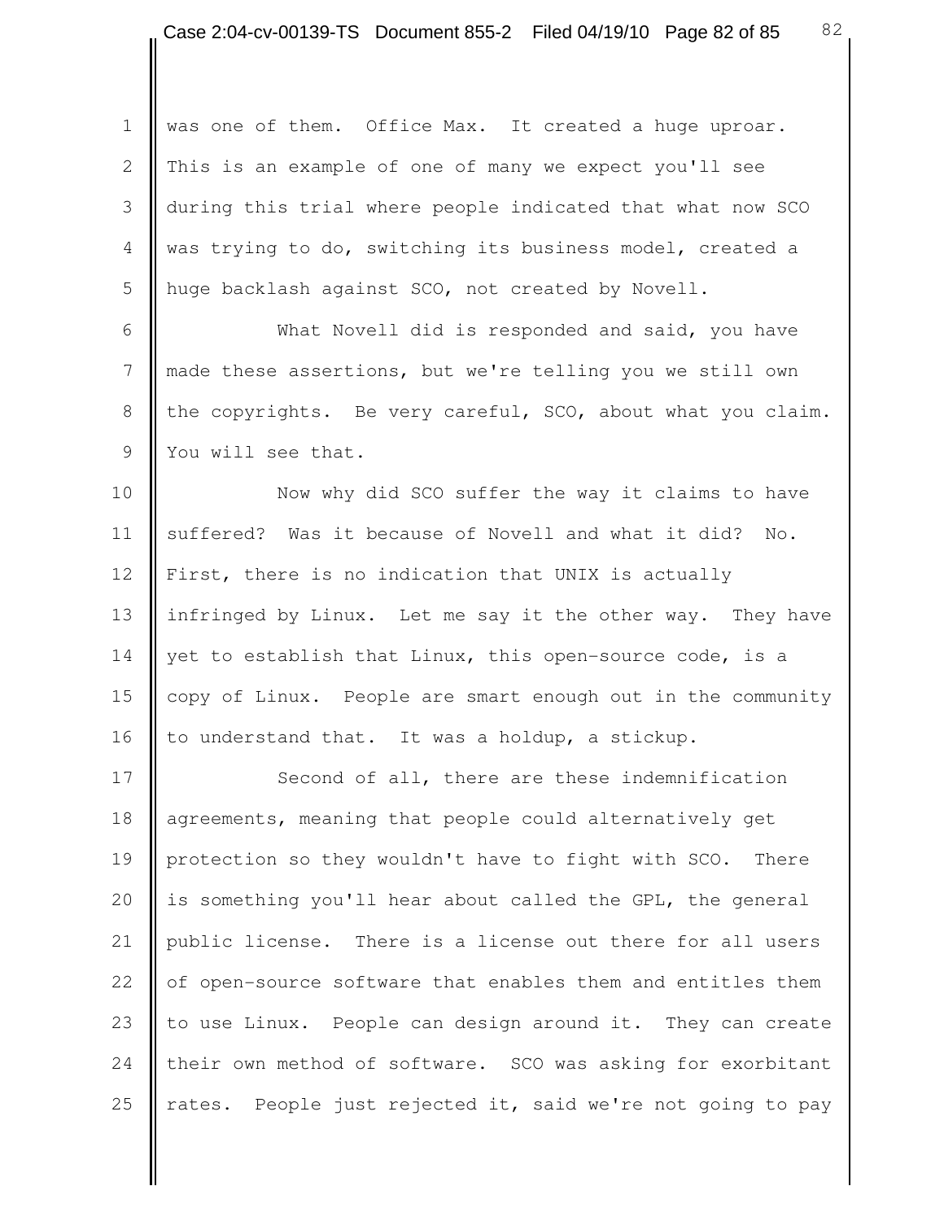was one of them. Office Max. It created a huge uproar. This is an example of one of many we expect you'll see during this trial where people indicated that what now SCO was trying to do, switching its business model, created a huge backlash against SCO, not created by Novell.

What Novell did is responded and said, you have made these assertions, but we're telling you we still own the copyrights. Be very careful, SCO, about what you claim. You will see that.

Now why did SCO suffer the way it claims to have suffered? Was it because of Novell and what it did? No. First, there is no indication that UNIX is actually infringed by Linux. Let me say it the other way. They have yet to establish that Linux, this open-source code, is a copy of Linux. People are smart enough out in the community to understand that. It was a holdup, a stickup.

Second of all, there are these indemnification agreements, meaning that people could alternatively get protection so they wouldn't have to fight with SCO. There is something you'll hear about called the GPL, the general public license. There is a license out there for all users of open-source software that enables them and entitles them to use Linux. People can design around it. They can create their own method of software. SCO was asking for exorbitant rates. People just rejected it, said we're not going to pay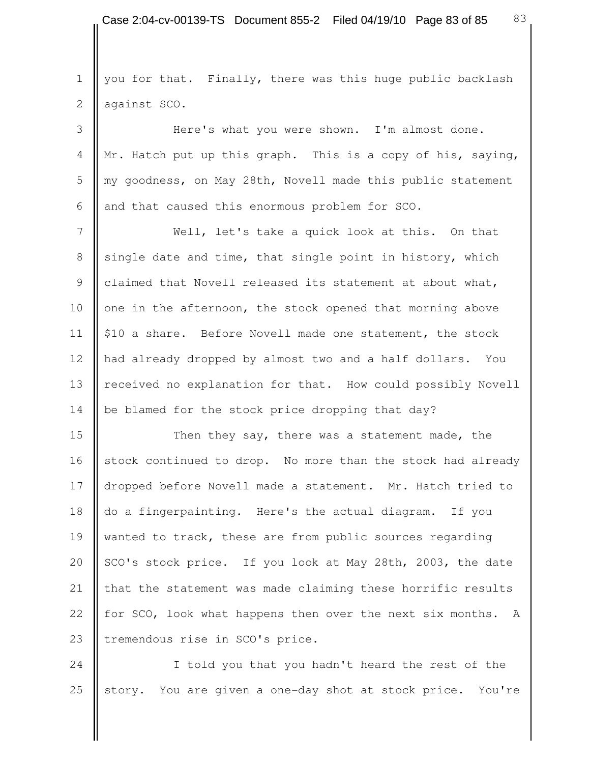you for that. Finally, there was this huge public backlash against SCO.

Here's what you were shown. I'm almost done. Mr. Hatch put up this graph. This is a copy of his, saying, my goodness, on May 28th, Novell made this public statement and that caused this enormous problem for SCO.

Well, let's take a quick look at this. On that single date and time, that single point in history, which claimed that Novell released its statement at about what, one in the afternoon, the stock opened that morning above $10 a share. Before Novell made one statement, the stock had already dropped by almost two and a half dollars. You received no explanation for that. How could possibly Novell be blamed for the stock price dropping that day?

Then they say, there was a statement made, the stock continued to drop. No more than the stock had already dropped before Novell made a statement. Mr. Hatch tried to do a fingerpainting. Here's the actual diagram. If you wanted to track, these are from public sources regarding SCO's stock price. If you look at May 28th, 2003, the date that the statement was made claiming these horrific results for SCO, look what happens then over the next six months. A tremendous rise in SCO's price.

I told you that you hadn't heard the rest of the story. You are given a one-day shot at stock price. You're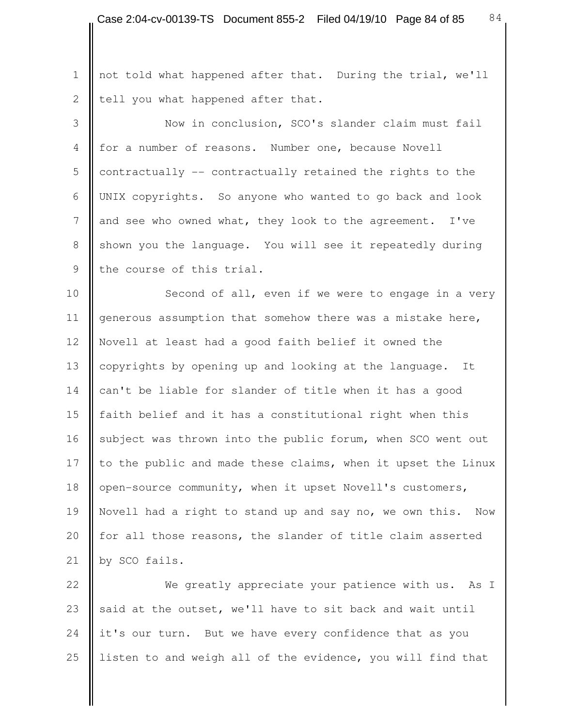not told what happened after that. During the trial, we'll tell you what happened after that.

Now in conclusion, SCO's slander claim must fail for a number of reasons. Number one, because Novell contractually -- contractually retained the rights to the UNIX copyrights. So anyone who wanted to go back and look and see who owned what, they look to the agreement. I've shown you the language. You will see it repeatedly during the course of this trial.

Second of all, even if we were to engage in a very generous assumption that somehow there was a mistake here, Novell at least had a good faith belief it owned the copyrights by opening up and looking at the language. It can't be liable for slander of title when it has a good faith belief and it has a constitutional right when this subject was thrown into the public forum, when SCO went out to the public and made these claims, when it upset the Linux open-source community, when it upset Novell's customers, Novell had a right to stand up and say no, we own this. Now for all those reasons, the slander of title claim asserted by SCO fails.

We greatly appreciate your patience with us. As I said at the outset, we'll have to sit back and wait until it's our turn. But we have every confidence that as you listen to and weigh all of the evidence, you will find that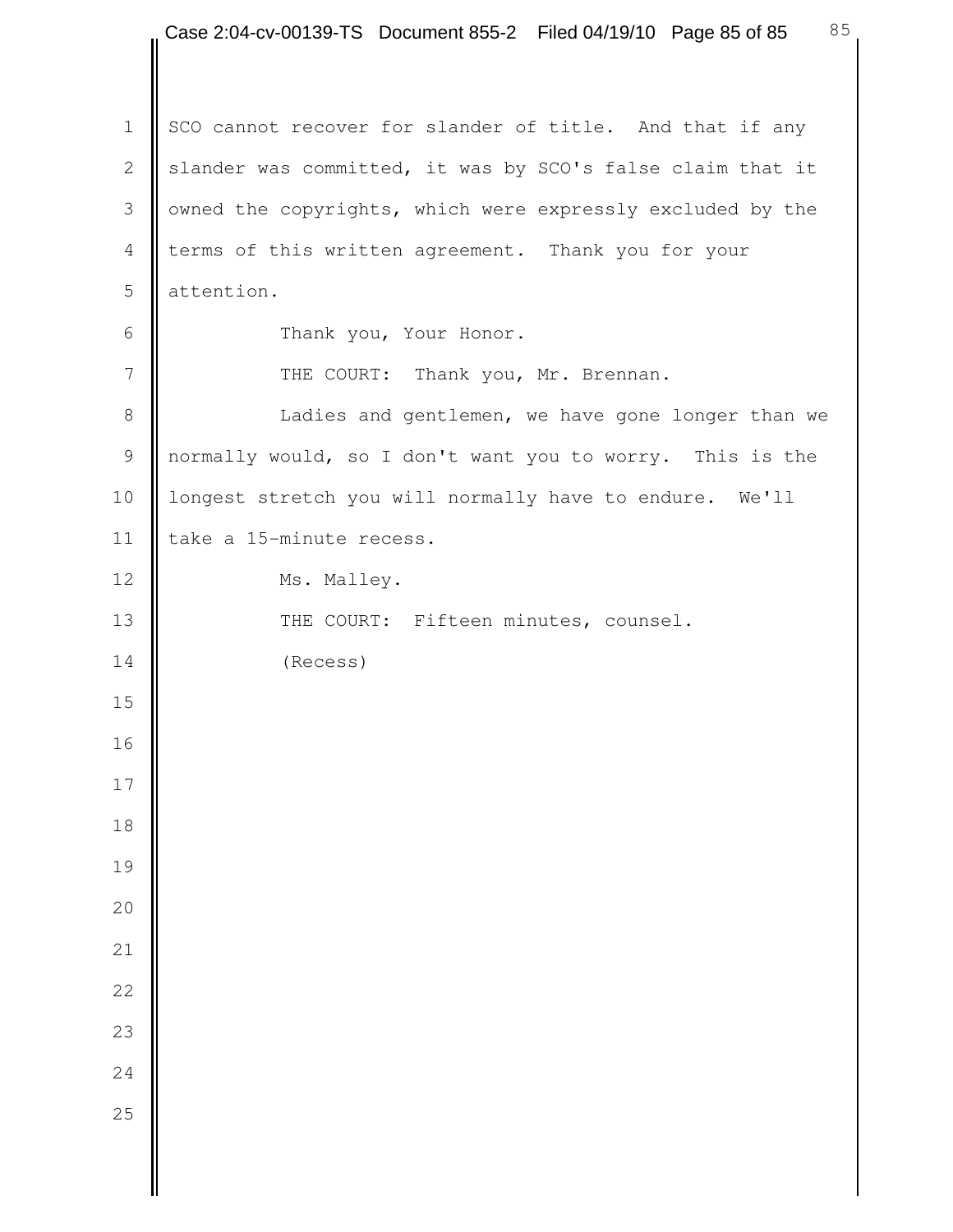SCO cannot recover for slander of title. And that if any slander was committed, it was by SCO's false claim that it owned the copyrights, which were expressly excluded by the terms of this written agreement. Thank you for your attention.

Thank you, Your Honor.

THE COURT: Thank you, Mr. Brennan.

Ladies and gentlemen, we have gone longer than we normally would, so I don't want you to worry. This is the longest stretch you will normally have to endure. We'll take a 15-minute recess.

Ms. Malley.

THE COURT: Fifteen minutes, counsel.

(Recess)